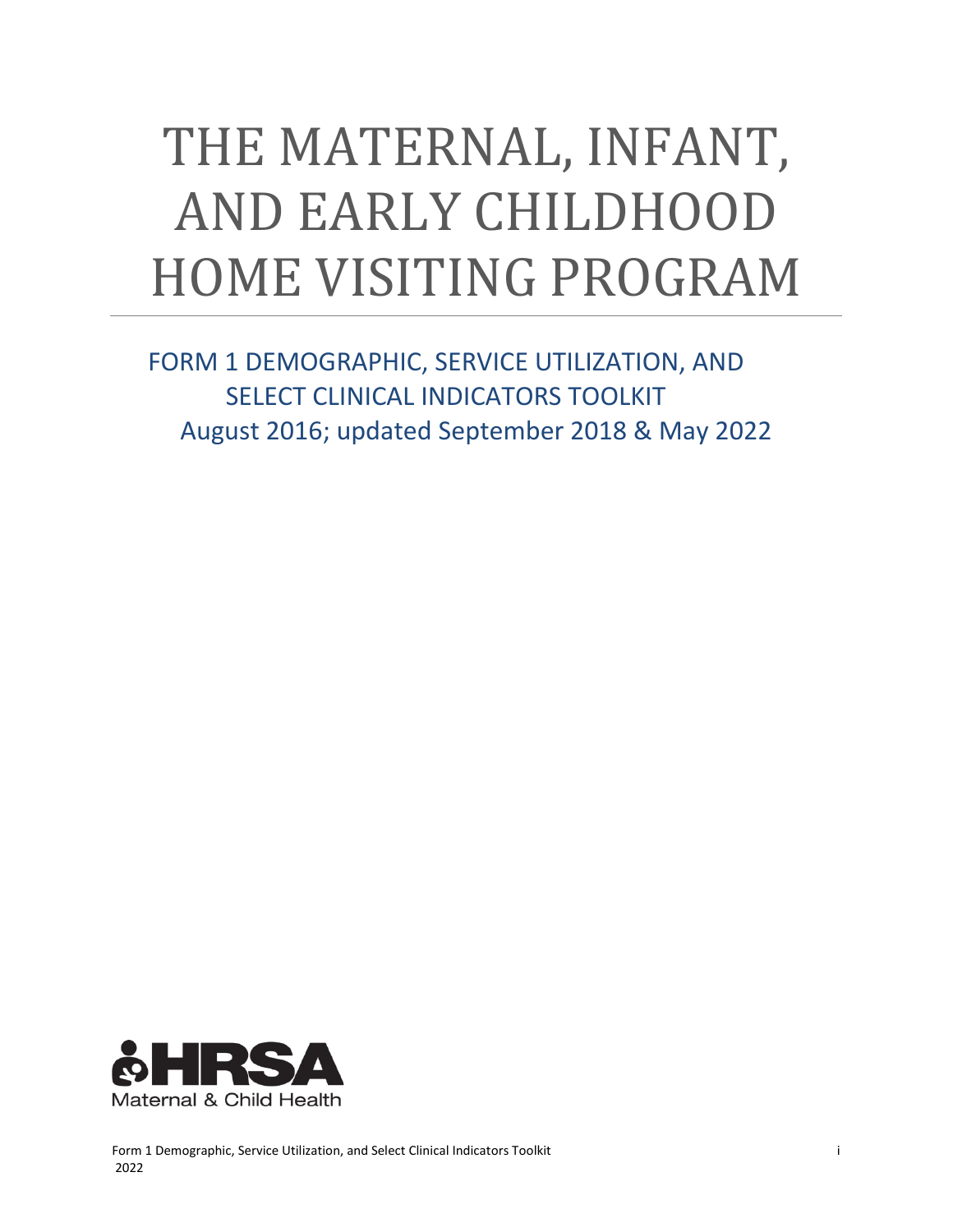# THE MATERNAL, INFANT, AND EARLY CHILDHOOD HOME VISITING PROGRAM

## FORM 1 DEMOGRAPHIC, SERVICE UTILIZATION, AND SELECT CLINICAL INDICATORS TOOLKIT

August 2016; updated September 2018 & May 2022

HRSA
Maternal & Child Health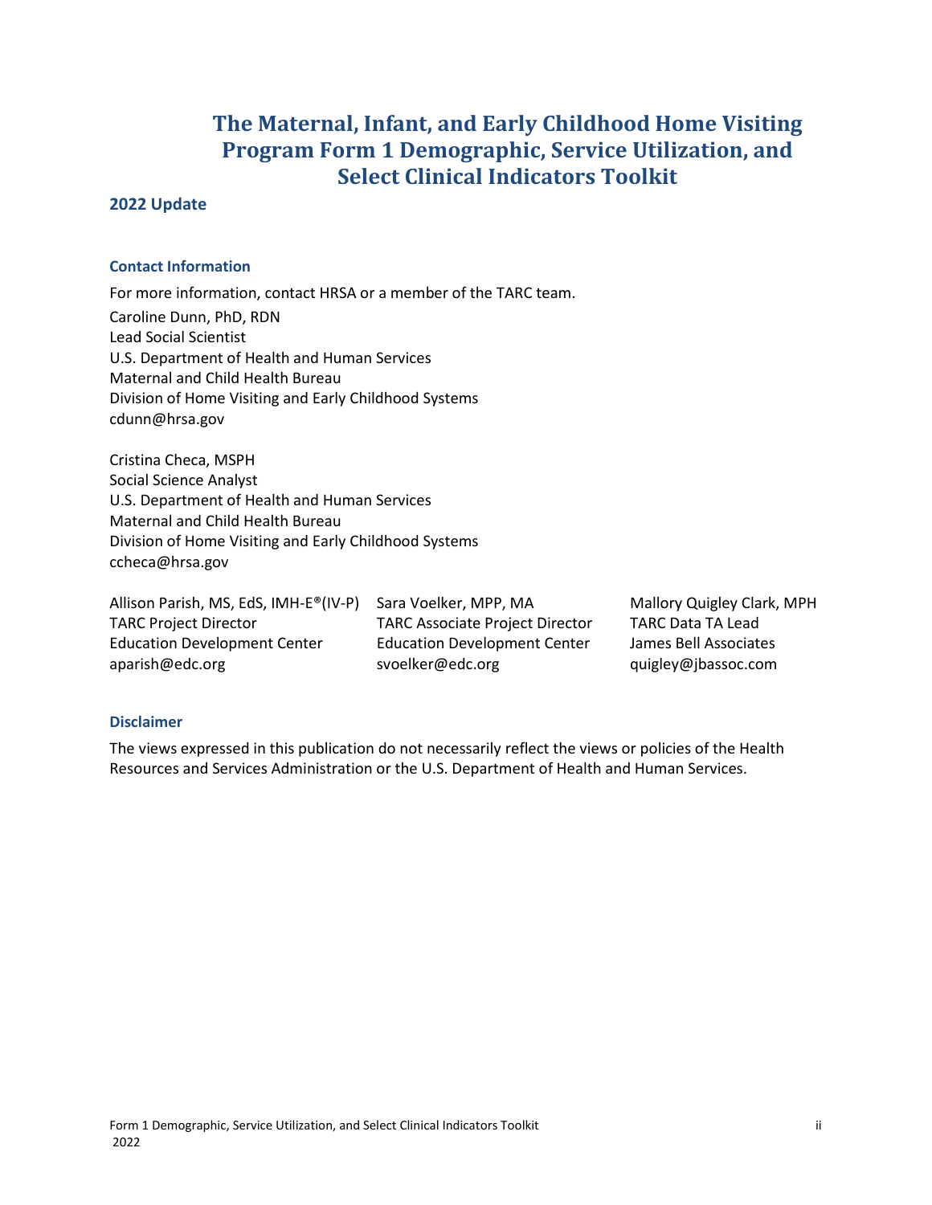# The Maternal, Infant, and Early Childhood Home Visiting Program Form 1 Demographic, Service Utilization, and Select Clinical Indicators Toolkit

## 2022 Update

### Contact Information

For more information, contact HRSA or a member of the TARC team.

Caroline Dunn, PhD, RDN
Lead Social Scientist
U.S. Department of Health and Human Services
Maternal and Child Health Bureau
Division of Home Visiting and Early Childhood Systems
cdunn@hrsa.gov

Cristina Checa, MSPH
Social Science Analyst
U.S. Department of Health and Human Services
Maternal and Child Health Bureau
Division of Home Visiting and Early Childhood Systems
ccheca@hrsa.gov

Allison Parish, MS, EdS, IMH-E®(IV-P)
TARC Project Director
Education Development Center
aparish@edc.org

Sara Voelker, MPP, MA
TARC Associate Project Director
Education Development Center
svoelker@edc.org

Mallory Quigley Clark, MPH
TARC Data TA Lead
James Bell Associates
quigley@jbassoc.com

### Disclaimer

The views expressed in this publication do not necessarily reflect the views or policies of the Health Resources and Services Administration or the U.S. Department of Health and Human Services.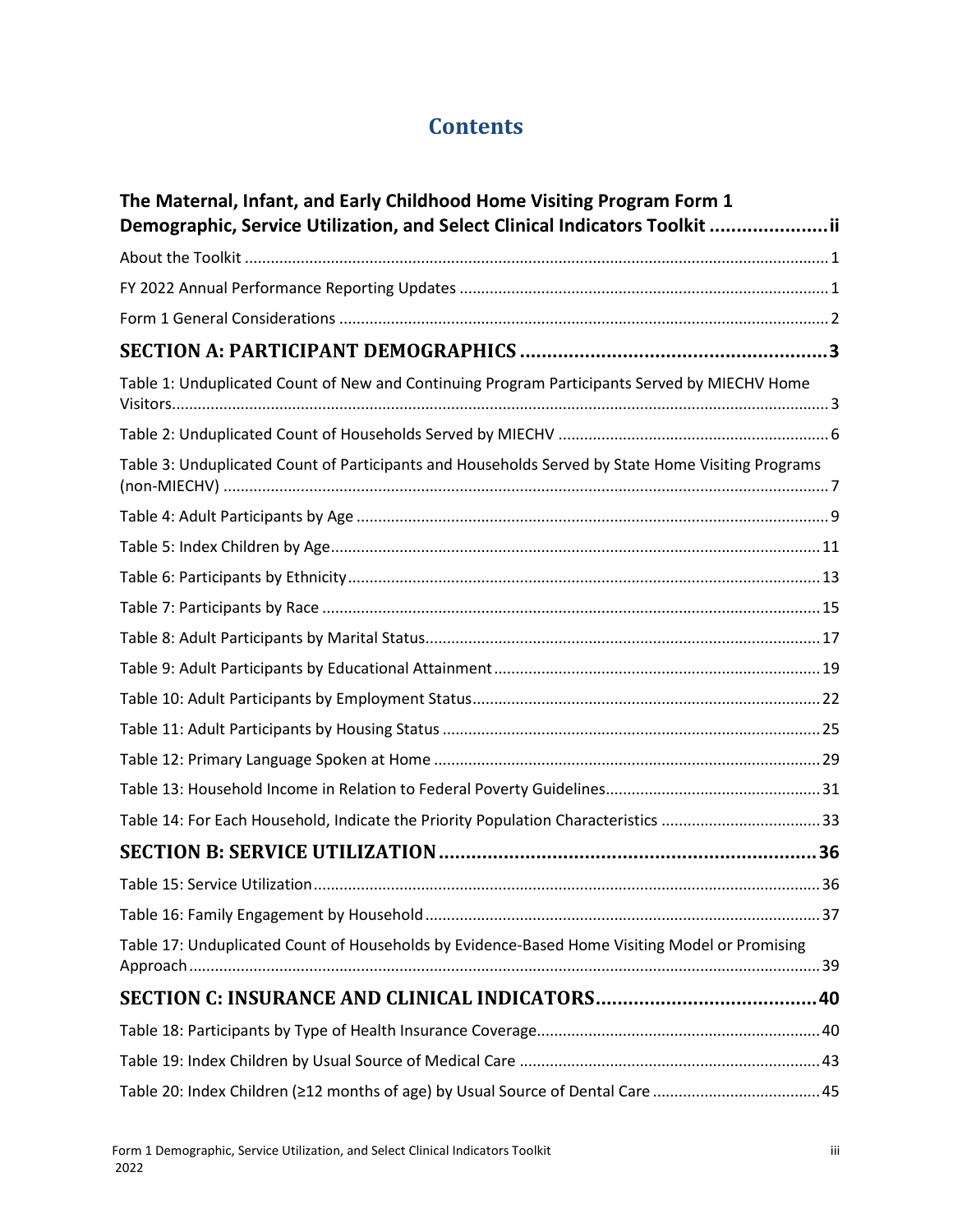# Contents

**The Maternal, Infant, and Early Childhood Home Visiting Program Form 1 Demographic, Service Utilization, and Select Clinical Indicators Toolkit ..................... ii**

About the Toolkit ..................... 1

FY 2022 Annual Performance Reporting Updates ..................... 1

Form 1 General Considerations ..................... 2

**SECTION A: PARTICIPANT DEMOGRAPHICS ..................... 3**

Table 1: Unduplicated Count of New and Continuing Program Participants Served by MIECHV Home Visitors ..................... 3

Table 2: Unduplicated Count of Households Served by MIECHV ..................... 6

Table 3: Unduplicated Count of Participants and Households Served by State Home Visiting Programs (non-MIECHV) ..................... 7

Table 4: Adult Participants by Age ..................... 9

Table 5: Index Children by Age ..................... 11

Table 6: Participants by Ethnicity ..................... 13

Table 7: Participants by Race ..................... 15

Table 8: Adult Participants by Marital Status ..................... 17

Table 9: Adult Participants by Educational Attainment ..................... 19

Table 10: Adult Participants by Employment Status ..................... 22

Table 11: Adult Participants by Housing Status ..................... 25

Table 12: Primary Language Spoken at Home ..................... 29

Table 13: Household Income in Relation to Federal Poverty Guidelines ..................... 31

Table 14: For Each Household, Indicate the Priority Population Characteristics ..................... 33

**SECTION B: SERVICE UTILIZATION ..................... 36**

Table 15: Service Utilization ..................... 36

Table 16: Family Engagement by Household ..................... 37

Table 17: Unduplicated Count of Households by Evidence-Based Home Visiting Model or Promising Approach ..................... 39

**SECTION C: INSURANCE AND CLINICAL INDICATORS ..................... 40**

Table 18: Participants by Type of Health Insurance Coverage ..................... 40

Table 19: Index Children by Usual Source of Medical Care ..................... 43

Table 20: Index Children (≥12 months of age) by Usual Source of Dental Care ..................... 45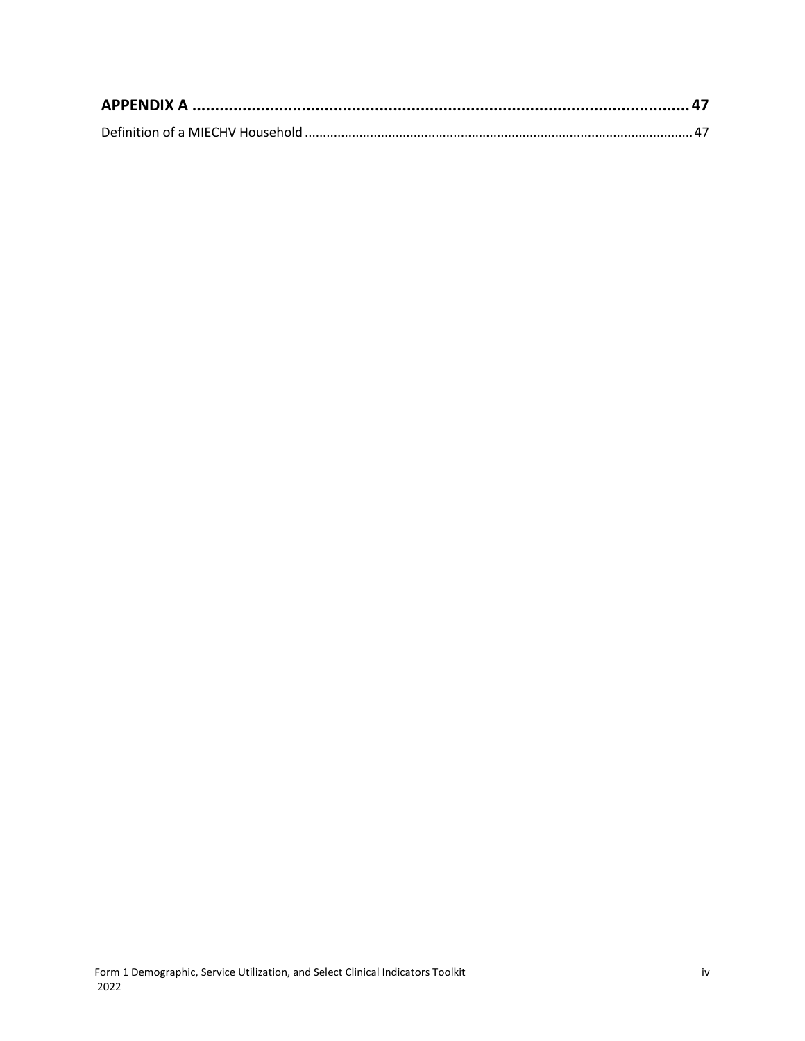**APPENDIX A ........................................................................................................ 47**

Definition of a MIECHV Household ........................................................................................................ 47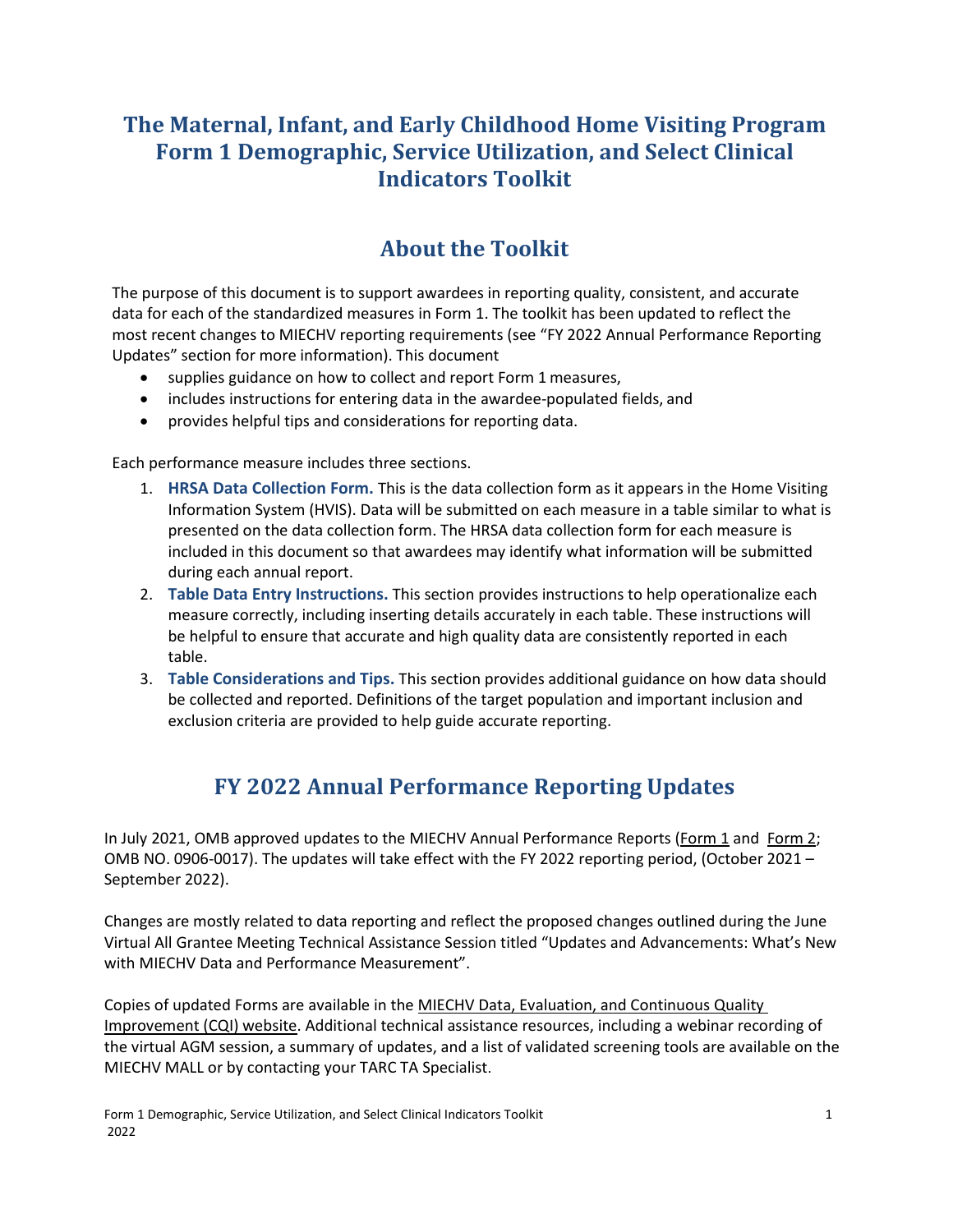# The Maternal, Infant, and Early Childhood Home Visiting Program Form 1 Demographic, Service Utilization, and Select Clinical Indicators Toolkit

## About the Toolkit

The purpose of this document is to support awardees in reporting quality, consistent, and accurate data for each of the standardized measures in Form 1. The toolkit has been updated to reflect the most recent changes to MIECHV reporting requirements (see "FY 2022 Annual Performance Reporting Updates" section for more information). This document

- supplies guidance on how to collect and report Form 1 measures,
- includes instructions for entering data in the awardee-populated fields, and
- provides helpful tips and considerations for reporting data.

Each performance measure includes three sections.

1. **HRSA Data Collection Form.** This is the data collection form as it appears in the Home Visiting Information System (HVIS). Data will be submitted on each measure in a table similar to what is presented on the data collection form. The HRSA data collection form for each measure is included in this document so that awardees may identify what information will be submitted during each annual report.
2. **Table Data Entry Instructions.** This section provides instructions to help operationalize each measure correctly, including inserting details accurately in each table. These instructions will be helpful to ensure that accurate and high quality data are consistently reported in each table.
3. **Table Considerations and Tips.** This section provides additional guidance on how data should be collected and reported. Definitions of the target population and important inclusion and exclusion criteria are provided to help guide accurate reporting.

## FY 2022 Annual Performance Reporting Updates

In July 2021, OMB approved updates to the MIECHV Annual Performance Reports (Form 1 and Form 2; OMB NO. 0906-0017). The updates will take effect with the FY 2022 reporting period, (October 2021 – September 2022).

Changes are mostly related to data reporting and reflect the proposed changes outlined during the June Virtual All Grantee Meeting Technical Assistance Session titled "Updates and Advancements: What's New with MIECHV Data and Performance Measurement".

Copies of updated Forms are available in the MIECHV Data, Evaluation, and Continuous Quality Improvement (CQI) website. Additional technical assistance resources, including a webinar recording of the virtual AGM session, a summary of updates, and a list of validated screening tools are available on the MIECHV MALL or by contacting your TARC TA Specialist.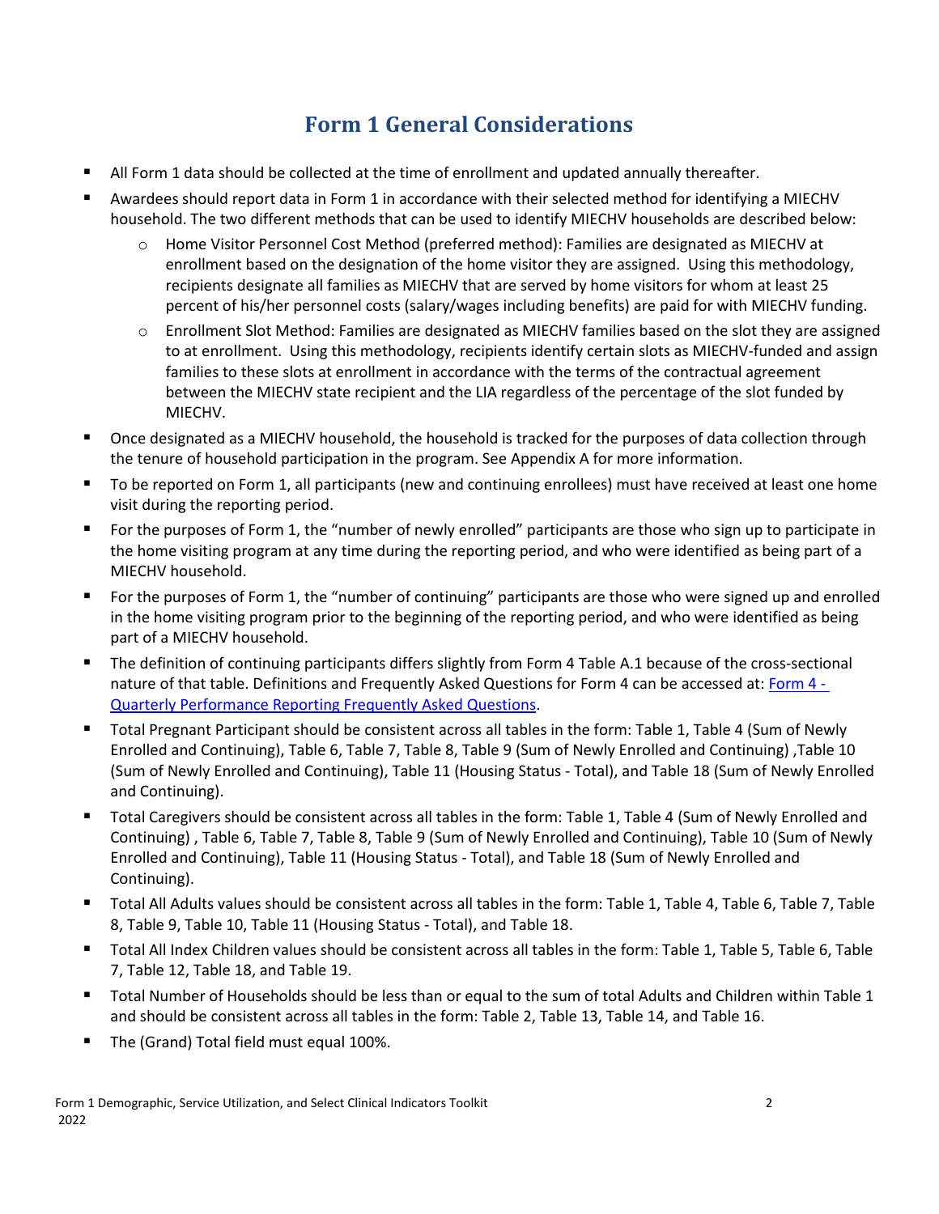# Form 1 General Considerations

- All Form 1 data should be collected at the time of enrollment and updated annually thereafter.
- Awardees should report data in Form 1 in accordance with their selected method for identifying a MIECHV household. The two different methods that can be used to identify MIECHV households are described below:
  - Home Visitor Personnel Cost Method (preferred method): Families are designated as MIECHV at enrollment based on the designation of the home visitor they are assigned. Using this methodology, recipients designate all families as MIECHV that are served by home visitors for whom at least 25 percent of his/her personnel costs (salary/wages including benefits) are paid for with MIECHV funding.
  - Enrollment Slot Method: Families are designated as MIECHV families based on the slot they are assigned to at enrollment. Using this methodology, recipients identify certain slots as MIECHV-funded and assign families to these slots at enrollment in accordance with the terms of the contractual agreement between the MIECHV state recipient and the LIA regardless of the percentage of the slot funded by MIECHV.
- Once designated as a MIECHV household, the household is tracked for the purposes of data collection through the tenure of household participation in the program. See Appendix A for more information.
- To be reported on Form 1, all participants (new and continuing enrollees) must have received at least one home visit during the reporting period.
- For the purposes of Form 1, the "number of newly enrolled" participants are those who sign up to participate in the home visiting program at any time during the reporting period, and who were identified as being part of a MIECHV household.
- For the purposes of Form 1, the "number of continuing" participants are those who were signed up and enrolled in the home visiting program prior to the beginning of the reporting period, and who were identified as being part of a MIECHV household.
- The definition of continuing participants differs slightly from Form 4 Table A.1 because of the cross-sectional nature of that table. Definitions and Frequently Asked Questions for Form 4 can be accessed at: [Form 4 - Quarterly Performance Reporting Frequently Asked Questions](#).
- Total Pregnant Participant should be consistent across all tables in the form: Table 1, Table 4 (Sum of Newly Enrolled and Continuing), Table 6, Table 7, Table 8, Table 9 (Sum of Newly Enrolled and Continuing) ,Table 10 (Sum of Newly Enrolled and Continuing), Table 11 (Housing Status - Total), and Table 18 (Sum of Newly Enrolled and Continuing).
- Total Caregivers should be consistent across all tables in the form: Table 1, Table 4 (Sum of Newly Enrolled and Continuing) , Table 6, Table 7, Table 8, Table 9 (Sum of Newly Enrolled and Continuing), Table 10 (Sum of Newly Enrolled and Continuing), Table 11 (Housing Status - Total), and Table 18 (Sum of Newly Enrolled and Continuing).
- Total All Adults values should be consistent across all tables in the form: Table 1, Table 4, Table 6, Table 7, Table 8, Table 9, Table 10, Table 11 (Housing Status - Total), and Table 18.
- Total All Index Children values should be consistent across all tables in the form: Table 1, Table 5, Table 6, Table 7, Table 12, Table 18, and Table 19.
- Total Number of Households should be less than or equal to the sum of total Adults and Children within Table 1 and should be consistent across all tables in the form: Table 2, Table 13, Table 14, and Table 16.
- The (Grand) Total field must equal 100%.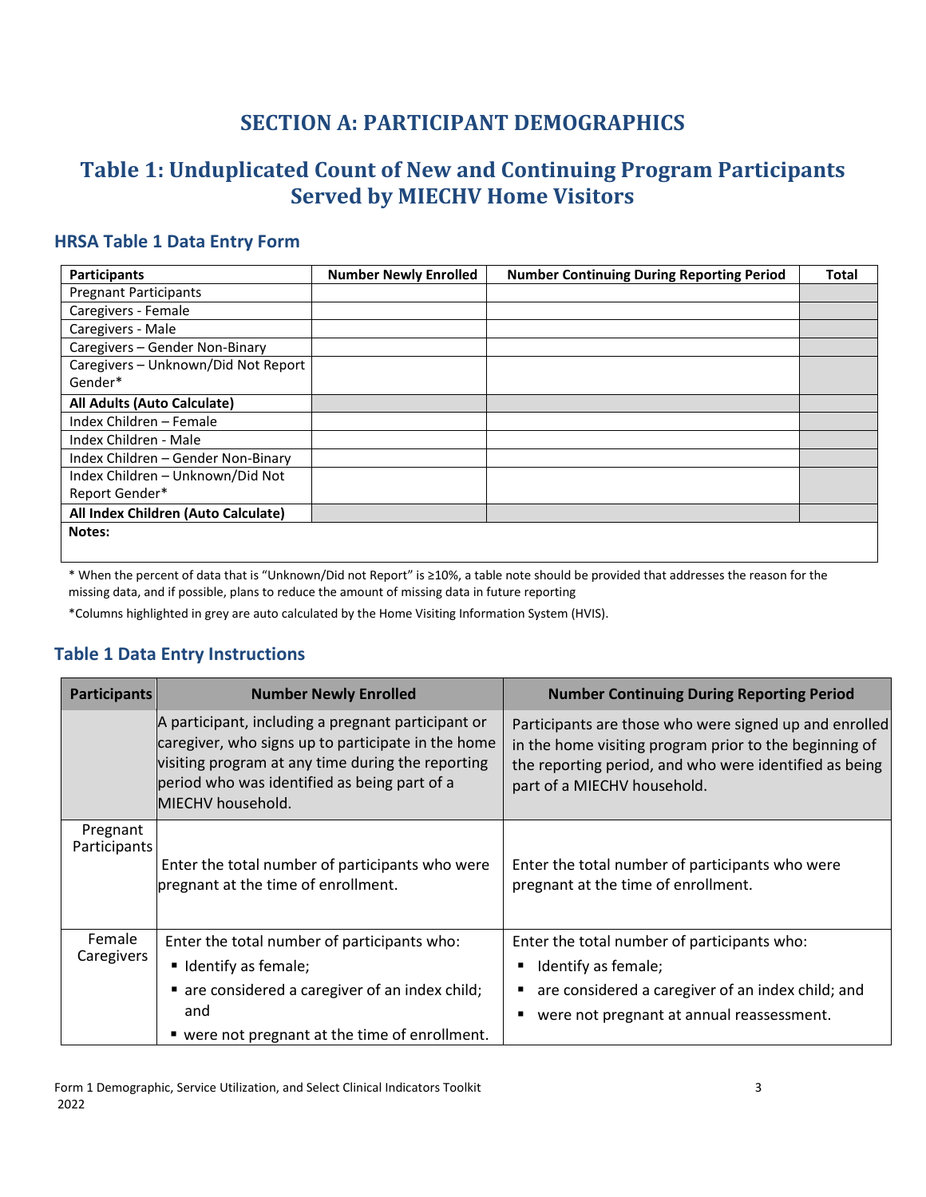# SECTION A: PARTICIPANT DEMOGRAPHICS

## Table 1: Unduplicated Count of New and Continuing Program Participants Served by MIECHV Home Visitors

### HRSA Table 1 Data Entry Form

| Participants | Number Newly Enrolled | Number Continuing During Reporting Period | Total |
|---|---|---|---|
| Pregnant Participants | | | |
| Caregivers - Female | | | |
| Caregivers - Male | | | |
| Caregivers – Gender Non-Binary | | | |
| Caregivers – Unknown/Did Not Report Gender* | | | |
| **All Adults (Auto Calculate)** | | | |
| Index Children – Female | | | |
| Index Children - Male | | | |
| Index Children – Gender Non-Binary | | | |
| Index Children – Unknown/Did Not Report Gender* | | | |
| **All Index Children (Auto Calculate)** | | | |
| **Notes:** | | | |

\* When the percent of data that is "Unknown/Did not Report" is ≥10%, a table note should be provided that addresses the reason for the missing data, and if possible, plans to reduce the amount of missing data in future reporting

*Columns highlighted in grey are auto calculated by the Home Visiting Information System (HVIS).

### Table 1 Data Entry Instructions

| Participants | Number Newly Enrolled | Number Continuing During Reporting Period |
|---|---|---|
| | A participant, including a pregnant participant or caregiver, who signs up to participate in the home visiting program at any time during the reporting period who was identified as being part of a MIECHV household. | Participants are those who were signed up and enrolled in the home visiting program prior to the beginning of the reporting period, and who were identified as being part of a MIECHV household. |
| Pregnant Participants | Enter the total number of participants who were pregnant at the time of enrollment. | Enter the total number of participants who were pregnant at the time of enrollment. |
| Female Caregivers | Enter the total number of participants who:<br>▪ Identify as female;<br>▪ are considered a caregiver of an index child; and<br>▪ were not pregnant at the time of enrollment. | Enter the total number of participants who:<br>▪ Identify as female;<br>▪ are considered a caregiver of an index child; and<br>▪ were not pregnant at annual reassessment. |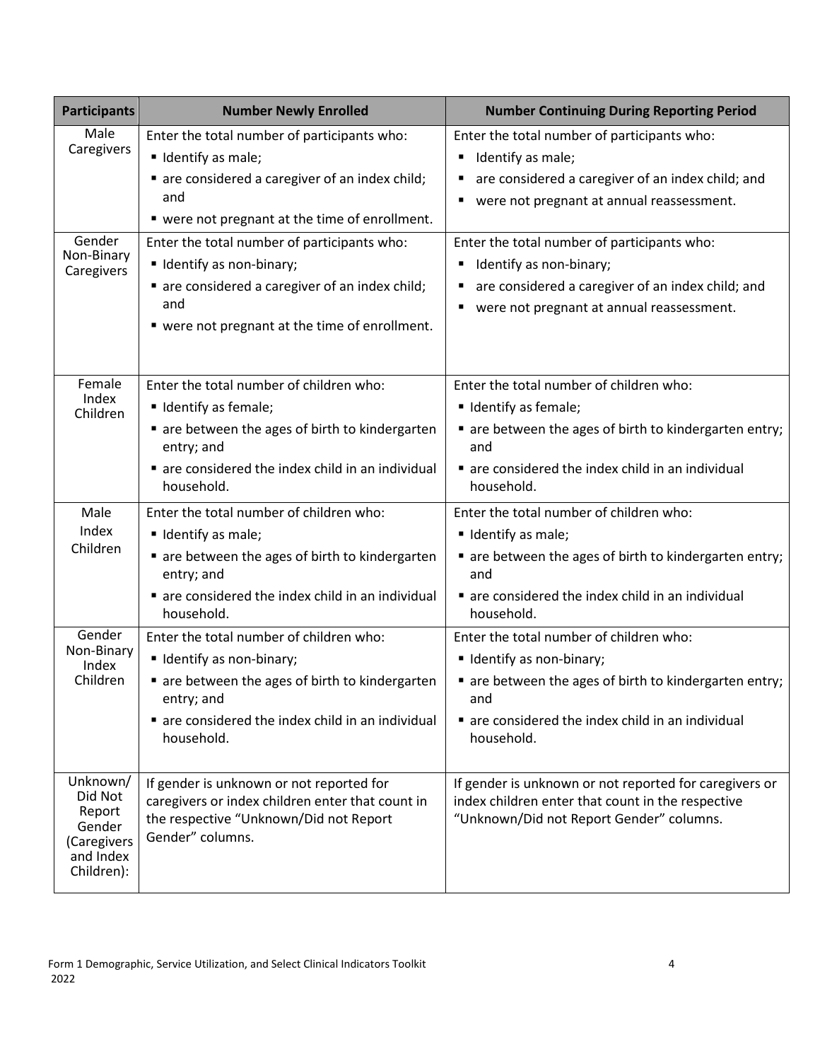| Participants | Number Newly Enrolled | Number Continuing During Reporting Period |
|---|---|---|
| Male Caregivers | Enter the total number of participants who:<br>▪ Identify as male;<br>▪ are considered a caregiver of an index child; and<br>▪ were not pregnant at the time of enrollment. | Enter the total number of participants who:<br>▪ Identify as male;<br>▪ are considered a caregiver of an index child; and<br>▪ were not pregnant at annual reassessment. |
| Gender Non-Binary Caregivers | Enter the total number of participants who:<br>▪ Identify as non-binary;<br>▪ are considered a caregiver of an index child; and<br>▪ were not pregnant at the time of enrollment. | Enter the total number of participants who:<br>▪ Identify as non-binary;<br>▪ are considered a caregiver of an index child; and<br>▪ were not pregnant at annual reassessment. |
| Female Index Children | Enter the total number of children who:<br>▪ Identify as female;<br>▪ are between the ages of birth to kindergarten entry; and<br>▪ are considered the index child in an individual household. | Enter the total number of children who:<br>▪ Identify as female;<br>▪ are between the ages of birth to kindergarten entry; and<br>▪ are considered the index child in an individual household. |
| Male Index Children | Enter the total number of children who:<br>▪ Identify as male;<br>▪ are between the ages of birth to kindergarten entry; and<br>▪ are considered the index child in an individual household. | Enter the total number of children who:<br>▪ Identify as male;<br>▪ are between the ages of birth to kindergarten entry; and<br>▪ are considered the index child in an individual household. |
| Gender Non-Binary Index Children | Enter the total number of children who:<br>▪ Identify as non-binary;<br>▪ are between the ages of birth to kindergarten entry; and<br>▪ are considered the index child in an individual household. | Enter the total number of children who:<br>▪ Identify as non-binary;<br>▪ are between the ages of birth to kindergarten entry; and<br>▪ are considered the index child in an individual household. |
| Unknown/ Did Not Report Gender (Caregivers and Index Children): | If gender is unknown or not reported for caregivers or index children enter that count in the respective "Unknown/Did not Report Gender" columns. | If gender is unknown or not reported for caregivers or index children enter that count in the respective "Unknown/Did not Report Gender" columns. |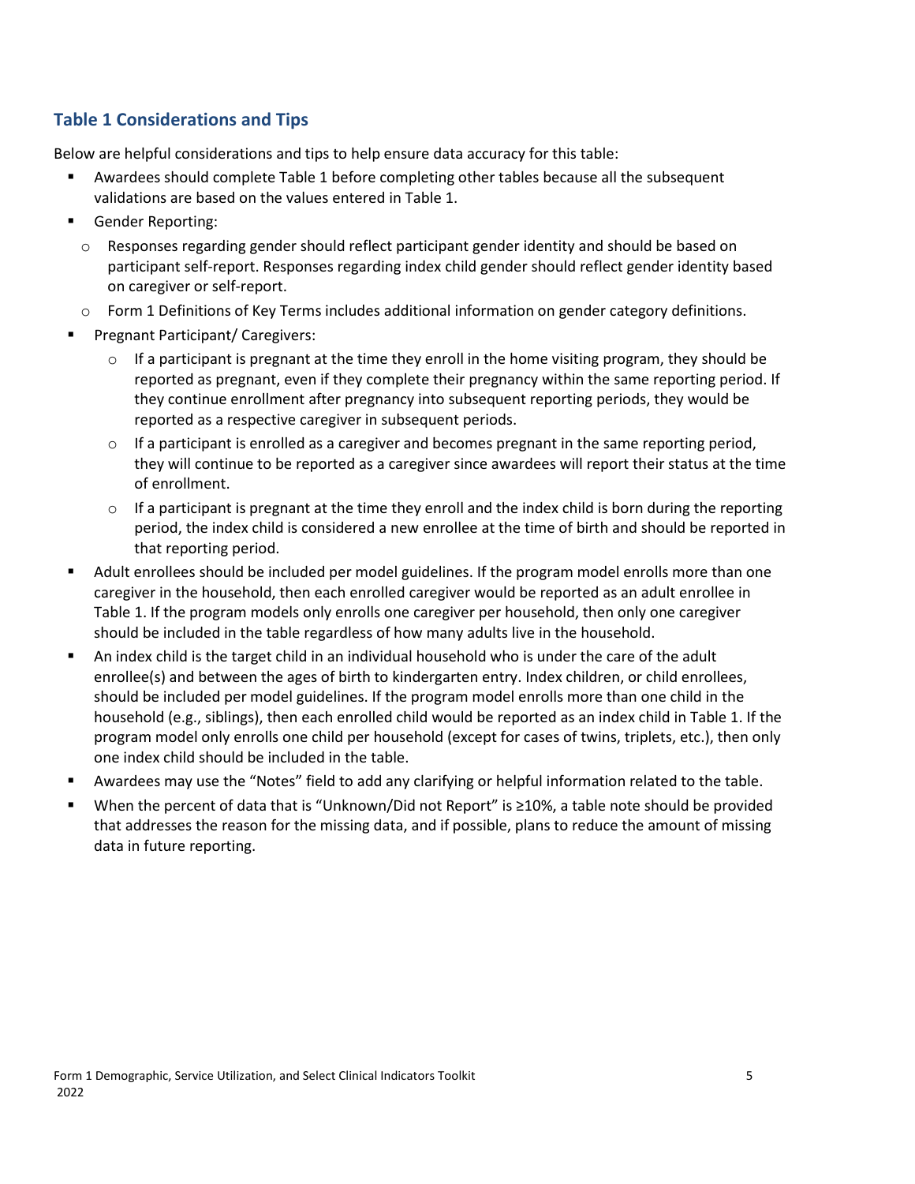## Table 1 Considerations and Tips

Below are helpful considerations and tips to help ensure data accuracy for this table:

- Awardees should complete Table 1 before completing other tables because all the subsequent validations are based on the values entered in Table 1.
- Gender Reporting:
  - Responses regarding gender should reflect participant gender identity and should be based on participant self-report. Responses regarding index child gender should reflect gender identity based on caregiver or self-report.
  - Form 1 Definitions of Key Terms includes additional information on gender category definitions.
- Pregnant Participant/ Caregivers:
  - If a participant is pregnant at the time they enroll in the home visiting program, they should be reported as pregnant, even if they complete their pregnancy within the same reporting period. If they continue enrollment after pregnancy into subsequent reporting periods, they would be reported as a respective caregiver in subsequent periods.
  - If a participant is enrolled as a caregiver and becomes pregnant in the same reporting period, they will continue to be reported as a caregiver since awardees will report their status at the time of enrollment.
  - If a participant is pregnant at the time they enroll and the index child is born during the reporting period, the index child is considered a new enrollee at the time of birth and should be reported in that reporting period.
- Adult enrollees should be included per model guidelines. If the program model enrolls more than one caregiver in the household, then each enrolled caregiver would be reported as an adult enrollee in Table 1. If the program models only enrolls one caregiver per household, then only one caregiver should be included in the table regardless of how many adults live in the household.
- An index child is the target child in an individual household who is under the care of the adult enrollee(s) and between the ages of birth to kindergarten entry. Index children, or child enrollees, should be included per model guidelines. If the program model enrolls more than one child in the household (e.g., siblings), then each enrolled child would be reported as an index child in Table 1. If the program model only enrolls one child per household (except for cases of twins, triplets, etc.), then only one index child should be included in the table.
- Awardees may use the "Notes" field to add any clarifying or helpful information related to the table.
- When the percent of data that is "Unknown/Did not Report" is ≥10%, a table note should be provided that addresses the reason for the missing data, and if possible, plans to reduce the amount of missing data in future reporting.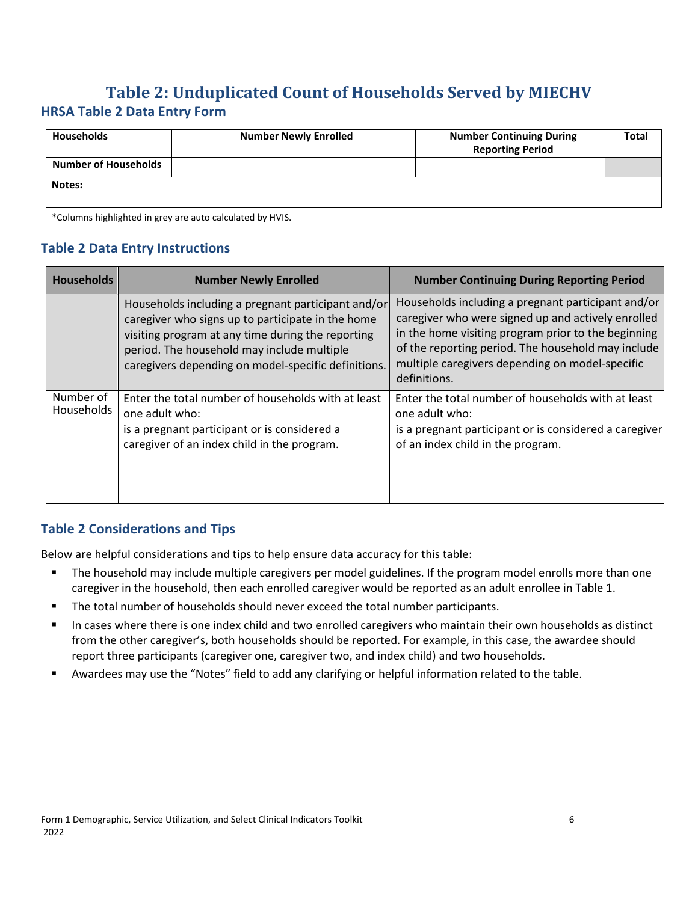# Table 2: Unduplicated Count of Households Served by MIECHV

## HRSA Table 2 Data Entry Form

| Households | Number Newly Enrolled | Number Continuing During Reporting Period | Total |
|---|---|---|---|
| Number of Households | | | |
| Notes: | | | |

*Columns highlighted in grey are auto calculated by HVIS.

## Table 2 Data Entry Instructions

| Households | Number Newly Enrolled | Number Continuing During Reporting Period |
|---|---|---|
| | Households including a pregnant participant and/or caregiver who signs up to participate in the home visiting program at any time during the reporting period. The household may include multiple caregivers depending on model-specific definitions. | Households including a pregnant participant and/or caregiver who were signed up and actively enrolled in the home visiting program prior to the beginning of the reporting period. The household may include multiple caregivers depending on model-specific definitions. |
| Number of Households | Enter the total number of households with at least one adult who: is a pregnant participant or is considered a caregiver of an index child in the program. | Enter the total number of households with at least one adult who: is a pregnant participant or is considered a caregiver of an index child in the program. |

## Table 2 Considerations and Tips

Below are helpful considerations and tips to help ensure data accuracy for this table:

- The household may include multiple caregivers per model guidelines. If the program model enrolls more than one caregiver in the household, then each enrolled caregiver would be reported as an adult enrollee in Table 1.
- The total number of households should never exceed the total number participants.
- In cases where there is one index child and two enrolled caregivers who maintain their own households as distinct from the other caregiver's, both households should be reported. For example, in this case, the awardee should report three participants (caregiver one, caregiver two, and index child) and two households.
- Awardees may use the "Notes" field to add any clarifying or helpful information related to the table.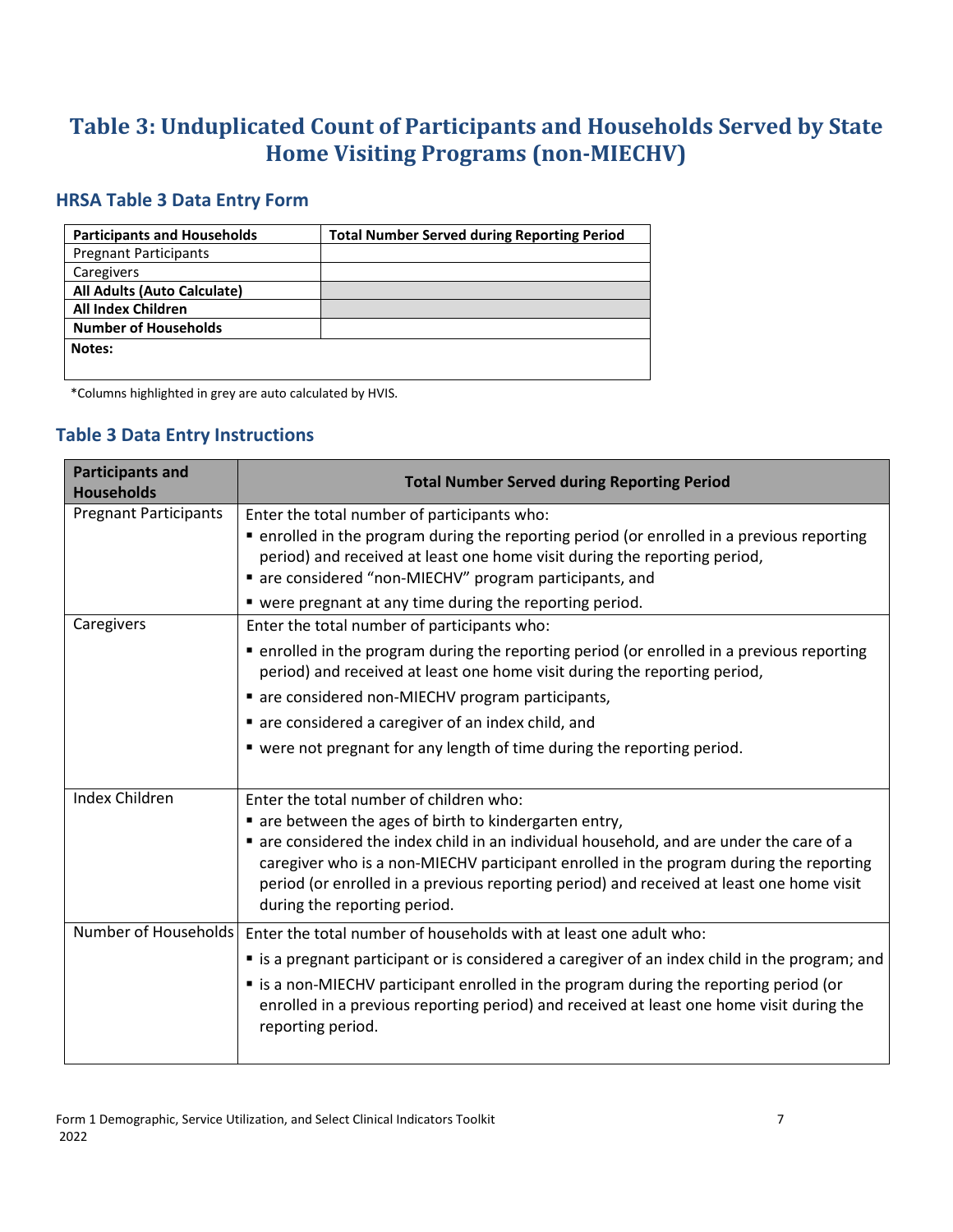# Table 3: Unduplicated Count of Participants and Households Served by State Home Visiting Programs (non-MIECHV)

## HRSA Table 3 Data Entry Form

| **Participants and Households** | **Total Number Served during Reporting Period** |
|---|---|
| Pregnant Participants | |
| Caregivers | |
| **All Adults (Auto Calculate)** | |
| **All Index Children** | |
| **Number of Households** | |
| **Notes:** | |

*Columns highlighted in grey are auto calculated by HVIS.

## Table 3 Data Entry Instructions

| **Participants and Households** | **Total Number Served during Reporting Period** |
|---|---|
| Pregnant Participants | Enter the total number of participants who: ▪ enrolled in the program during the reporting period (or enrolled in a previous reporting period) and received at least one home visit during the reporting period, ▪ are considered "non-MIECHV" program participants, and ▪ were pregnant at any time during the reporting period. |
| Caregivers | Enter the total number of participants who: ▪ enrolled in the program during the reporting period (or enrolled in a previous reporting period) and received at least one home visit during the reporting period, ▪ are considered non-MIECHV program participants, ▪ are considered a caregiver of an index child, and ▪ were not pregnant for any length of time during the reporting period. |
| Index Children | Enter the total number of children who: ▪ are between the ages of birth to kindergarten entry, ▪ are considered the index child in an individual household, and are under the care of a caregiver who is a non-MIECHV participant enrolled in the program during the reporting period (or enrolled in a previous reporting period) and received at least one home visit during the reporting period. |
| Number of Households | Enter the total number of households with at least one adult who: ▪ is a pregnant participant or is considered a caregiver of an index child in the program; and ▪ is a non-MIECHV participant enrolled in the program during the reporting period (or enrolled in a previous reporting period) and received at least one home visit during the reporting period. |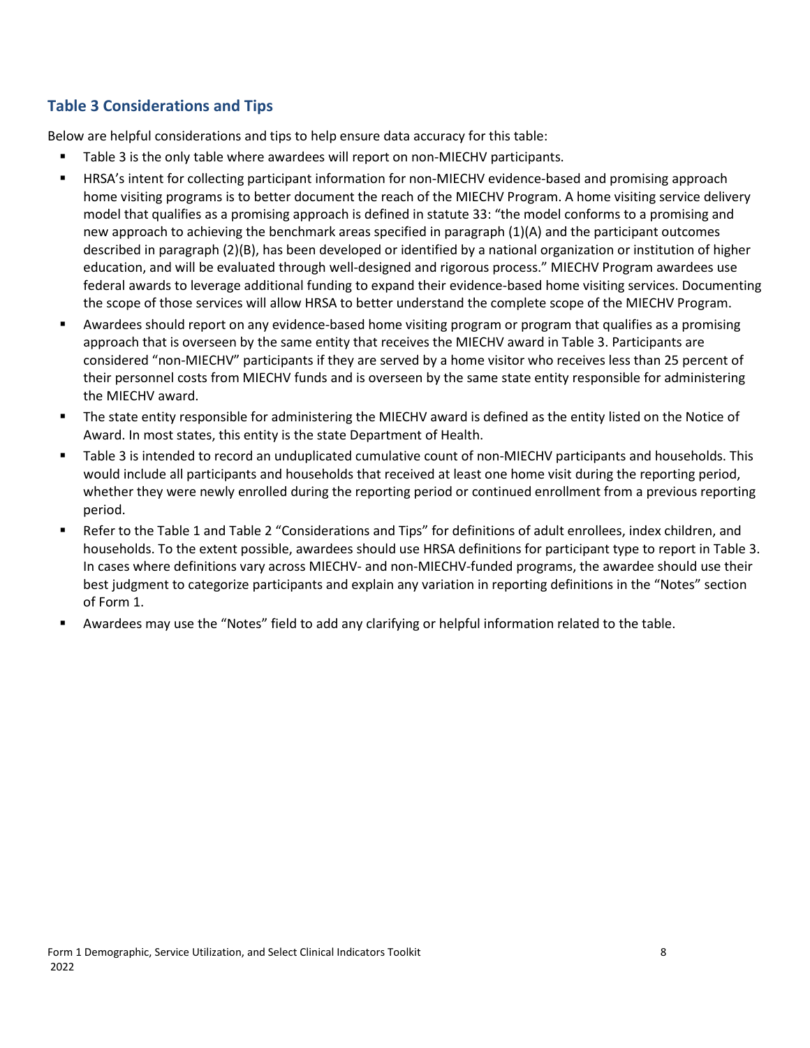## Table 3 Considerations and Tips

Below are helpful considerations and tips to help ensure data accuracy for this table:

- Table 3 is the only table where awardees will report on non-MIECHV participants.
- HRSA's intent for collecting participant information for non-MIECHV evidence-based and promising approach home visiting programs is to better document the reach of the MIECHV Program. A home visiting service delivery model that qualifies as a promising approach is defined in statute 33: "the model conforms to a promising and new approach to achieving the benchmark areas specified in paragraph (1)(A) and the participant outcomes described in paragraph (2)(B), has been developed or identified by a national organization or institution of higher education, and will be evaluated through well-designed and rigorous process." MIECHV Program awardees use federal awards to leverage additional funding to expand their evidence-based home visiting services. Documenting the scope of those services will allow HRSA to better understand the complete scope of the MIECHV Program.
- Awardees should report on any evidence-based home visiting program or program that qualifies as a promising approach that is overseen by the same entity that receives the MIECHV award in Table 3. Participants are considered "non-MIECHV" participants if they are served by a home visitor who receives less than 25 percent of their personnel costs from MIECHV funds and is overseen by the same state entity responsible for administering the MIECHV award.
- The state entity responsible for administering the MIECHV award is defined as the entity listed on the Notice of Award. In most states, this entity is the state Department of Health.
- Table 3 is intended to record an unduplicated cumulative count of non-MIECHV participants and households. This would include all participants and households that received at least one home visit during the reporting period, whether they were newly enrolled during the reporting period or continued enrollment from a previous reporting period.
- Refer to the Table 1 and Table 2 "Considerations and Tips" for definitions of adult enrollees, index children, and households. To the extent possible, awardees should use HRSA definitions for participant type to report in Table 3. In cases where definitions vary across MIECHV- and non-MIECHV-funded programs, the awardee should use their best judgment to categorize participants and explain any variation in reporting definitions in the "Notes" section of Form 1.
- Awardees may use the "Notes" field to add any clarifying or helpful information related to the table.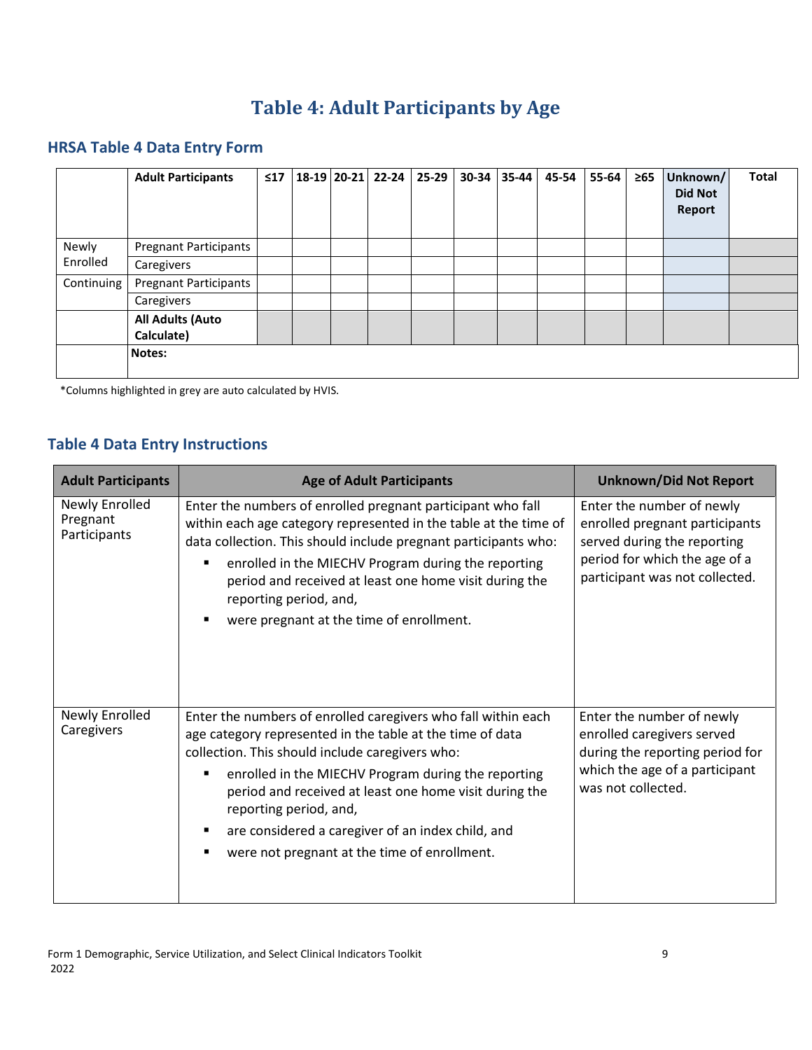# Table 4: Adult Participants by Age

## HRSA Table 4 Data Entry Form

| | Adult Participants | ≤17 | 18-19 | 20-21 | 22-24 | 25-29 | 30-34 | 35-44 | 45-54 | 55-64 | ≥65 | Unknown/ Did Not Report | Total |
|---|---|---|---|---|---|---|---|---|---|---|---|---|---|
| Newly Enrolled | Pregnant Participants | | | | | | | | | | | | |
| | Caregivers | | | | | | | | | | | | |
| Continuing | Pregnant Participants | | | | | | | | | | | | |
| | Caregivers | | | | | | | | | | | | |
| | **All Adults (Auto Calculate)** | | | | | | | | | | | | |
| | **Notes:** | | | | | | | | | | | | |

*Columns highlighted in grey are auto calculated by HVIS.

## Table 4 Data Entry Instructions

| Adult Participants | Age of Adult Participants | Unknown/Did Not Report |
|---|---|---|
| Newly Enrolled Pregnant Participants | Enter the numbers of enrolled pregnant participant who fall within each age category represented in the table at the time of data collection. This should include pregnant participants who:<br>▪ enrolled in the MIECHV Program during the reporting period and received at least one home visit during the reporting period, and,<br>▪ were pregnant at the time of enrollment. | Enter the number of newly enrolled pregnant participants served during the reporting period for which the age of a participant was not collected. |
| Newly Enrolled Caregivers | Enter the numbers of enrolled caregivers who fall within each age category represented in the table at the time of data collection. This should include caregivers who:<br>▪ enrolled in the MIECHV Program during the reporting period and received at least one home visit during the reporting period, and,<br>▪ are considered a caregiver of an index child, and<br>▪ were not pregnant at the time of enrollment. | Enter the number of newly enrolled caregivers served during the reporting period for which the age of a participant was not collected. |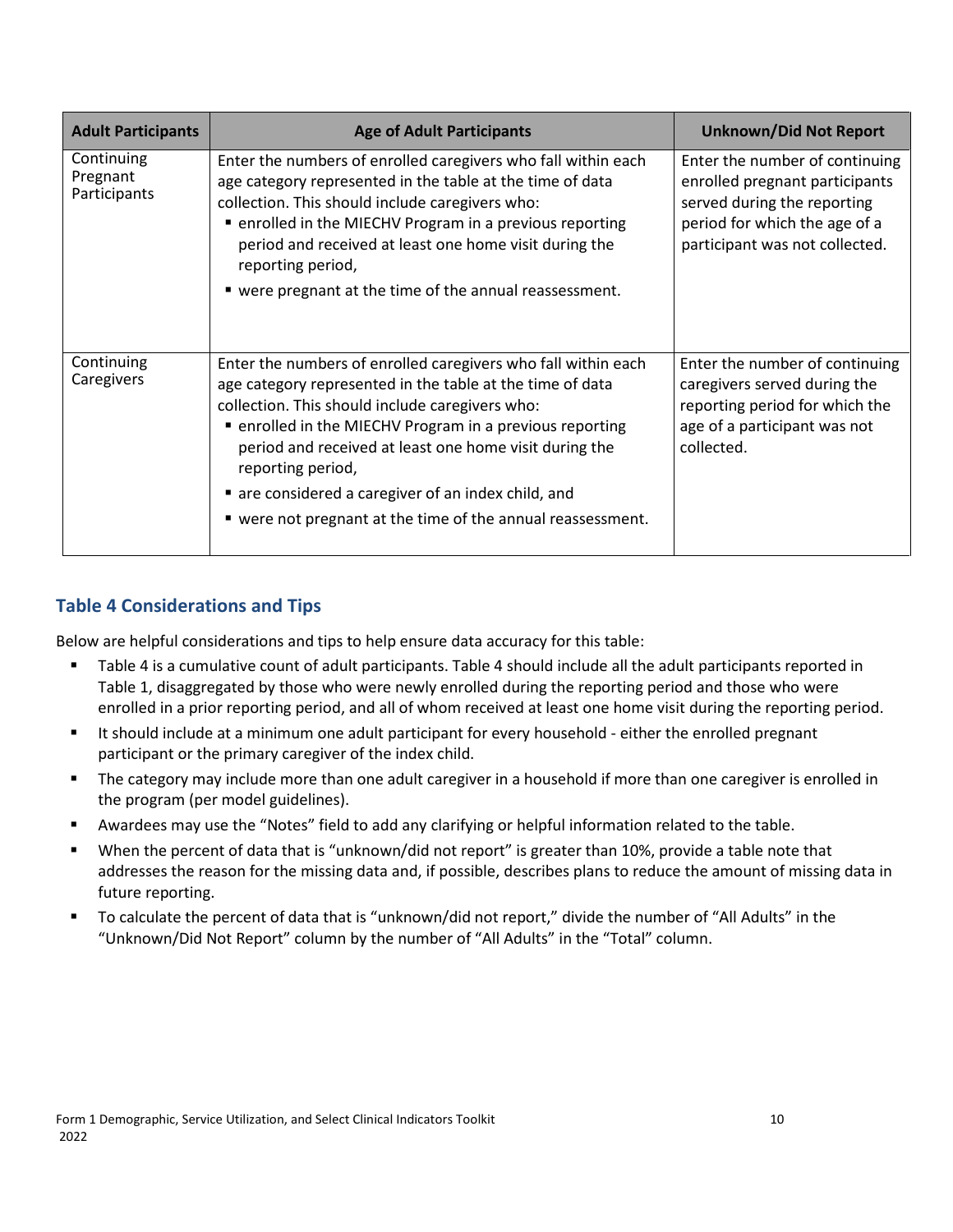| Adult Participants | Age of Adult Participants | Unknown/Did Not Report |
|---|---|---|
| Continuing Pregnant Participants | Enter the numbers of enrolled caregivers who fall within each age category represented in the table at the time of data collection. This should include caregivers who:<br>▪ enrolled in the MIECHV Program in a previous reporting period and received at least one home visit during the reporting period,<br>▪ were pregnant at the time of the annual reassessment. | Enter the number of continuing enrolled pregnant participants served during the reporting period for which the age of a participant was not collected. |
| Continuing Caregivers | Enter the numbers of enrolled caregivers who fall within each age category represented in the table at the time of data collection. This should include caregivers who:<br>▪ enrolled in the MIECHV Program in a previous reporting period and received at least one home visit during the reporting period,<br>▪ are considered a caregiver of an index child, and<br>▪ were not pregnant at the time of the annual reassessment. | Enter the number of continuing caregivers served during the reporting period for which the age of a participant was not collected. |

## Table 4 Considerations and Tips

Below are helpful considerations and tips to help ensure data accuracy for this table:

- Table 4 is a cumulative count of adult participants. Table 4 should include all the adult participants reported in Table 1, disaggregated by those who were newly enrolled during the reporting period and those who were enrolled in a prior reporting period, and all of whom received at least one home visit during the reporting period.
- It should include at a minimum one adult participant for every household - either the enrolled pregnant participant or the primary caregiver of the index child.
- The category may include more than one adult caregiver in a household if more than one caregiver is enrolled in the program (per model guidelines).
- Awardees may use the "Notes" field to add any clarifying or helpful information related to the table.
- When the percent of data that is "unknown/did not report" is greater than 10%, provide a table note that addresses the reason for the missing data and, if possible, describes plans to reduce the amount of missing data in future reporting.
- To calculate the percent of data that is "unknown/did not report," divide the number of "All Adults" in the "Unknown/Did Not Report" column by the number of "All Adults" in the "Total" column.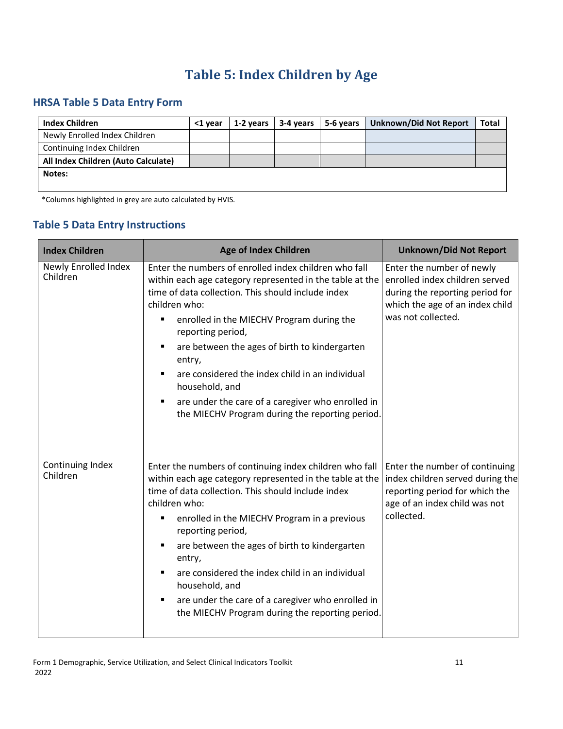# Table 5: Index Children by Age

## HRSA Table 5 Data Entry Form

| Index Children | <1 year | 1-2 years | 3-4 years | 5-6 years | Unknown/Did Not Report | Total |
|---|---|---|---|---|---|---|
| Newly Enrolled Index Children | | | | | | |
| Continuing Index Children | | | | | | |
| **All Index Children (Auto Calculate)** | | | | | | |
| **Notes:** | | | | | | |

*Columns highlighted in grey are auto calculated by HVIS.

## Table 5 Data Entry Instructions

| Index Children | Age of Index Children | Unknown/Did Not Report |
|---|---|---|
| Newly Enrolled Index Children | Enter the numbers of enrolled index children who fall within each age category represented in the table at the time of data collection. This should include index children who:<br>▪ enrolled in the MIECHV Program during the reporting period,<br>▪ are between the ages of birth to kindergarten entry,<br>▪ are considered the index child in an individual household, and<br>▪ are under the care of a caregiver who enrolled in the MIECHV Program during the reporting period. | Enter the number of newly enrolled index children served during the reporting period for which the age of an index child was not collected. |
| Continuing Index Children | Enter the numbers of continuing index children who fall within each age category represented in the table at the time of data collection. This should include index children who:<br>▪ enrolled in the MIECHV Program in a previous reporting period,<br>▪ are between the ages of birth to kindergarten entry,<br>▪ are considered the index child in an individual household, and<br>▪ are under the care of a caregiver who enrolled in the MIECHV Program during the reporting period. | Enter the number of continuing index children served during the reporting period for which the age of an index child was not collected. |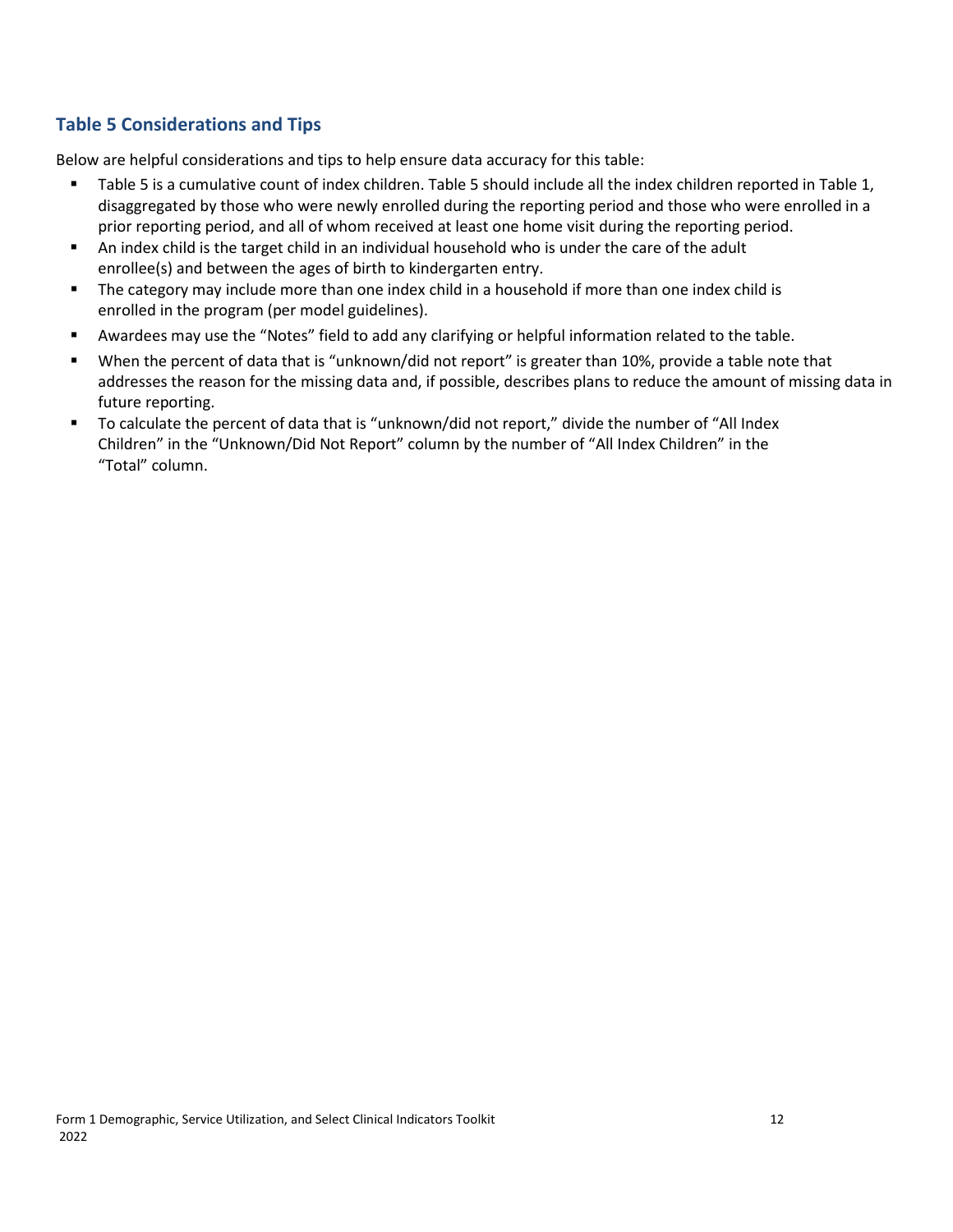## Table 5 Considerations and Tips

Below are helpful considerations and tips to help ensure data accuracy for this table:

- Table 5 is a cumulative count of index children. Table 5 should include all the index children reported in Table 1, disaggregated by those who were newly enrolled during the reporting period and those who were enrolled in a prior reporting period, and all of whom received at least one home visit during the reporting period.
- An index child is the target child in an individual household who is under the care of the adult enrollee(s) and between the ages of birth to kindergarten entry.
- The category may include more than one index child in a household if more than one index child is enrolled in the program (per model guidelines).
- Awardees may use the "Notes" field to add any clarifying or helpful information related to the table.
- When the percent of data that is "unknown/did not report" is greater than 10%, provide a table note that addresses the reason for the missing data and, if possible, describes plans to reduce the amount of missing data in future reporting.
- To calculate the percent of data that is "unknown/did not report," divide the number of "All Index Children" in the "Unknown/Did Not Report" column by the number of "All Index Children" in the "Total" column.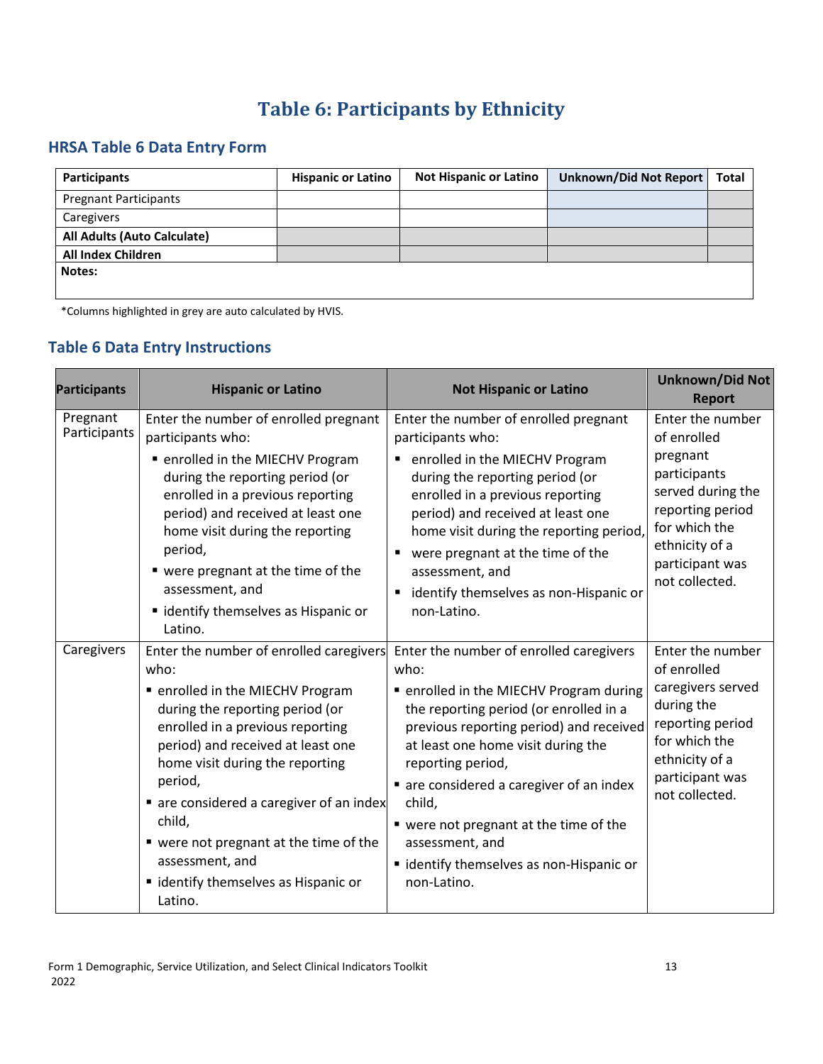# Table 6: Participants by Ethnicity

## HRSA Table 6 Data Entry Form

| Participants | Hispanic or Latino | Not Hispanic or Latino | Unknown/Did Not Report | Total |
|---|---|---|---|---|
| Pregnant Participants | | | | |
| Caregivers | | | | |
| **All Adults (Auto Calculate)** | | | | |
| **All Index Children** | | | | |
| **Notes:** | | | | |

*Columns highlighted in grey are auto calculated by HVIS.

## Table 6 Data Entry Instructions

| Participants | Hispanic or Latino | Not Hispanic or Latino | Unknown/Did Not Report |
|---|---|---|---|
| Pregnant Participants | Enter the number of enrolled pregnant participants who:<br>▪ enrolled in the MIECHV Program during the reporting period (or enrolled in a previous reporting period) and received at least one home visit during the reporting period,<br>▪ were pregnant at the time of the assessment, and<br>▪ identify themselves as Hispanic or Latino. | Enter the number of enrolled pregnant participants who:<br>▪ enrolled in the MIECHV Program during the reporting period (or enrolled in a previous reporting period) and received at least one home visit during the reporting period,<br>▪ were pregnant at the time of the assessment, and<br>▪ identify themselves as non-Hispanic or non-Latino. | Enter the number of enrolled pregnant participants served during the reporting period for which the ethnicity of a participant was not collected. |
| Caregivers | Enter the number of enrolled caregivers who:<br>▪ enrolled in the MIECHV Program during the reporting period (or enrolled in a previous reporting period) and received at least one home visit during the reporting period,<br>▪ are considered a caregiver of an index child,<br>▪ were not pregnant at the time of the assessment, and<br>▪ identify themselves as Hispanic or Latino. | Enter the number of enrolled caregivers who:<br>▪ enrolled in the MIECHV Program during the reporting period (or enrolled in a previous reporting period) and received at least one home visit during the reporting period,<br>▪ are considered a caregiver of an index child,<br>▪ were not pregnant at the time of the assessment, and<br>▪ identify themselves as non-Hispanic or non-Latino. | Enter the number of enrolled caregivers served during the reporting period for which the ethnicity of a participant was not collected. |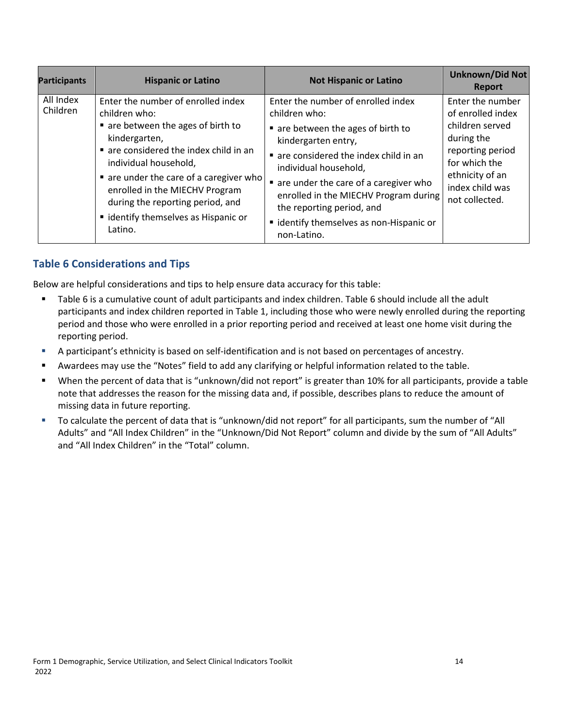| Participants | Hispanic or Latino | Not Hispanic or Latino | Unknown/Did Not Report |
|---|---|---|---|
| All Index Children | Enter the number of enrolled index children who:<br>▪ are between the ages of birth to kindergarten,<br>▪ are considered the index child in an individual household,<br>▪ are under the care of a caregiver who enrolled in the MIECHV Program during the reporting period, and<br>▪ identify themselves as Hispanic or Latino. | Enter the number of enrolled index children who:<br>▪ are between the ages of birth to kindergarten entry,<br>▪ are considered the index child in an individual household,<br>▪ are under the care of a caregiver who enrolled in the MIECHV Program during the reporting period, and<br>▪ identify themselves as non-Hispanic or non-Latino. | Enter the number of enrolled index children served during the reporting period for which the ethnicity of an index child was not collected. |

## Table 6 Considerations and Tips

Below are helpful considerations and tips to help ensure data accuracy for this table:

- Table 6 is a cumulative count of adult participants and index children. Table 6 should include all the adult participants and index children reported in Table 1, including those who were newly enrolled during the reporting period and those who were enrolled in a prior reporting period and received at least one home visit during the reporting period.
- A participant's ethnicity is based on self-identification and is not based on percentages of ancestry.
- Awardees may use the "Notes" field to add any clarifying or helpful information related to the table.
- When the percent of data that is "unknown/did not report" is greater than 10% for all participants, provide a table note that addresses the reason for the missing data and, if possible, describes plans to reduce the amount of missing data in future reporting.
- To calculate the percent of data that is "unknown/did not report" for all participants, sum the number of "All Adults" and "All Index Children" in the "Unknown/Did Not Report" column and divide by the sum of "All Adults" and "All Index Children" in the "Total" column.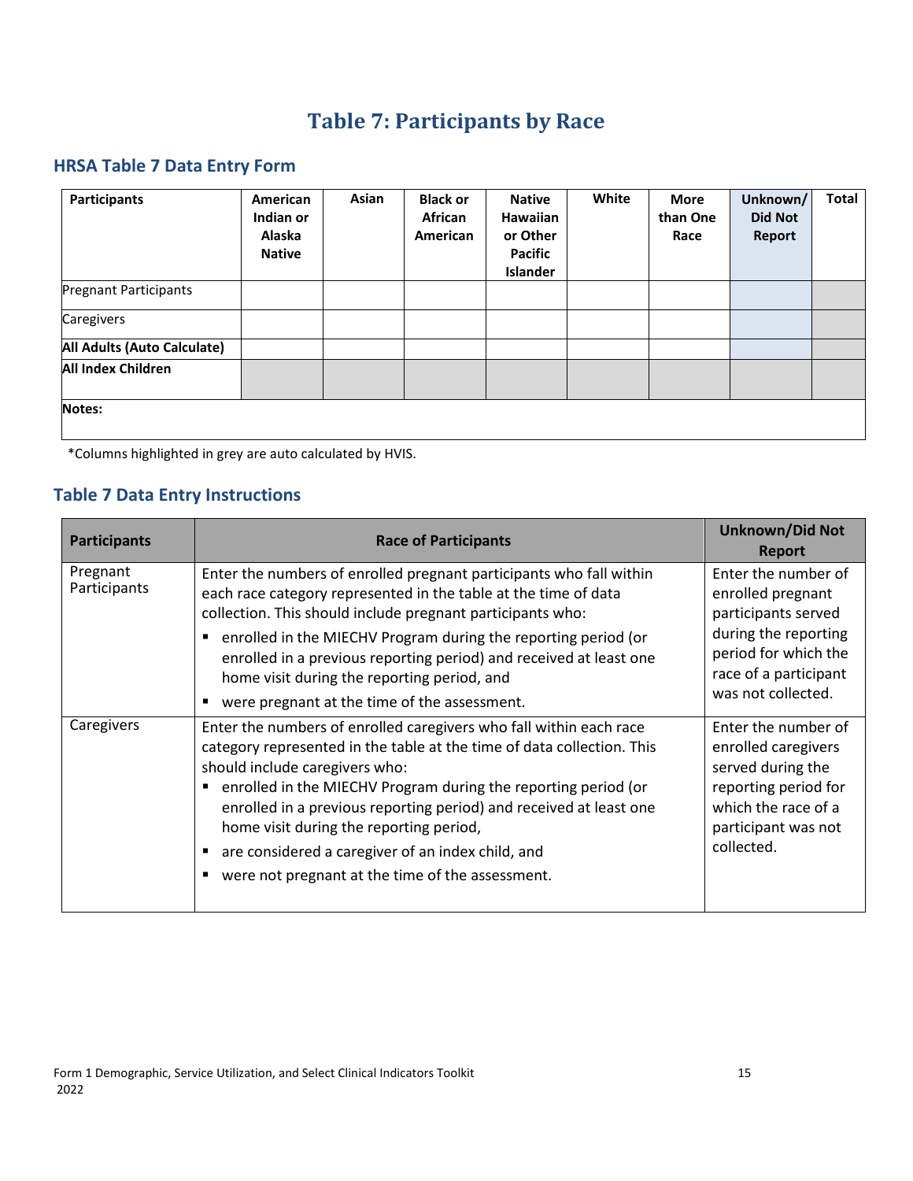# Table 7: Participants by Race

## HRSA Table 7 Data Entry Form

| Participants | American Indian or Alaska Native | Asian | Black or African American | Native Hawaiian or Other Pacific Islander | White | More than One Race | Unknown/ Did Not Report | Total |
|---|---|---|---|---|---|---|---|---|
| Pregnant Participants | | | | | | | | |
| Caregivers | | | | | | | | |
| **All Adults (Auto Calculate)** | | | | | | | | |
| **All Index Children** | | | | | | | | |
| **Notes:** | | | | | | | | |

*Columns highlighted in grey are auto calculated by HVIS.

## Table 7 Data Entry Instructions

| Participants | Race of Participants | Unknown/Did Not Report |
|---|---|---|
| Pregnant Participants | Enter the numbers of enrolled pregnant participants who fall within each race category represented in the table at the time of data collection. This should include pregnant participants who:<br>▪ enrolled in the MIECHV Program during the reporting period (or enrolled in a previous reporting period) and received at least one home visit during the reporting period, and<br>▪ were pregnant at the time of the assessment. | Enter the number of enrolled pregnant participants served during the reporting period for which the race of a participant was not collected. |
| Caregivers | Enter the numbers of enrolled caregivers who fall within each race category represented in the table at the time of data collection. This should include caregivers who:<br>▪ enrolled in the MIECHV Program during the reporting period (or enrolled in a previous reporting period) and received at least one home visit during the reporting period,<br>▪ are considered a caregiver of an index child, and<br>▪ were not pregnant at the time of the assessment. | Enter the number of enrolled caregivers served during the reporting period for which the race of a participant was not collected. |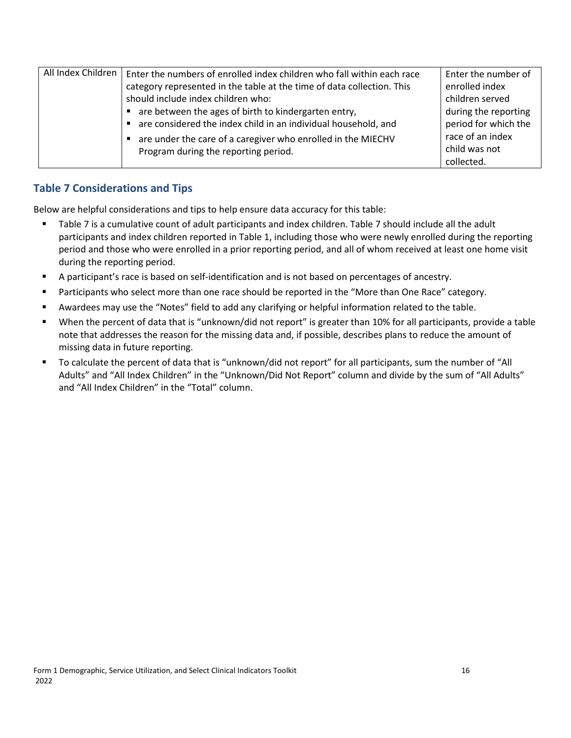| | | |
|---|---|---|
| All Index Children | Enter the numbers of enrolled index children who fall within each race category represented in the table at the time of data collection. This should include index children who:<br>▪ are between the ages of birth to kindergarten entry,<br>▪ are considered the index child in an individual household, and<br>▪ are under the care of a caregiver who enrolled in the MIECHV Program during the reporting period. | Enter the number of enrolled index children served during the reporting period for which the race of an index child was not collected. |

## Table 7 Considerations and Tips

Below are helpful considerations and tips to help ensure data accuracy for this table:

- Table 7 is a cumulative count of adult participants and index children. Table 7 should include all the adult participants and index children reported in Table 1, including those who were newly enrolled during the reporting period and those who were enrolled in a prior reporting period, and all of whom received at least one home visit during the reporting period.
- A participant's race is based on self-identification and is not based on percentages of ancestry.
- Participants who select more than one race should be reported in the "More than One Race" category.
- Awardees may use the "Notes" field to add any clarifying or helpful information related to the table.
- When the percent of data that is "unknown/did not report" is greater than 10% for all participants, provide a table note that addresses the reason for the missing data and, if possible, describes plans to reduce the amount of missing data in future reporting.
- To calculate the percent of data that is "unknown/did not report" for all participants, sum the number of "All Adults" and "All Index Children" in the "Unknown/Did Not Report" column and divide by the sum of "All Adults" and "All Index Children" in the "Total" column.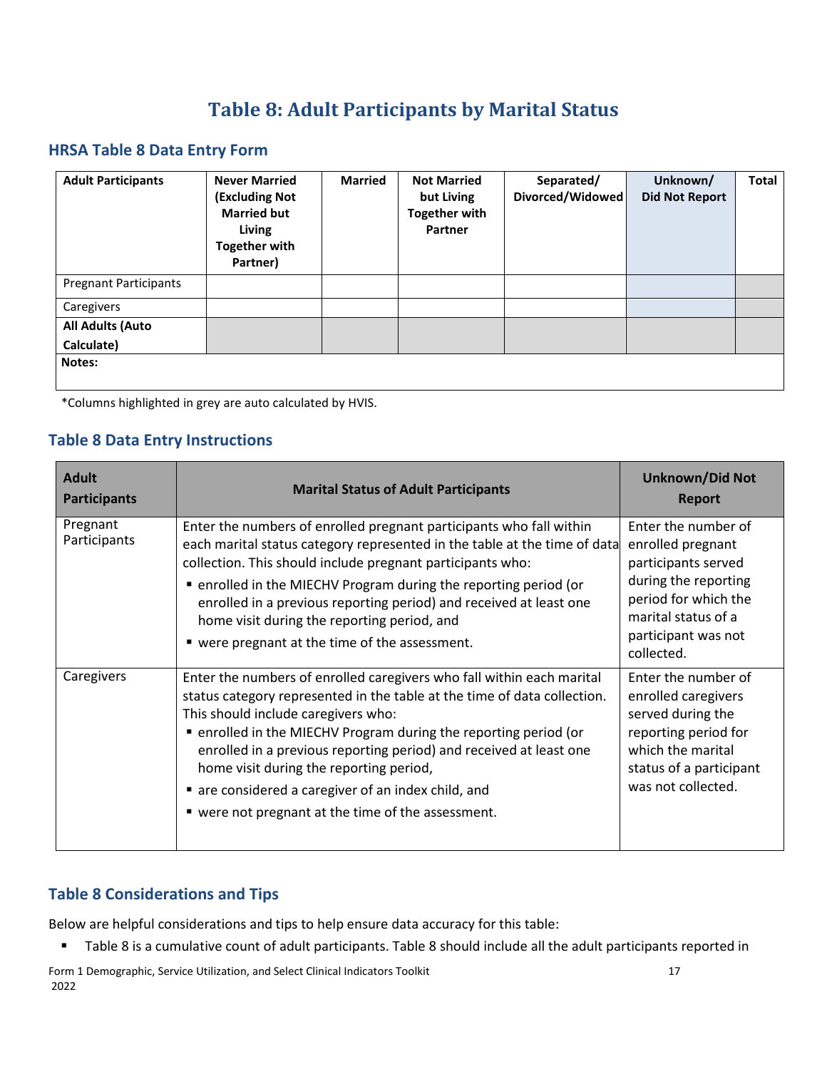# Table 8: Adult Participants by Marital Status

## HRSA Table 8 Data Entry Form

| Adult Participants | Never Married (Excluding Not Married but Living Together with Partner) | Married | Not Married but Living Together with Partner | Separated/ Divorced/Widowed | Unknown/ Did Not Report | Total |
|---|---|---|---|---|---|---|
| Pregnant Participants | | | | | | |
| Caregivers | | | | | | |
| **All Adults (Auto Calculate)** | | | | | | |
| **Notes:** | | | | | | |

*Columns highlighted in grey are auto calculated by HVIS.

## Table 8 Data Entry Instructions

| Adult Participants | Marital Status of Adult Participants | Unknown/Did Not Report |
|---|---|---|
| Pregnant Participants | Enter the numbers of enrolled pregnant participants who fall within each marital status category represented in the table at the time of data collection. This should include pregnant participants who:<br>▪ enrolled in the MIECHV Program during the reporting period (or enrolled in a previous reporting period) and received at least one home visit during the reporting period, and<br>▪ were pregnant at the time of the assessment. | Enter the number of enrolled pregnant participants served during the reporting period for which the marital status of a participant was not collected. |
| Caregivers | Enter the numbers of enrolled caregivers who fall within each marital status category represented in the table at the time of data collection. This should include caregivers who:<br>▪ enrolled in the MIECHV Program during the reporting period (or enrolled in a previous reporting period) and received at least one home visit during the reporting period,<br>▪ are considered a caregiver of an index child, and<br>▪ were not pregnant at the time of the assessment. | Enter the number of enrolled caregivers served during the reporting period for which the marital status of a participant was not collected. |

## Table 8 Considerations and Tips

Below are helpful considerations and tips to help ensure data accuracy for this table:

- Table 8 is a cumulative count of adult participants. Table 8 should include all the adult participants reported in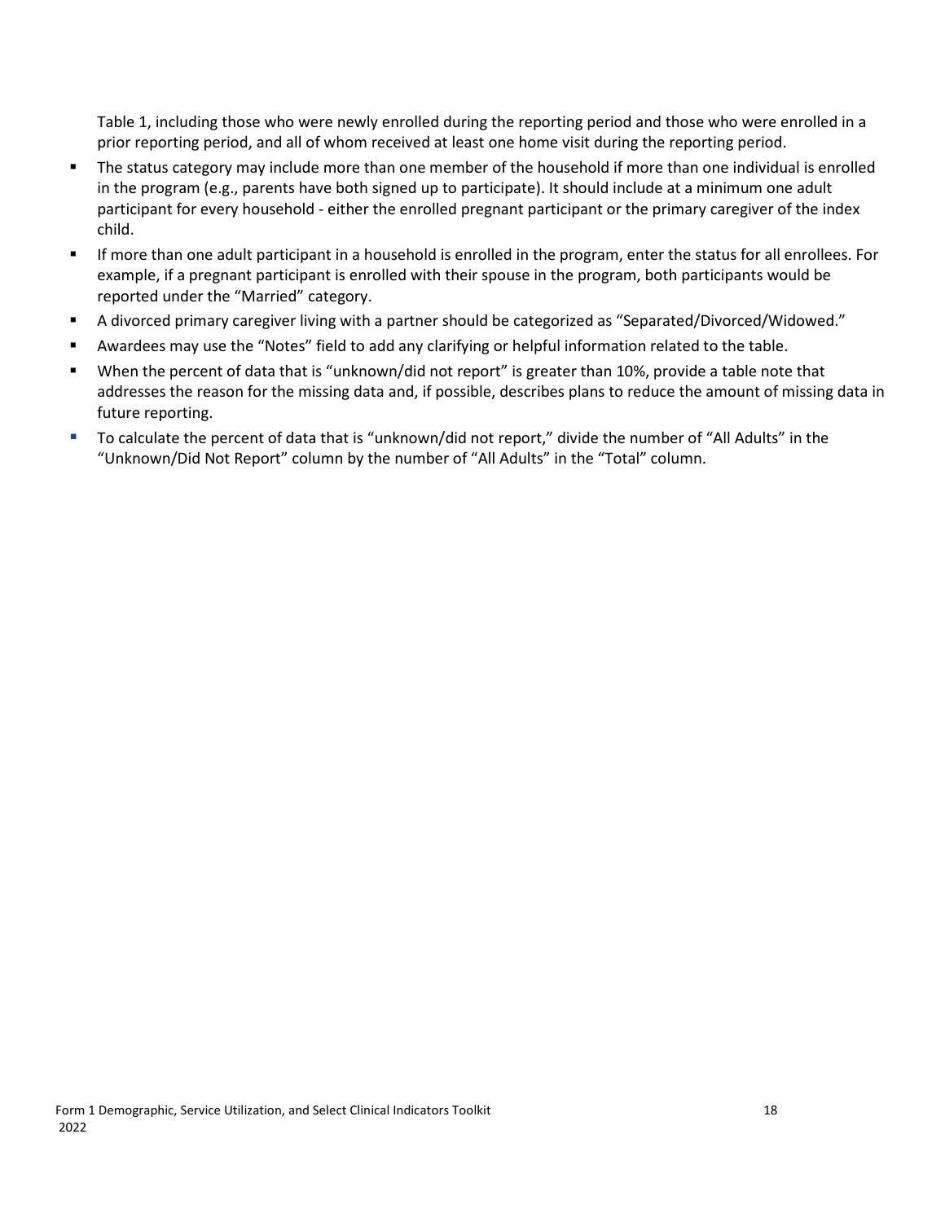Table 1, including those who were newly enrolled during the reporting period and those who were enrolled in a prior reporting period, and all of whom received at least one home visit during the reporting period.

- The status category may include more than one member of the household if more than one individual is enrolled in the program (e.g., parents have both signed up to participate). It should include at a minimum one adult participant for every household - either the enrolled pregnant participant or the primary caregiver of the index child.
- If more than one adult participant in a household is enrolled in the program, enter the status for all enrollees. For example, if a pregnant participant is enrolled with their spouse in the program, both participants would be reported under the "Married" category.
- A divorced primary caregiver living with a partner should be categorized as "Separated/Divorced/Widowed."
- Awardees may use the "Notes" field to add any clarifying or helpful information related to the table.
- When the percent of data that is "unknown/did not report" is greater than 10%, provide a table note that addresses the reason for the missing data and, if possible, describes plans to reduce the amount of missing data in future reporting.
- To calculate the percent of data that is "unknown/did not report," divide the number of "All Adults" in the "Unknown/Did Not Report" column by the number of "All Adults" in the "Total" column.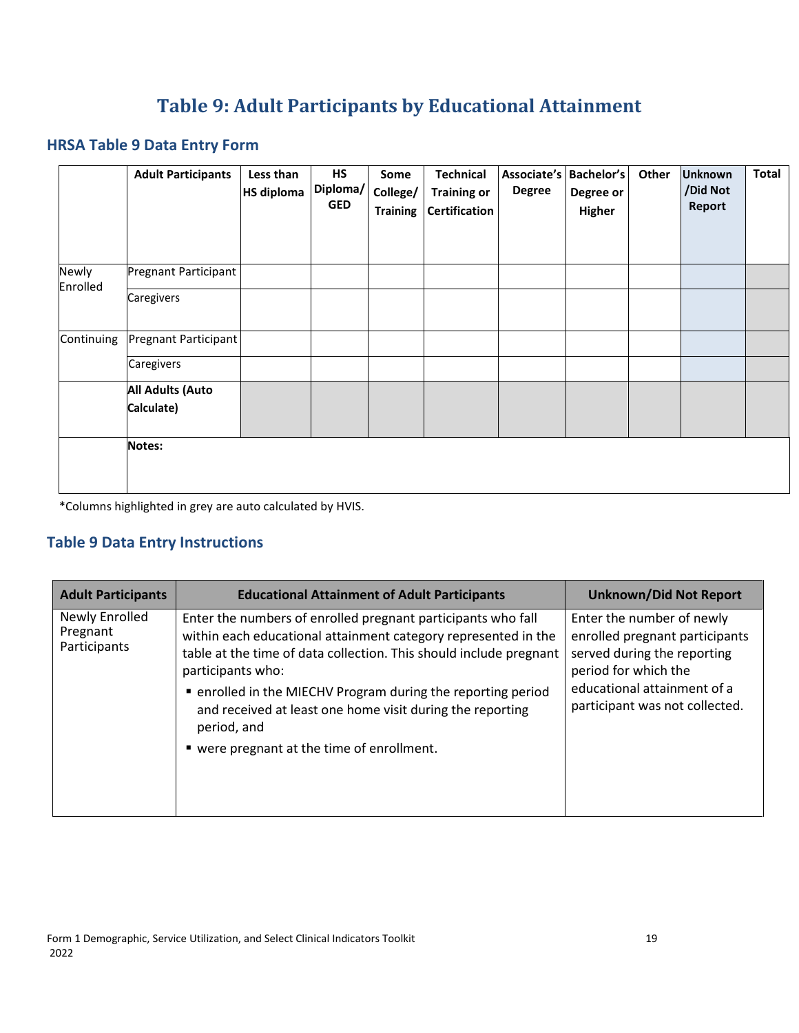# Table 9: Adult Participants by Educational Attainment

## HRSA Table 9 Data Entry Form

| | Adult Participants | Less than HS diploma | HS Diploma/ GED | Some College/ Training | Technical Training or Certification | Associate's Degree | Bachelor's Degree or Higher | Other | Unknown /Did Not Report | Total |
|---|---|---|---|---|---|---|---|---|---|---|
| Newly Enrolled | Pregnant Participant | | | | | | | | | |
| | Caregivers | | | | | | | | | |
| Continuing | Pregnant Participant | | | | | | | | | |
| | Caregivers | | | | | | | | | |
| | **All Adults (Auto Calculate)** | | | | | | | | | |
| | **Notes:** | | | | | | | | | |

*Columns highlighted in grey are auto calculated by HVIS.

## Table 9 Data Entry Instructions

| Adult Participants | Educational Attainment of Adult Participants | Unknown/Did Not Report |
|---|---|---|
| Newly Enrolled Pregnant Participants | Enter the numbers of enrolled pregnant participants who fall within each educational attainment category represented in the table at the time of data collection. This should include pregnant participants who:<br>▪ enrolled in the MIECHV Program during the reporting period and received at least one home visit during the reporting period, and<br>▪ were pregnant at the time of enrollment. | Enter the number of newly enrolled pregnant participants served during the reporting period for which the educational attainment of a participant was not collected. |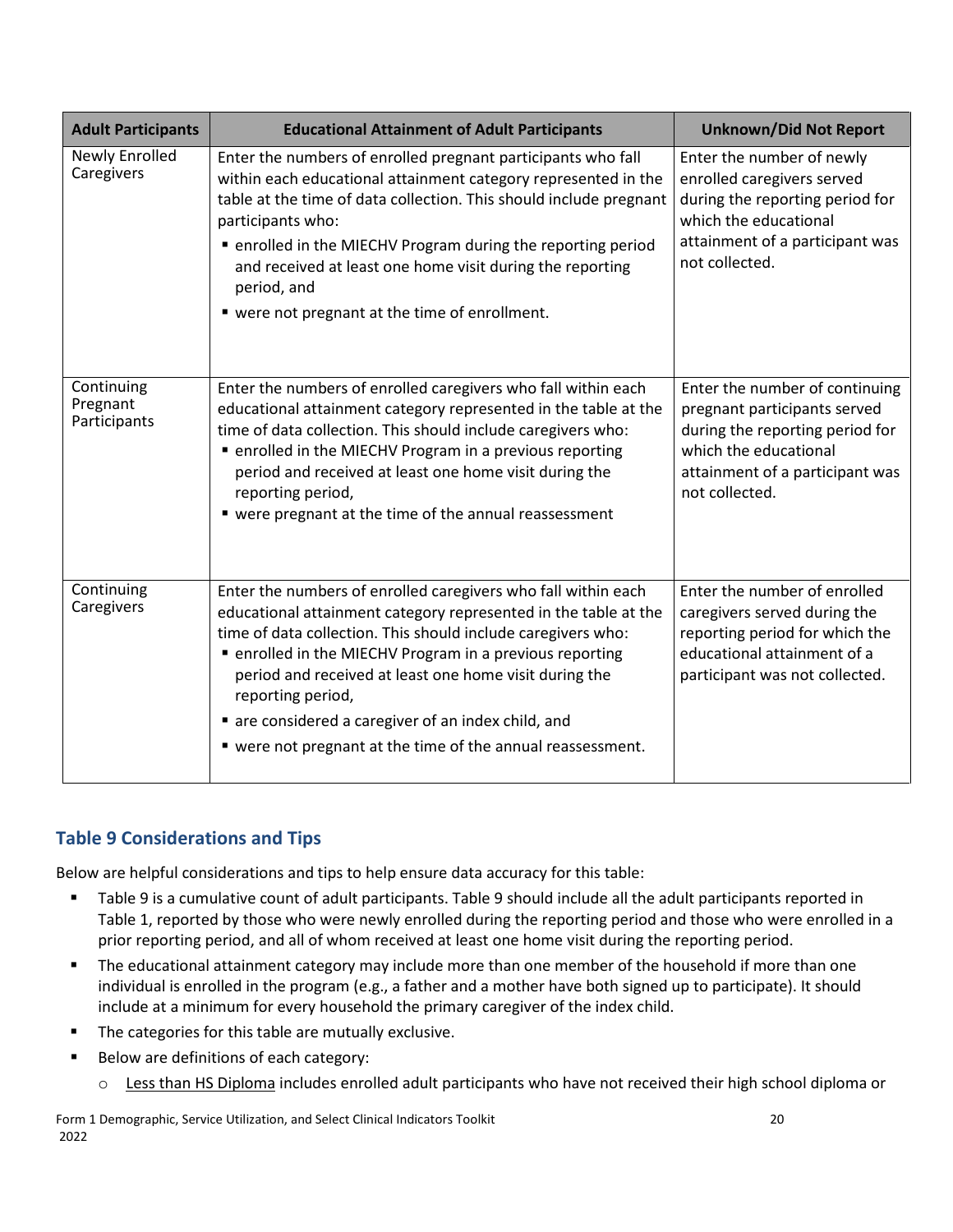| Adult Participants | Educational Attainment of Adult Participants | Unknown/Did Not Report |
|---|---|---|
| Newly Enrolled Caregivers | Enter the numbers of enrolled pregnant participants who fall within each educational attainment category represented in the table at the time of data collection. This should include pregnant participants who:<br>▪ enrolled in the MIECHV Program during the reporting period and received at least one home visit during the reporting period, and<br>▪ were not pregnant at the time of enrollment. | Enter the number of newly enrolled caregivers served during the reporting period for which the educational attainment of a participant was not collected. |
| Continuing Pregnant Participants | Enter the numbers of enrolled caregivers who fall within each educational attainment category represented in the table at the time of data collection. This should include caregivers who:<br>▪ enrolled in the MIECHV Program in a previous reporting period and received at least one home visit during the reporting period,<br>▪ were pregnant at the time of the annual reassessment | Enter the number of continuing pregnant participants served during the reporting period for which the educational attainment of a participant was not collected. |
| Continuing Caregivers | Enter the numbers of enrolled caregivers who fall within each educational attainment category represented in the table at the time of data collection. This should include caregivers who:<br>▪ enrolled in the MIECHV Program in a previous reporting period and received at least one home visit during the reporting period,<br>▪ are considered a caregiver of an index child, and<br>▪ were not pregnant at the time of the annual reassessment. | Enter the number of enrolled caregivers served during the reporting period for which the educational attainment of a participant was not collected. |

## Table 9 Considerations and Tips

Below are helpful considerations and tips to help ensure data accuracy for this table:

- Table 9 is a cumulative count of adult participants. Table 9 should include all the adult participants reported in Table 1, reported by those who were newly enrolled during the reporting period and those who were enrolled in a prior reporting period, and all of whom received at least one home visit during the reporting period.
- The educational attainment category may include more than one member of the household if more than one individual is enrolled in the program (e.g., a father and a mother have both signed up to participate). It should include at a minimum for every household the primary caregiver of the index child.
- The categories for this table are mutually exclusive.
- Below are definitions of each category:
  - Less than HS Diploma includes enrolled adult participants who have not received their high school diploma or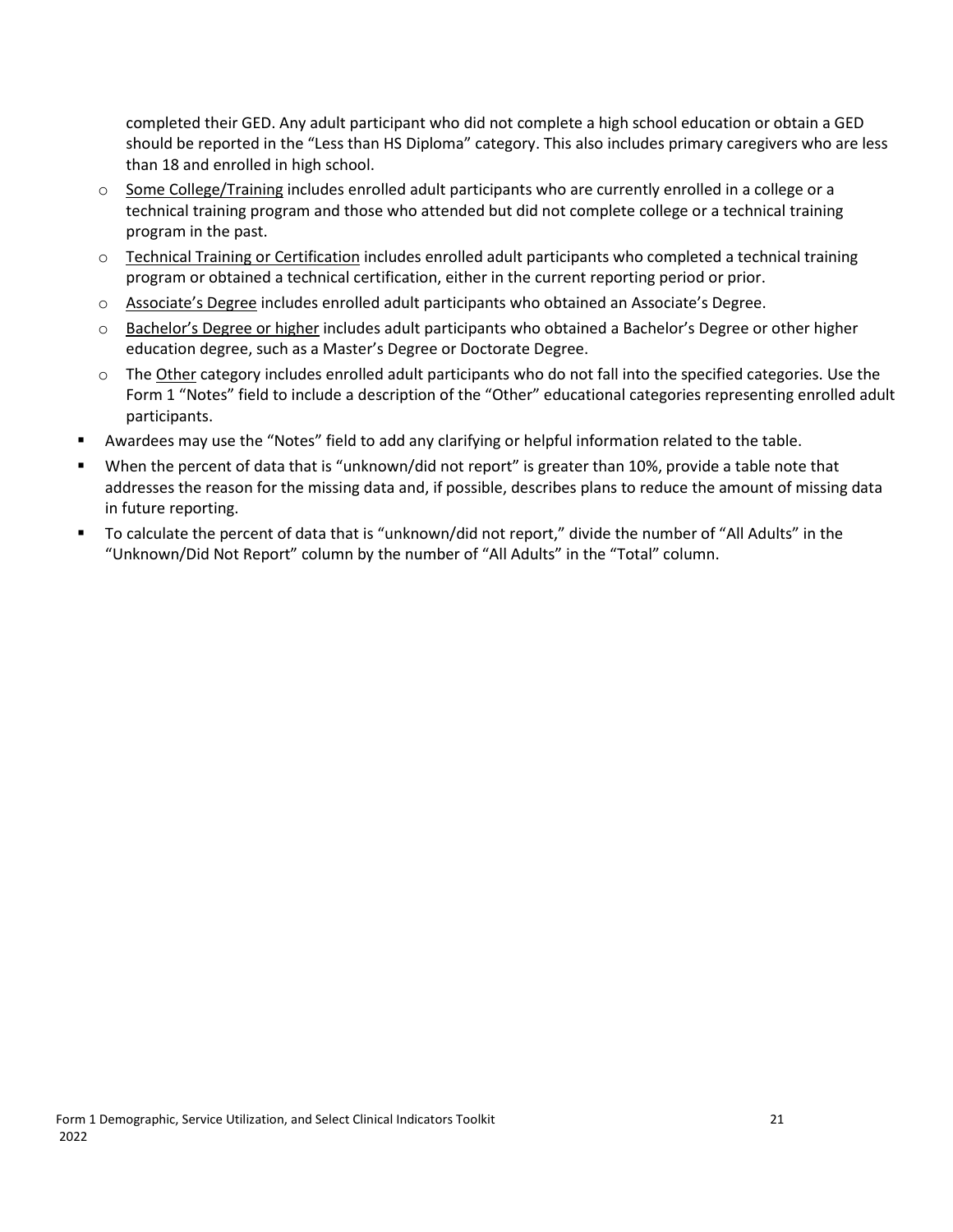completed their GED. Any adult participant who did not complete a high school education or obtain a GED should be reported in the "Less than HS Diploma" category. This also includes primary caregivers who are less than 18 and enrolled in high school.

  - Some College/Training includes enrolled adult participants who are currently enrolled in a college or a technical training program and those who attended but did not complete college or a technical training program in the past.
  - Technical Training or Certification includes enrolled adult participants who completed a technical training program or obtained a technical certification, either in the current reporting period or prior.
  - Associate's Degree includes enrolled adult participants who obtained an Associate's Degree.
  - Bachelor's Degree or higher includes adult participants who obtained a Bachelor's Degree or other higher education degree, such as a Master's Degree or Doctorate Degree.
  - The Other category includes enrolled adult participants who do not fall into the specified categories. Use the Form 1 "Notes" field to include a description of the "Other" educational categories representing enrolled adult participants.
- Awardees may use the "Notes" field to add any clarifying or helpful information related to the table.
- When the percent of data that is "unknown/did not report" is greater than 10%, provide a table note that addresses the reason for the missing data and, if possible, describes plans to reduce the amount of missing data in future reporting.
- To calculate the percent of data that is "unknown/did not report," divide the number of "All Adults" in the "Unknown/Did Not Report" column by the number of "All Adults" in the "Total" column.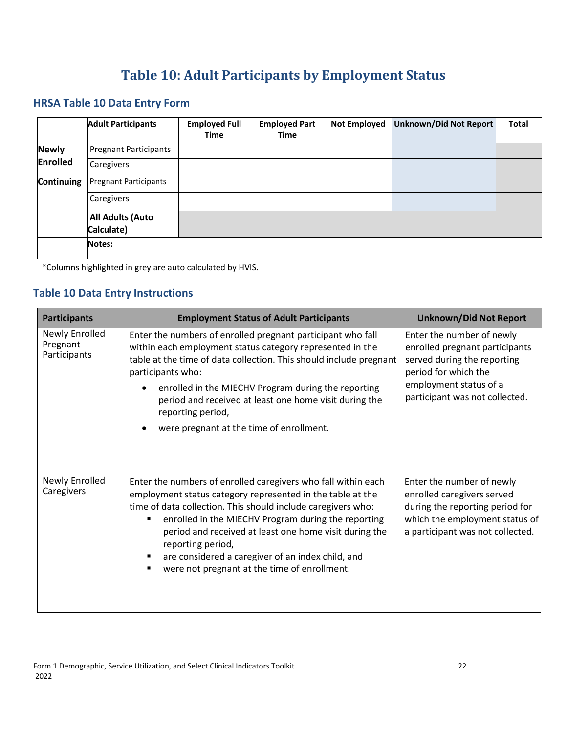# Table 10: Adult Participants by Employment Status

## HRSA Table 10 Data Entry Form

| | Adult Participants | Employed Full Time | Employed Part Time | Not Employed | Unknown/Did Not Report | Total |
|---|---|---|---|---|---|---|
| Newly Enrolled | Pregnant Participants | | | | | |
| | Caregivers | | | | | |
| Continuing | Pregnant Participants | | | | | |
| | Caregivers | | | | | |
| | All Adults (Auto Calculate) | | | | | |
| | Notes: | | | | | |

*Columns highlighted in grey are auto calculated by HVIS.

## Table 10 Data Entry Instructions

| Participants | Employment Status of Adult Participants | Unknown/Did Not Report |
|---|---|---|
| Newly Enrolled Pregnant Participants | Enter the numbers of enrolled pregnant participant who fall within each employment status category represented in the table at the time of data collection. This should include pregnant participants who:<br>• enrolled in the MIECHV Program during the reporting period and received at least one home visit during the reporting period,<br>• were pregnant at the time of enrollment. | Enter the number of newly enrolled pregnant participants served during the reporting period for which the employment status of a participant was not collected. |
| Newly Enrolled Caregivers | Enter the numbers of enrolled caregivers who fall within each employment status category represented in the table at the time of data collection. This should include caregivers who:<br>▪ enrolled in the MIECHV Program during the reporting period and received at least one home visit during the reporting period,<br>▪ are considered a caregiver of an index child, and<br>▪ were not pregnant at the time of enrollment. | Enter the number of newly enrolled caregivers served during the reporting period for which the employment status of a participant was not collected. |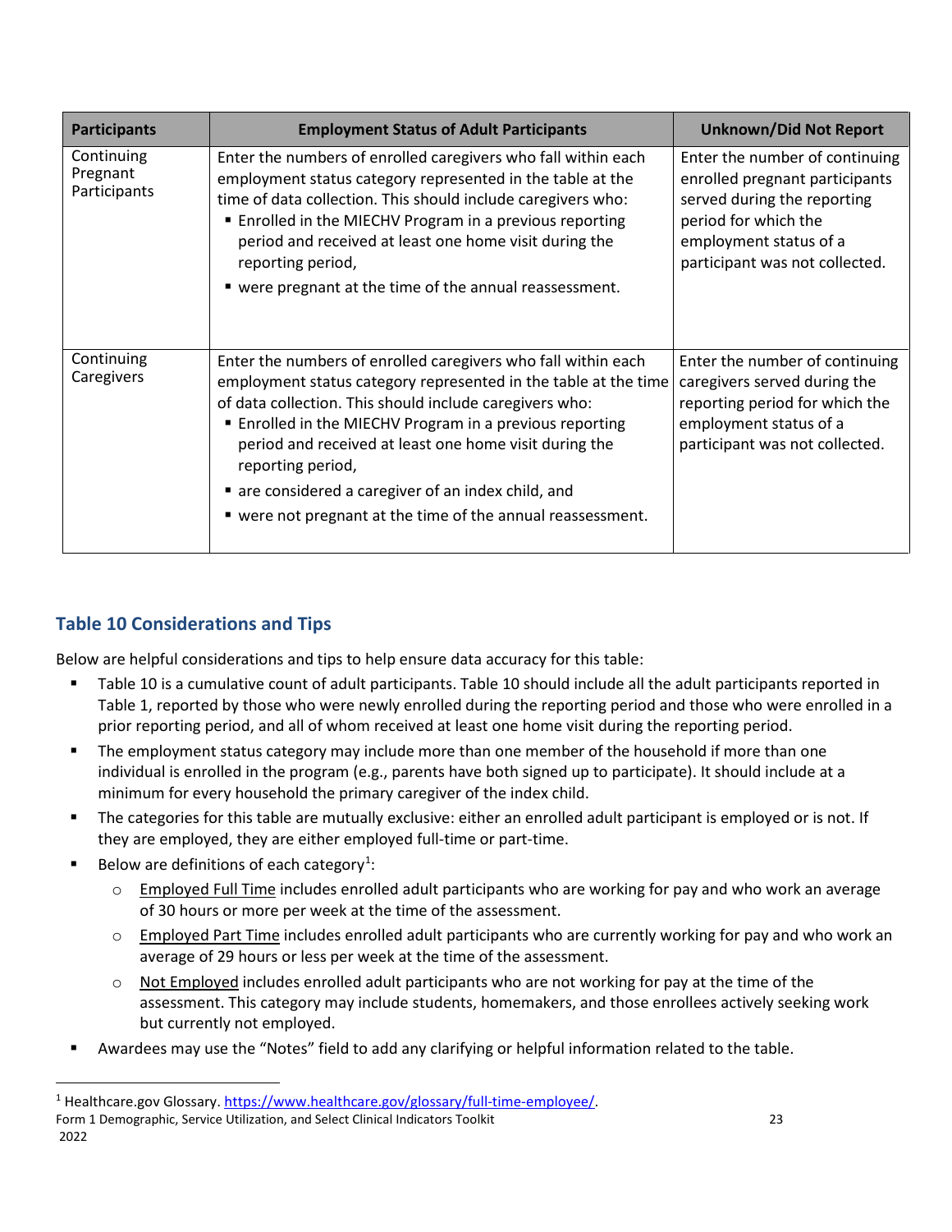| Participants | Employment Status of Adult Participants | Unknown/Did Not Report |
|---|---|---|
| Continuing Pregnant Participants | Enter the numbers of enrolled caregivers who fall within each employment status category represented in the table at the time of data collection. This should include caregivers who: <br>▪ Enrolled in the MIECHV Program in a previous reporting period and received at least one home visit during the reporting period, <br>▪ were pregnant at the time of the annual reassessment. | Enter the number of continuing enrolled pregnant participants served during the reporting period for which the employment status of a participant was not collected. |
| Continuing Caregivers | Enter the numbers of enrolled caregivers who fall within each employment status category represented in the table at the time of data collection. This should include caregivers who: <br>▪ Enrolled in the MIECHV Program in a previous reporting period and received at least one home visit during the reporting period, <br>▪ are considered a caregiver of an index child, and <br>▪ were not pregnant at the time of the annual reassessment. | Enter the number of continuing caregivers served during the reporting period for which the employment status of a participant was not collected. |

## Table 10 Considerations and Tips

Below are helpful considerations and tips to help ensure data accuracy for this table:

- Table 10 is a cumulative count of adult participants. Table 10 should include all the adult participants reported in Table 1, reported by those who were newly enrolled during the reporting period and those who were enrolled in a prior reporting period, and all of whom received at least one home visit during the reporting period.
- The employment status category may include more than one member of the household if more than one individual is enrolled in the program (e.g., parents have both signed up to participate). It should include at a minimum for every household the primary caregiver of the index child.
- The categories for this table are mutually exclusive: either an enrolled adult participant is employed or is not. If they are employed, they are either employed full-time or part-time.
- Below are definitions of each category[1]:
  - Employed Full Time includes enrolled adult participants who are working for pay and who work an average of 30 hours or more per week at the time of the assessment.
  - Employed Part Time includes enrolled adult participants who are currently working for pay and who work an average of 29 hours or less per week at the time of the assessment.
  - Not Employed includes enrolled adult participants who are not working for pay at the time of the assessment. This category may include students, homemakers, and those enrollees actively seeking work but currently not employed.
- Awardees may use the "Notes" field to add any clarifying or helpful information related to the table.

[1] Healthcare.gov Glossary. https://www.healthcare.gov/glossary/full-time-employee/.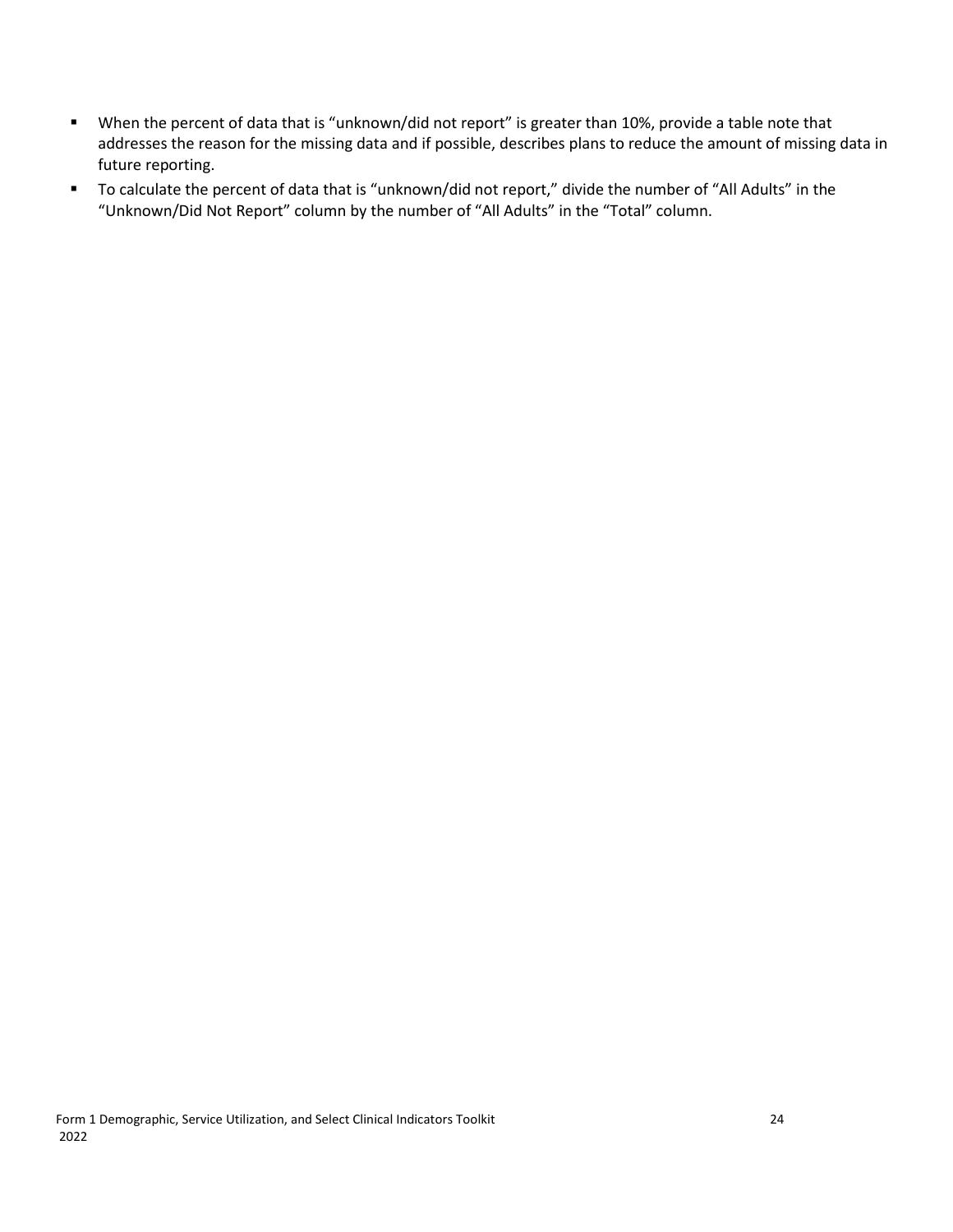- When the percent of data that is "unknown/did not report" is greater than 10%, provide a table note that addresses the reason for the missing data and if possible, describes plans to reduce the amount of missing data in future reporting.
- To calculate the percent of data that is "unknown/did not report," divide the number of "All Adults" in the "Unknown/Did Not Report" column by the number of "All Adults" in the "Total" column.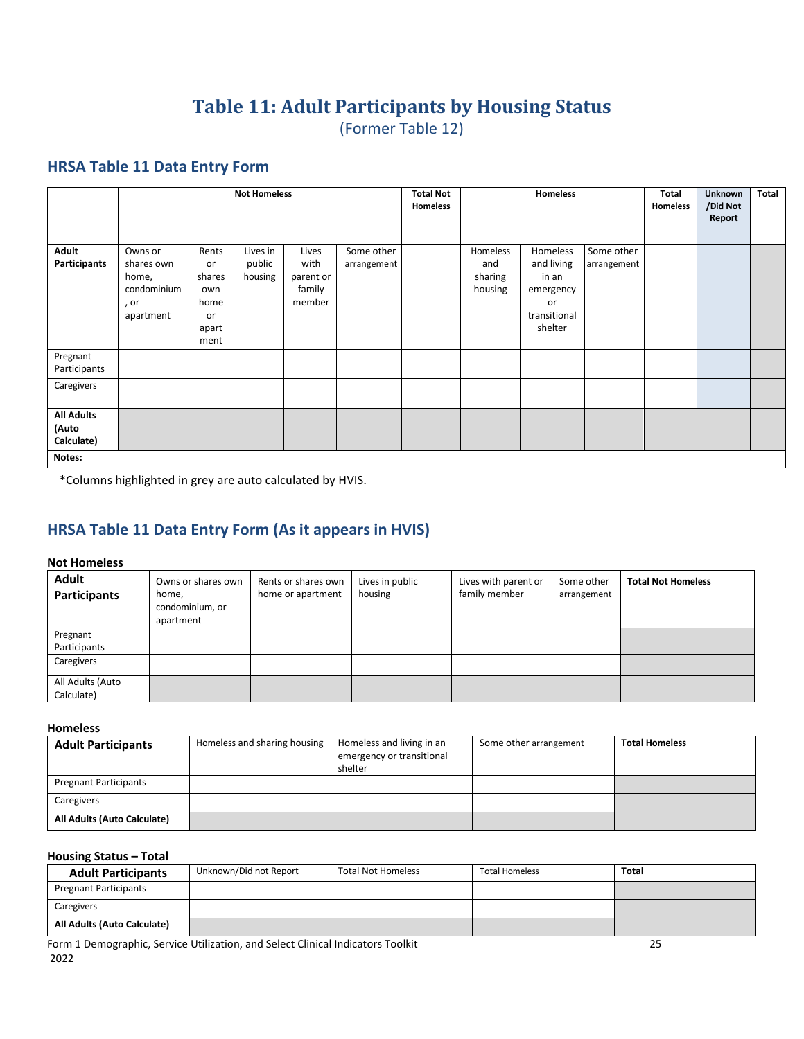# Table 11: Adult Participants by Housing Status

(Former Table 12)

## HRSA Table 11 Data Entry Form

| | Not Homeless | | | | | Total Not Homeless | Homeless | | | Total Homeless | Unknown /Did Not Report | Total |
|---|---|---|---|---|---|---|---|---|---|---|---|---|
| **Adult Participants** | Owns or shares own home, condominium, or apartment | Rents or shares own home or apartment | Lives in public housing | Lives with parent or family member | Some other arrangement | | Homeless and sharing housing | Homeless and living in an emergency or transitional shelter | Some other arrangement | | | |
| Pregnant Participants | | | | | | | | | | | | |
| Caregivers | | | | | | | | | | | | |
| **All Adults (Auto Calculate)** | | | | | | | | | | | | |
| **Notes:** | | | | | | | | | | | | |

*Columns highlighted in grey are auto calculated by HVIS.

## HRSA Table 11 Data Entry Form (As it appears in HVIS)

**Not Homeless**

| Adult Participants | Owns or shares own home, condominium, or apartment | Rents or shares own home or apartment | Lives in public housing | Lives with parent or family member | Some other arrangement | **Total Not Homeless** |
|---|---|---|---|---|---|---|
| Pregnant Participants | | | | | | |
| Caregivers | | | | | | |
| All Adults (Auto Calculate) | | | | | | |

**Homeless**

| Adult Participants | Homeless and sharing housing | Homeless and living in an emergency or transitional shelter | Some other arrangement | **Total Homeless** |
|---|---|---|---|---|
| Pregnant Participants | | | | |
| Caregivers | | | | |
| **All Adults (Auto Calculate)** | | | | |

**Housing Status – Total**

| Adult Participants | Unknown/Did not Report | Total Not Homeless | Total Homeless | **Total** |
|---|---|---|---|---|
| Pregnant Participants | | | | |
| Caregivers | | | | |
| **All Adults (Auto Calculate)** | | | | |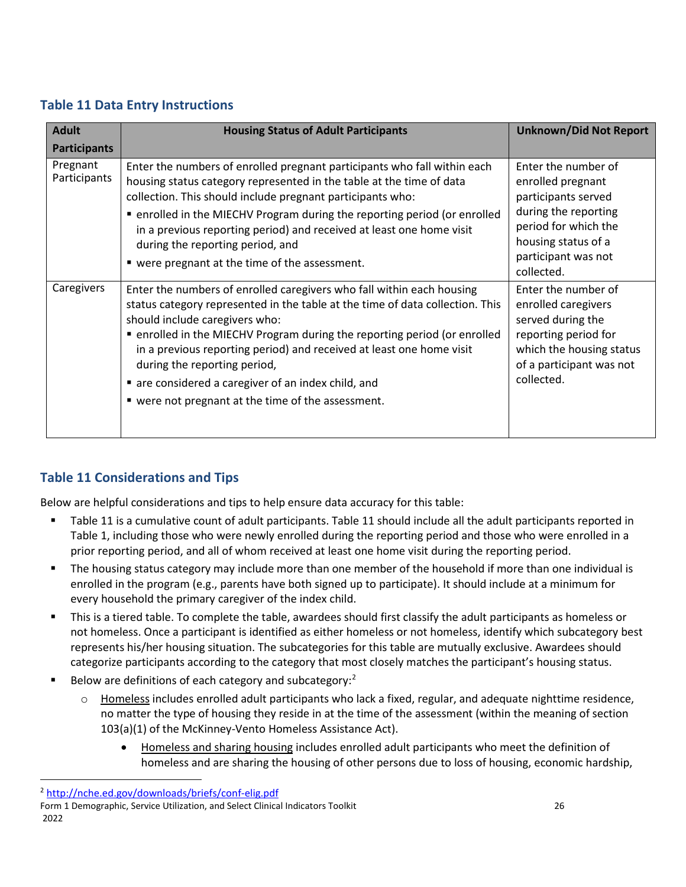## Table 11 Data Entry Instructions

| Adult Participants | Housing Status of Adult Participants | Unknown/Did Not Report |
|---|---|---|
| Pregnant Participants | Enter the numbers of enrolled pregnant participants who fall within each housing status category represented in the table at the time of data collection. This should include pregnant participants who:<br>▪ enrolled in the MIECHV Program during the reporting period (or enrolled in a previous reporting period) and received at least one home visit during the reporting period, and<br>▪ were pregnant at the time of the assessment. | Enter the number of enrolled pregnant participants served during the reporting period for which the housing status of a participant was not collected. |
| Caregivers | Enter the numbers of enrolled caregivers who fall within each housing status category represented in the table at the time of data collection. This should include caregivers who:<br>▪ enrolled in the MIECHV Program during the reporting period (or enrolled in a previous reporting period) and received at least one home visit during the reporting period,<br>▪ are considered a caregiver of an index child, and<br>▪ were not pregnant at the time of the assessment. | Enter the number of enrolled caregivers served during the reporting period for which the housing status of a participant was not collected. |

## Table 11 Considerations and Tips

Below are helpful considerations and tips to help ensure data accuracy for this table:

- Table 11 is a cumulative count of adult participants. Table 11 should include all the adult participants reported in Table 1, including those who were newly enrolled during the reporting period and those who were enrolled in a prior reporting period, and all of whom received at least one home visit during the reporting period.
- The housing status category may include more than one member of the household if more than one individual is enrolled in the program (e.g., parents have both signed up to participate). It should include at a minimum for every household the primary caregiver of the index child.
- This is a tiered table. To complete the table, awardees should first classify the adult participants as homeless or not homeless. Once a participant is identified as either homeless or not homeless, identify which subcategory best represents his/her housing situation. The subcategories for this table are mutually exclusive. Awardees should categorize participants according to the category that most closely matches the participant's housing status.
- Below are definitions of each category and subcategory:[2]
  - Homeless includes enrolled adult participants who lack a fixed, regular, and adequate nighttime residence, no matter the type of housing they reside in at the time of the assessment (within the meaning of section 103(a)(1) of the McKinney-Vento Homeless Assistance Act).
    - Homeless and sharing housing includes enrolled adult participants who meet the definition of homeless and are sharing the housing of other persons due to loss of housing, economic hardship,

[2] http://nche.ed.gov/downloads/briefs/conf-elig.pdf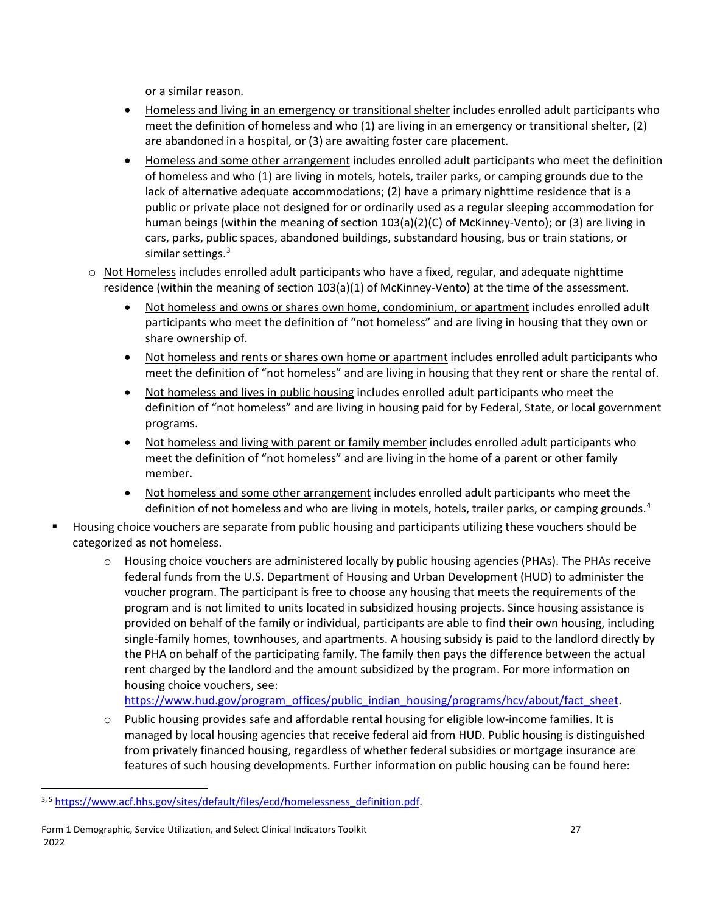or a similar reason.

        - Homeless and living in an emergency or transitional shelter includes enrolled adult participants who meet the definition of homeless and who (1) are living in an emergency or transitional shelter, (2) are abandoned in a hospital, or (3) are awaiting foster care placement.
        - Homeless and some other arrangement includes enrolled adult participants who meet the definition of homeless and who (1) are living in motels, hotels, trailer parks, or camping grounds due to the lack of alternative adequate accommodations; (2) have a primary nighttime residence that is a public or private place not designed for or ordinarily used as a regular sleeping accommodation for human beings (within the meaning of section 103(a)(2)(C) of McKinney-Vento); or (3) are living in cars, parks, public spaces, abandoned buildings, substandard housing, bus or train stations, or similar settings.[3]
    - Not Homeless includes enrolled adult participants who have a fixed, regular, and adequate nighttime residence (within the meaning of section 103(a)(1) of McKinney-Vento) at the time of the assessment.
        - Not homeless and owns or shares own home, condominium, or apartment includes enrolled adult participants who meet the definition of "not homeless" and are living in housing that they own or share ownership of.
        - Not homeless and rents or shares own home or apartment includes enrolled adult participants who meet the definition of "not homeless" and are living in housing that they rent or share the rental of.
        - Not homeless and lives in public housing includes enrolled adult participants who meet the definition of "not homeless" and are living in housing paid for by Federal, State, or local government programs.
        - Not homeless and living with parent or family member includes enrolled adult participants who meet the definition of "not homeless" and are living in the home of a parent or other family member.
        - Not homeless and some other arrangement includes enrolled adult participants who meet the definition of not homeless and who are living in motels, hotels, trailer parks, or camping grounds.[4]

- Housing choice vouchers are separate from public housing and participants utilizing these vouchers should be categorized as not homeless.
    - Housing choice vouchers are administered locally by public housing agencies (PHAs). The PHAs receive federal funds from the U.S. Department of Housing and Urban Development (HUD) to administer the voucher program. The participant is free to choose any housing that meets the requirements of the program and is not limited to units located in subsidized housing projects. Since housing assistance is provided on behalf of the family or individual, participants are able to find their own housing, including single-family homes, townhouses, and apartments. A housing subsidy is paid to the landlord directly by the PHA on behalf of the participating family. The family then pays the difference between the actual rent charged by the landlord and the amount subsidized by the program. For more information on housing choice vouchers, see: https://www.hud.gov/program_offices/public_indian_housing/programs/hcv/about/fact_sheet.
    - Public housing provides safe and affordable rental housing for eligible low-income families. It is managed by local housing agencies that receive federal aid from HUD. Public housing is distinguished from privately financed housing, regardless of whether federal subsidies or mortgage insurance are features of such housing developments. Further information on public housing can be found here:

---

[3, 5] https://www.acf.hhs.gov/sites/default/files/ecd/homelessness_definition.pdf.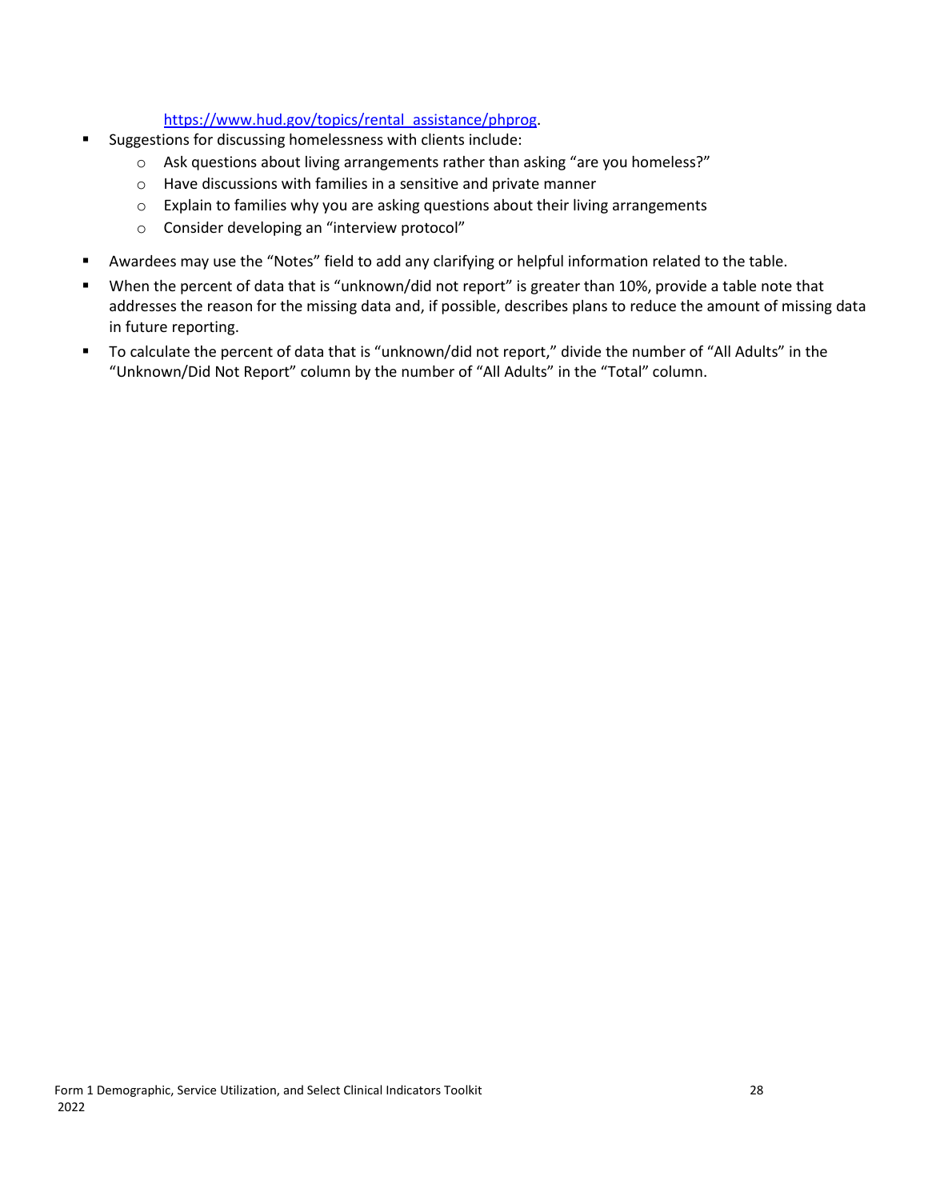[https://www.hud.gov/topics/rental_assistance/phprog](https://www.hud.gov/topics/rental_assistance/phprog).

- Suggestions for discussing homelessness with clients include:
  - Ask questions about living arrangements rather than asking "are you homeless?"
  - Have discussions with families in a sensitive and private manner
  - Explain to families why you are asking questions about their living arrangements
  - Consider developing an "interview protocol"
- Awardees may use the "Notes" field to add any clarifying or helpful information related to the table.
- When the percent of data that is "unknown/did not report" is greater than 10%, provide a table note that addresses the reason for the missing data and, if possible, describes plans to reduce the amount of missing data in future reporting.
- To calculate the percent of data that is "unknown/did not report," divide the number of "All Adults" in the "Unknown/Did Not Report" column by the number of "All Adults" in the "Total" column.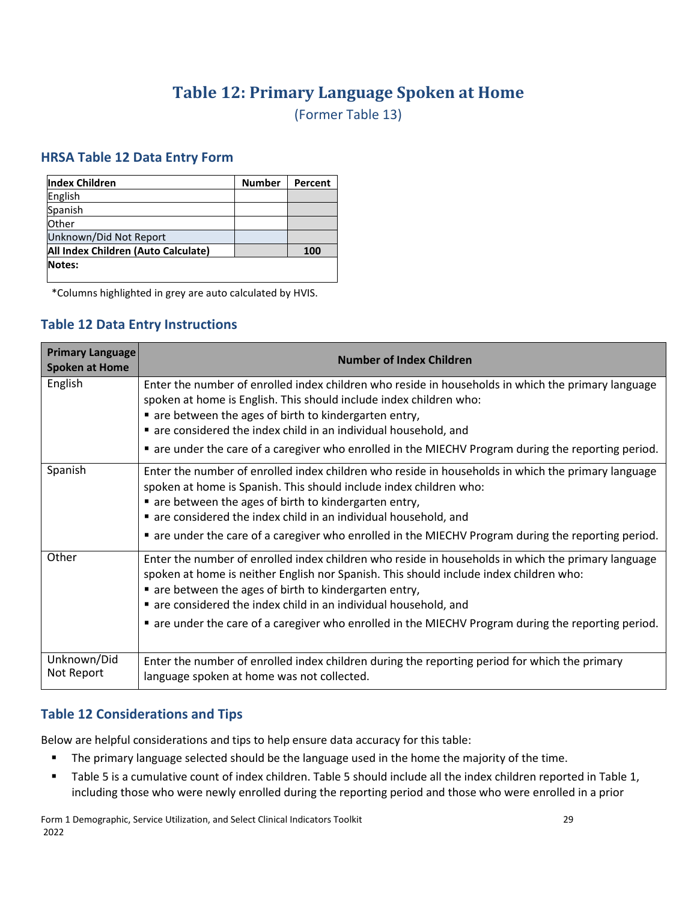# Table 12: Primary Language Spoken at Home

(Former Table 13)

## HRSA Table 12 Data Entry Form

| **Index Children** | **Number** | **Percent** |
|---|---|---|
| English | | |
| Spanish | | |
| Other | | |
| Unknown/Did Not Report | | |
| **All Index Children (Auto Calculate)** | | **100** |
| **Notes:** | | |

*Columns highlighted in grey are auto calculated by HVIS.

## Table 12 Data Entry Instructions

| Primary Language Spoken at Home | Number of Index Children |
|---|---|
| English | Enter the number of enrolled index children who reside in households in which the primary language spoken at home is English. This should include index children who:<br>▪ are between the ages of birth to kindergarten entry,<br>▪ are considered the index child in an individual household, and<br>▪ are under the care of a caregiver who enrolled in the MIECHV Program during the reporting period. |
| Spanish | Enter the number of enrolled index children who reside in households in which the primary language spoken at home is Spanish. This should include index children who:<br>▪ are between the ages of birth to kindergarten entry,<br>▪ are considered the index child in an individual household, and<br>▪ are under the care of a caregiver who enrolled in the MIECHV Program during the reporting period. |
| Other | Enter the number of enrolled index children who reside in households in which the primary language spoken at home is neither English nor Spanish. This should include index children who:<br>▪ are between the ages of birth to kindergarten entry,<br>▪ are considered the index child in an individual household, and<br>▪ are under the care of a caregiver who enrolled in the MIECHV Program during the reporting period. |
| Unknown/Did Not Report | Enter the number of enrolled index children during the reporting period for which the primary language spoken at home was not collected. |

## Table 12 Considerations and Tips

Below are helpful considerations and tips to help ensure data accuracy for this table:

- The primary language selected should be the language used in the home the majority of the time.
- Table 5 is a cumulative count of index children. Table 5 should include all the index children reported in Table 1, including those who were newly enrolled during the reporting period and those who were enrolled in a prior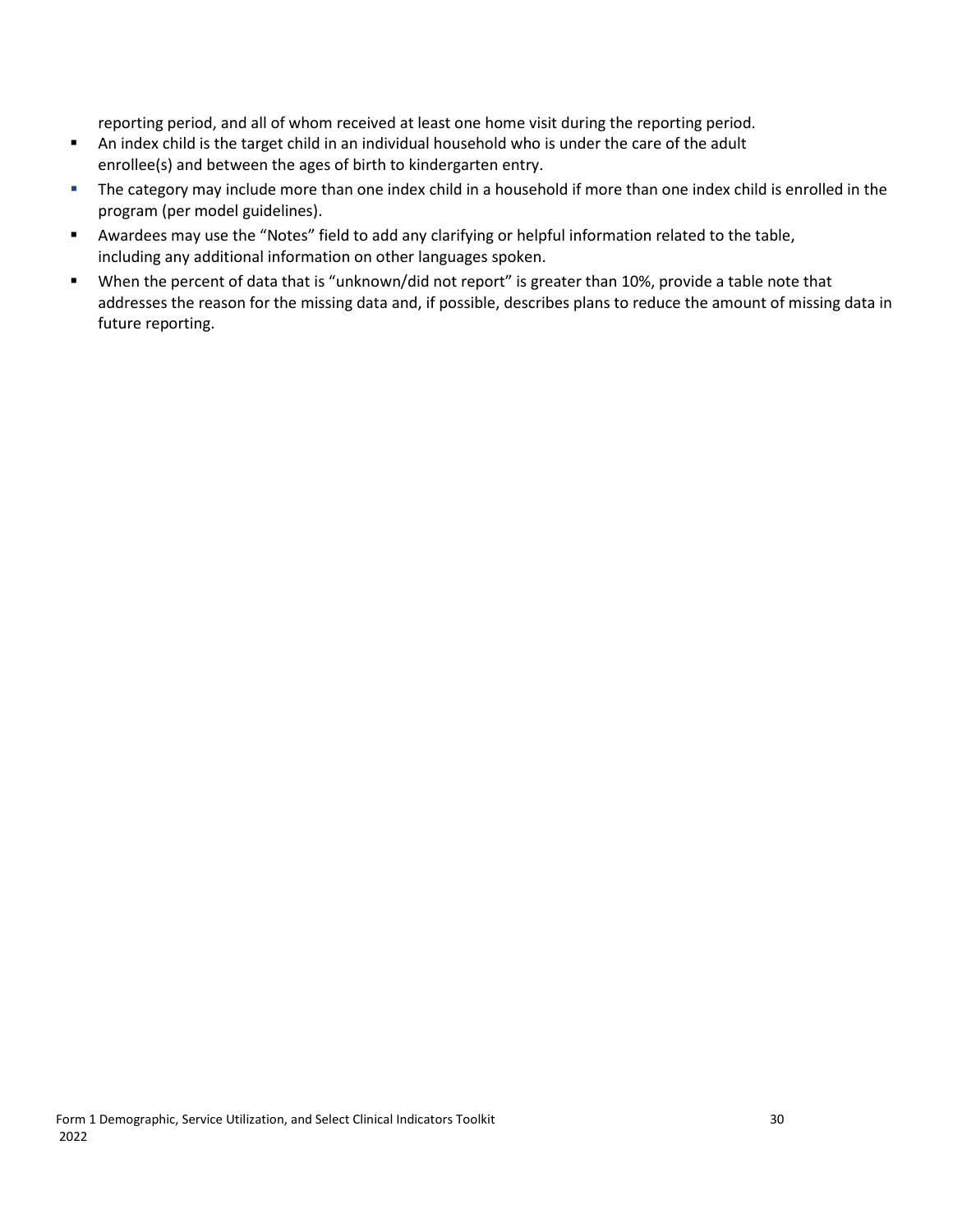reporting period, and all of whom received at least one home visit during the reporting period.

- An index child is the target child in an individual household who is under the care of the adult enrollee(s) and between the ages of birth to kindergarten entry.
- The category may include more than one index child in a household if more than one index child is enrolled in the program (per model guidelines).
- Awardees may use the "Notes" field to add any clarifying or helpful information related to the table, including any additional information on other languages spoken.
- When the percent of data that is "unknown/did not report" is greater than 10%, provide a table note that addresses the reason for the missing data and, if possible, describes plans to reduce the amount of missing data in future reporting.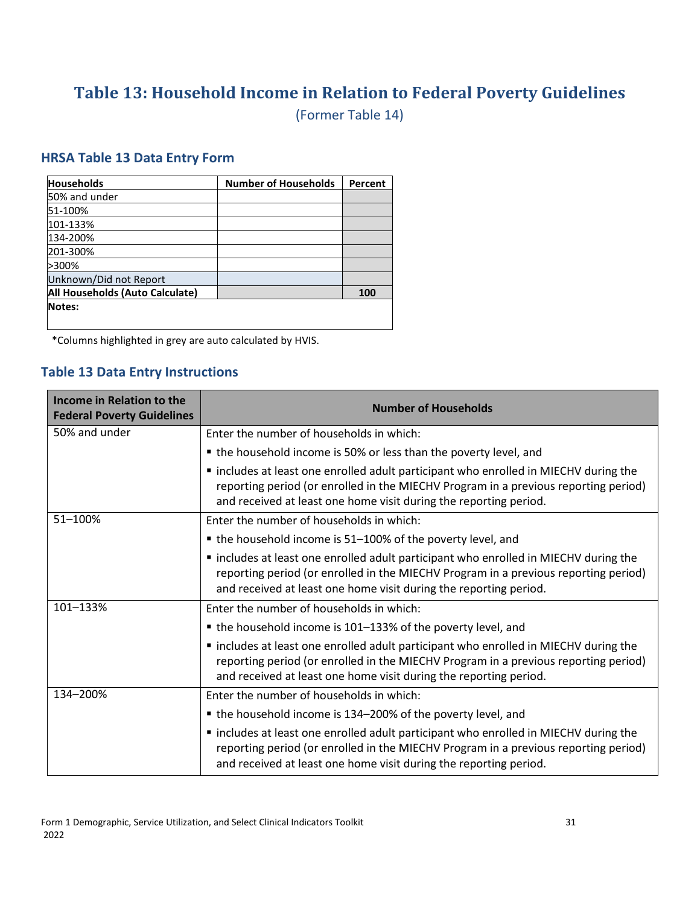# Table 13: Household Income in Relation to Federal Poverty Guidelines

(Former Table 14)

## HRSA Table 13 Data Entry Form

| Households | Number of Households | Percent |
|---|---|---|
| 50% and under | | |
| 51-100% | | |
| 101-133% | | |
| 134-200% | | |
| 201-300% | | |
| >300% | | |
| Unknown/Did not Report | | |
| **All Households (Auto Calculate)** | | **100** |
| **Notes:** | | |

*Columns highlighted in grey are auto calculated by HVIS.

## Table 13 Data Entry Instructions

| Income in Relation to the Federal Poverty Guidelines | Number of Households |
|---|---|
| 50% and under | Enter the number of households in which:<br>▪ the household income is 50% or less than the poverty level, and<br>▪ includes at least one enrolled adult participant who enrolled in MIECHV during the reporting period (or enrolled in the MIECHV Program in a previous reporting period) and received at least one home visit during the reporting period. |
| 51–100% | Enter the number of households in which:<br>▪ the household income is 51–100% of the poverty level, and<br>▪ includes at least one enrolled adult participant who enrolled in MIECHV during the reporting period (or enrolled in the MIECHV Program in a previous reporting period) and received at least one home visit during the reporting period. |
| 101–133% | Enter the number of households in which:<br>▪ the household income is 101–133% of the poverty level, and<br>▪ includes at least one enrolled adult participant who enrolled in MIECHV during the reporting period (or enrolled in the MIECHV Program in a previous reporting period) and received at least one home visit during the reporting period. |
| 134–200% | Enter the number of households in which:<br>▪ the household income is 134–200% of the poverty level, and<br>▪ includes at least one enrolled adult participant who enrolled in MIECHV during the reporting period (or enrolled in the MIECHV Program in a previous reporting period) and received at least one home visit during the reporting period. |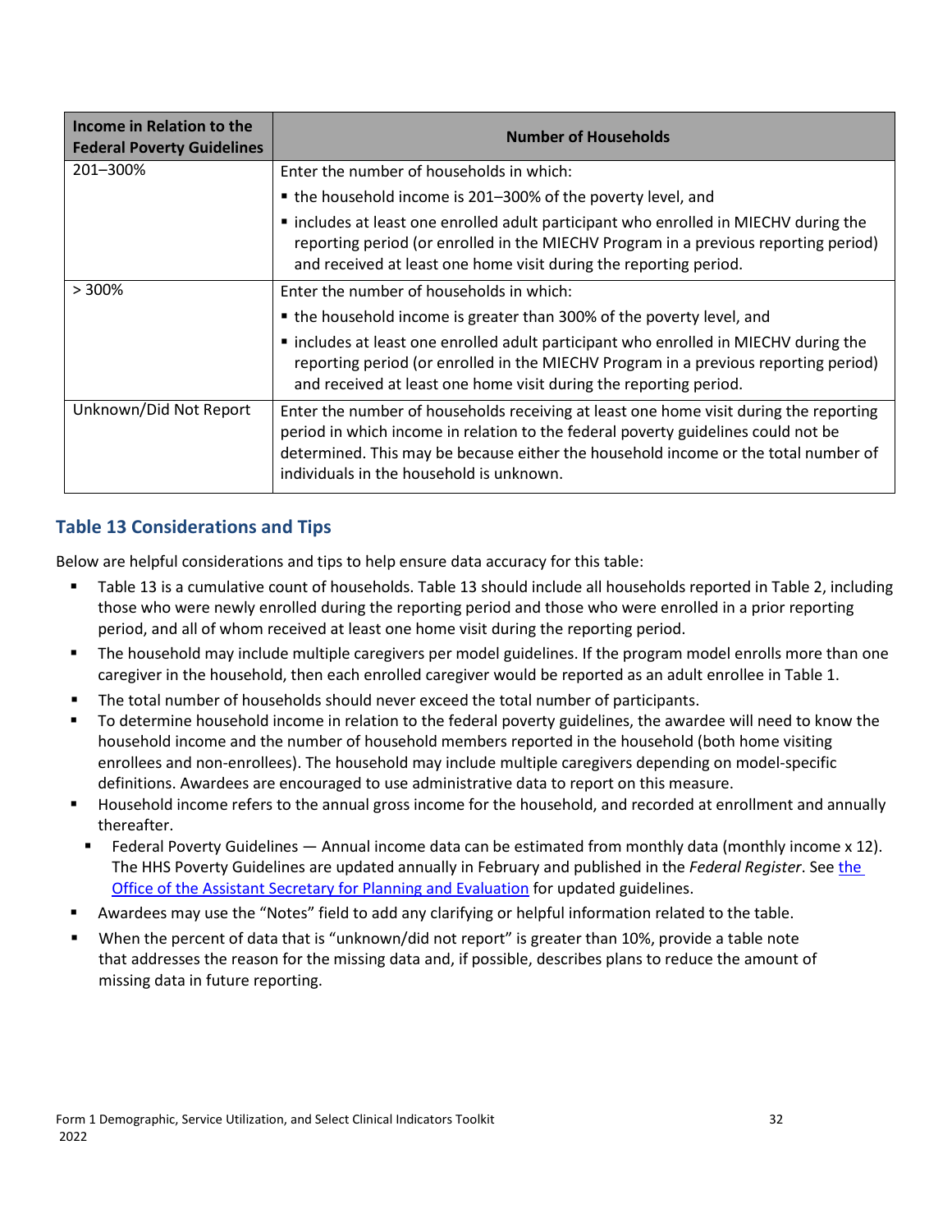| Income in Relation to the Federal Poverty Guidelines | Number of Households |
| --- | --- |
| 201–300% | Enter the number of households in which:<br>▪ the household income is 201–300% of the poverty level, and<br>▪ includes at least one enrolled adult participant who enrolled in MIECHV during the reporting period (or enrolled in the MIECHV Program in a previous reporting period) and received at least one home visit during the reporting period. |
| > 300% | Enter the number of households in which:<br>▪ the household income is greater than 300% of the poverty level, and<br>▪ includes at least one enrolled adult participant who enrolled in MIECHV during the reporting period (or enrolled in the MIECHV Program in a previous reporting period) and received at least one home visit during the reporting period. |
| Unknown/Did Not Report | Enter the number of households receiving at least one home visit during the reporting period in which income in relation to the federal poverty guidelines could not be determined. This may be because either the household income or the total number of individuals in the household is unknown. |

## Table 13 Considerations and Tips

Below are helpful considerations and tips to help ensure data accuracy for this table:

- Table 13 is a cumulative count of households. Table 13 should include all households reported in Table 2, including those who were newly enrolled during the reporting period and those who were enrolled in a prior reporting period, and all of whom received at least one home visit during the reporting period.
- The household may include multiple caregivers per model guidelines. If the program model enrolls more than one caregiver in the household, then each enrolled caregiver would be reported as an adult enrollee in Table 1.
- The total number of households should never exceed the total number of participants.
- To determine household income in relation to the federal poverty guidelines, the awardee will need to know the household income and the number of household members reported in the household (both home visiting enrollees and non-enrollees). The household may include multiple caregivers depending on model-specific definitions. Awardees are encouraged to use administrative data to report on this measure.
- Household income refers to the annual gross income for the household, and recorded at enrollment and annually thereafter.
  - Federal Poverty Guidelines — Annual income data can be estimated from monthly data (monthly income x 12). The HHS Poverty Guidelines are updated annually in February and published in the *Federal Register*. See the Office of the Assistant Secretary for Planning and Evaluation for updated guidelines.
- Awardees may use the "Notes" field to add any clarifying or helpful information related to the table.
- When the percent of data that is "unknown/did not report" is greater than 10%, provide a table note that addresses the reason for the missing data and, if possible, describes plans to reduce the amount of missing data in future reporting.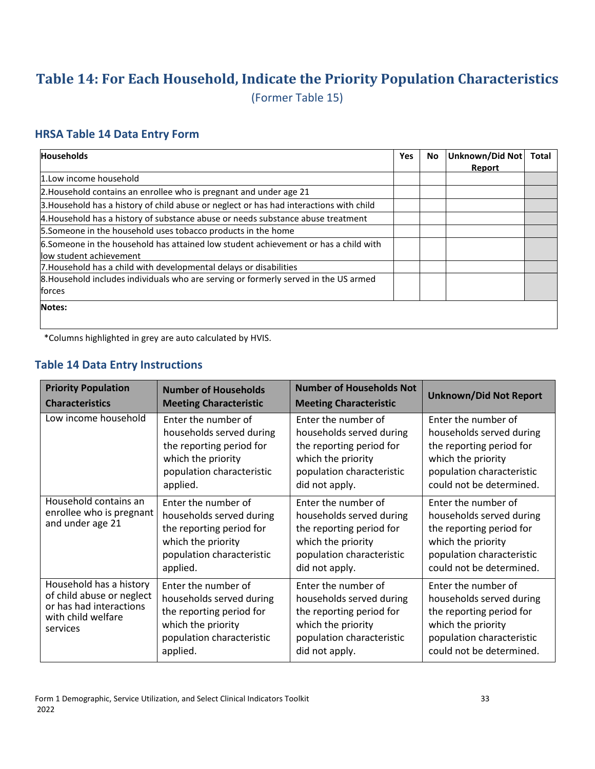# Table 14: For Each Household, Indicate the Priority Population Characteristics

(Former Table 15)

## HRSA Table 14 Data Entry Form

| Households | Yes | No | Unknown/Did Not Report | Total |
|---|---|---|---|---|
| 1.Low income household | | | | |
| 2.Household contains an enrollee who is pregnant and under age 21 | | | | |
| 3.Household has a history of child abuse or neglect or has had interactions with child | | | | |
| 4.Household has a history of substance abuse or needs substance abuse treatment | | | | |
| 5.Someone in the household uses tobacco products in the home | | | | |
| 6.Someone in the household has attained low student achievement or has a child with low student achievement | | | | |
| 7.Household has a child with developmental delays or disabilities | | | | |
| 8.Household includes individuals who are serving or formerly served in the US armed forces | | | | |
| **Notes:** | | | | |

*Columns highlighted in grey are auto calculated by HVIS.

## Table 14 Data Entry Instructions

| Priority Population Characteristics | Number of Households Meeting Characteristic | Number of Households Not Meeting Characteristic | Unknown/Did Not Report |
|---|---|---|---|
| Low income household | Enter the number of households served during the reporting period for which the priority population characteristic applied. | Enter the number of households served during the reporting period for which the priority population characteristic did not apply. | Enter the number of households served during the reporting period for which the priority population characteristic could not be determined. |
| Household contains an enrollee who is pregnant and under age 21 | Enter the number of households served during the reporting period for which the priority population characteristic applied. | Enter the number of households served during the reporting period for which the priority population characteristic did not apply. | Enter the number of households served during the reporting period for which the priority population characteristic could not be determined. |
| Household has a history of child abuse or neglect or has had interactions with child welfare services | Enter the number of households served during the reporting period for which the priority population characteristic applied. | Enter the number of households served during the reporting period for which the priority population characteristic did not apply. | Enter the number of households served during the reporting period for which the priority population characteristic could not be determined. |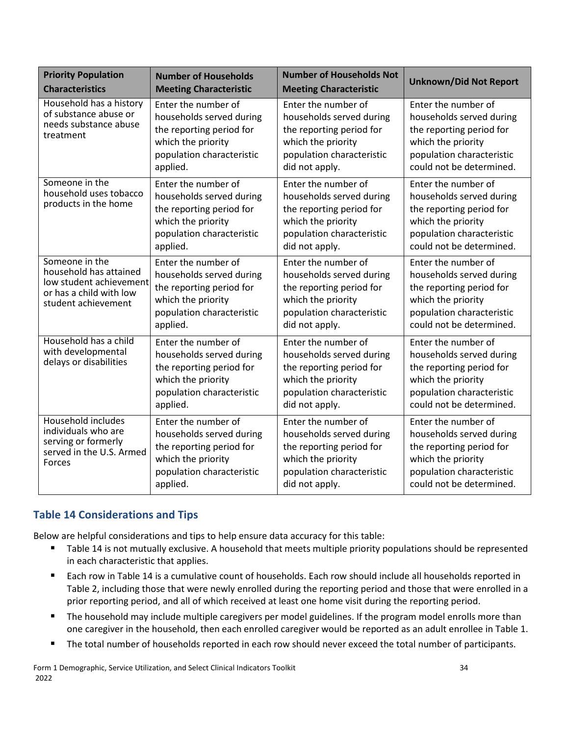| Priority Population Characteristics | Number of Households Meeting Characteristic | Number of Households Not Meeting Characteristic | Unknown/Did Not Report |
|---|---|---|---|
| Household has a history of substance abuse or needs substance abuse treatment | Enter the number of households served during the reporting period for which the priority population characteristic applied. | Enter the number of households served during the reporting period for which the priority population characteristic did not apply. | Enter the number of households served during the reporting period for which the priority population characteristic could not be determined. |
| Someone in the household uses tobacco products in the home | Enter the number of households served during the reporting period for which the priority population characteristic applied. | Enter the number of households served during the reporting period for which the priority population characteristic did not apply. | Enter the number of households served during the reporting period for which the priority population characteristic could not be determined. |
| Someone in the household has attained low student achievement or has a child with low student achievement | Enter the number of households served during the reporting period for which the priority population characteristic applied. | Enter the number of households served during the reporting period for which the priority population characteristic did not apply. | Enter the number of households served during the reporting period for which the priority population characteristic could not be determined. |
| Household has a child with developmental delays or disabilities | Enter the number of households served during the reporting period for which the priority population characteristic applied. | Enter the number of households served during the reporting period for which the priority population characteristic did not apply. | Enter the number of households served during the reporting period for which the priority population characteristic could not be determined. |
| Household includes individuals who are serving or formerly served in the U.S. Armed Forces | Enter the number of households served during the reporting period for which the priority population characteristic applied. | Enter the number of households served during the reporting period for which the priority population characteristic did not apply. | Enter the number of households served during the reporting period for which the priority population characteristic could not be determined. |

## Table 14 Considerations and Tips

Below are helpful considerations and tips to help ensure data accuracy for this table:

- Table 14 is not mutually exclusive. A household that meets multiple priority populations should be represented in each characteristic that applies.
- Each row in Table 14 is a cumulative count of households. Each row should include all households reported in Table 2, including those that were newly enrolled during the reporting period and those that were enrolled in a prior reporting period, and all of which received at least one home visit during the reporting period.
- The household may include multiple caregivers per model guidelines. If the program model enrolls more than one caregiver in the household, then each enrolled caregiver would be reported as an adult enrollee in Table 1.
- The total number of households reported in each row should never exceed the total number of participants.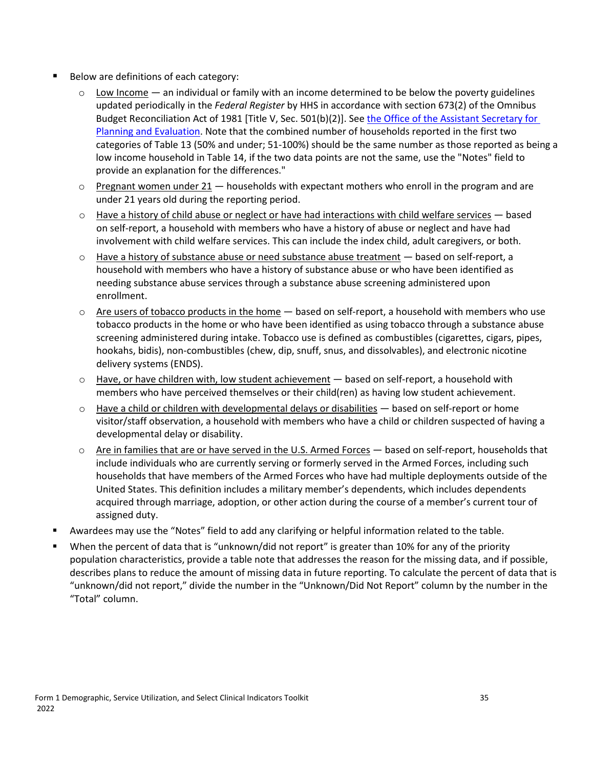- Below are definitions of each category:
  - Low Income — an individual or family with an income determined to be below the poverty guidelines updated periodically in the *Federal Register* by HHS in accordance with section 673(2) of the Omnibus Budget Reconciliation Act of 1981 [Title V, Sec. 501(b)(2)]. See [the Office of the Assistant Secretary for Planning and Evaluation](). Note that the combined number of households reported in the first two categories of Table 13 (50% and under; 51-100%) should be the same number as those reported as being a low income household in Table 14, if the two data points are not the same, use the "Notes" field to provide an explanation for the differences."
  - Pregnant women under 21 — households with expectant mothers who enroll in the program and are under 21 years old during the reporting period.
  - Have a history of child abuse or neglect or have had interactions with child welfare services — based on self-report, a household with members who have a history of abuse or neglect and have had involvement with child welfare services. This can include the index child, adult caregivers, or both.
  - Have a history of substance abuse or need substance abuse treatment — based on self-report, a household with members who have a history of substance abuse or who have been identified as needing substance abuse services through a substance abuse screening administered upon enrollment.
  - Are users of tobacco products in the home — based on self-report, a household with members who use tobacco products in the home or who have been identified as using tobacco through a substance abuse screening administered during intake. Tobacco use is defined as combustibles (cigarettes, cigars, pipes, hookahs, bidis), non-combustibles (chew, dip, snuff, snus, and dissolvables), and electronic nicotine delivery systems (ENDS).
  - Have, or have children with, low student achievement — based on self-report, a household with members who have perceived themselves or their child(ren) as having low student achievement.
  - Have a child or children with developmental delays or disabilities — based on self-report or home visitor/staff observation, a household with members who have a child or children suspected of having a developmental delay or disability.
  - Are in families that are or have served in the U.S. Armed Forces — based on self-report, households that include individuals who are currently serving or formerly served in the Armed Forces, including such households that have members of the Armed Forces who have had multiple deployments outside of the United States. This definition includes a military member's dependents, which includes dependents acquired through marriage, adoption, or other action during the course of a member's current tour of assigned duty.
- Awardees may use the "Notes" field to add any clarifying or helpful information related to the table.
- When the percent of data that is "unknown/did not report" is greater than 10% for any of the priority population characteristics, provide a table note that addresses the reason for the missing data, and if possible, describes plans to reduce the amount of missing data in future reporting. To calculate the percent of data that is "unknown/did not report," divide the number in the "Unknown/Did Not Report" column by the number in the "Total" column.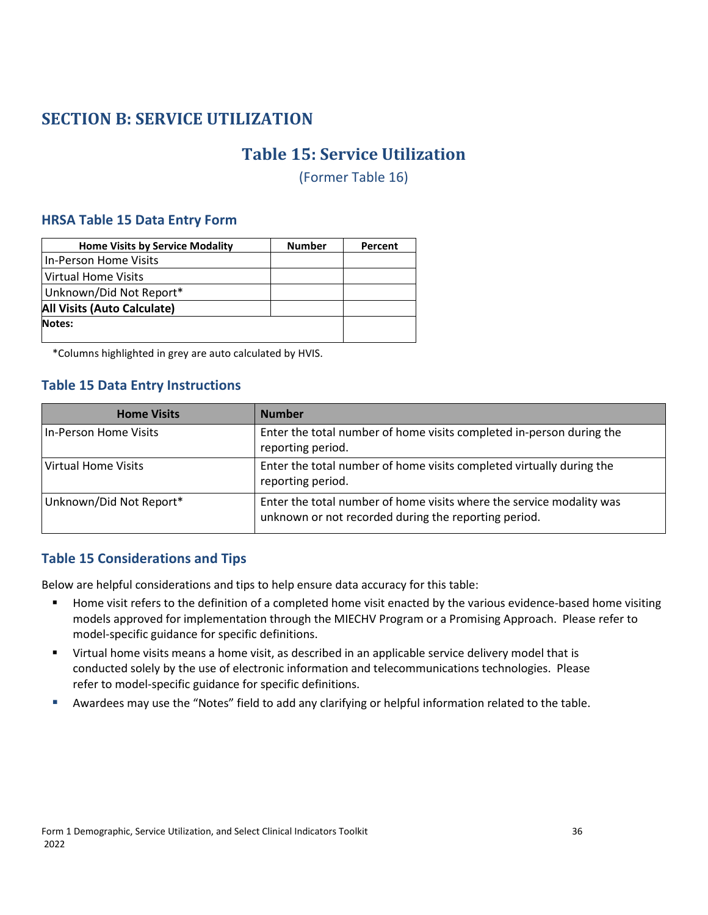# SECTION B: SERVICE UTILIZATION

## Table 15: Service Utilization

(Former Table 16)

### HRSA Table 15 Data Entry Form

| Home Visits by Service Modality | Number | Percent |
|---|---|---|
| In-Person Home Visits | | |
| Virtual Home Visits | | |
| Unknown/Did Not Report* | | |
| **All Visits (Auto Calculate)** | | |
| **Notes:** | | |

*Columns highlighted in grey are auto calculated by HVIS.

### Table 15 Data Entry Instructions

| Home Visits | Number |
|---|---|
| In-Person Home Visits | Enter the total number of home visits completed in-person during the reporting period. |
| Virtual Home Visits | Enter the total number of home visits completed virtually during the reporting period. |
| Unknown/Did Not Report* | Enter the total number of home visits where the service modality was unknown or not recorded during the reporting period. |

### Table 15 Considerations and Tips

Below are helpful considerations and tips to help ensure data accuracy for this table:

- Home visit refers to the definition of a completed home visit enacted by the various evidence-based home visiting models approved for implementation through the MIECHV Program or a Promising Approach. Please refer to model-specific guidance for specific definitions.
- Virtual home visits means a home visit, as described in an applicable service delivery model that is conducted solely by the use of electronic information and telecommunications technologies. Please refer to model-specific guidance for specific definitions.
- Awardees may use the "Notes" field to add any clarifying or helpful information related to the table.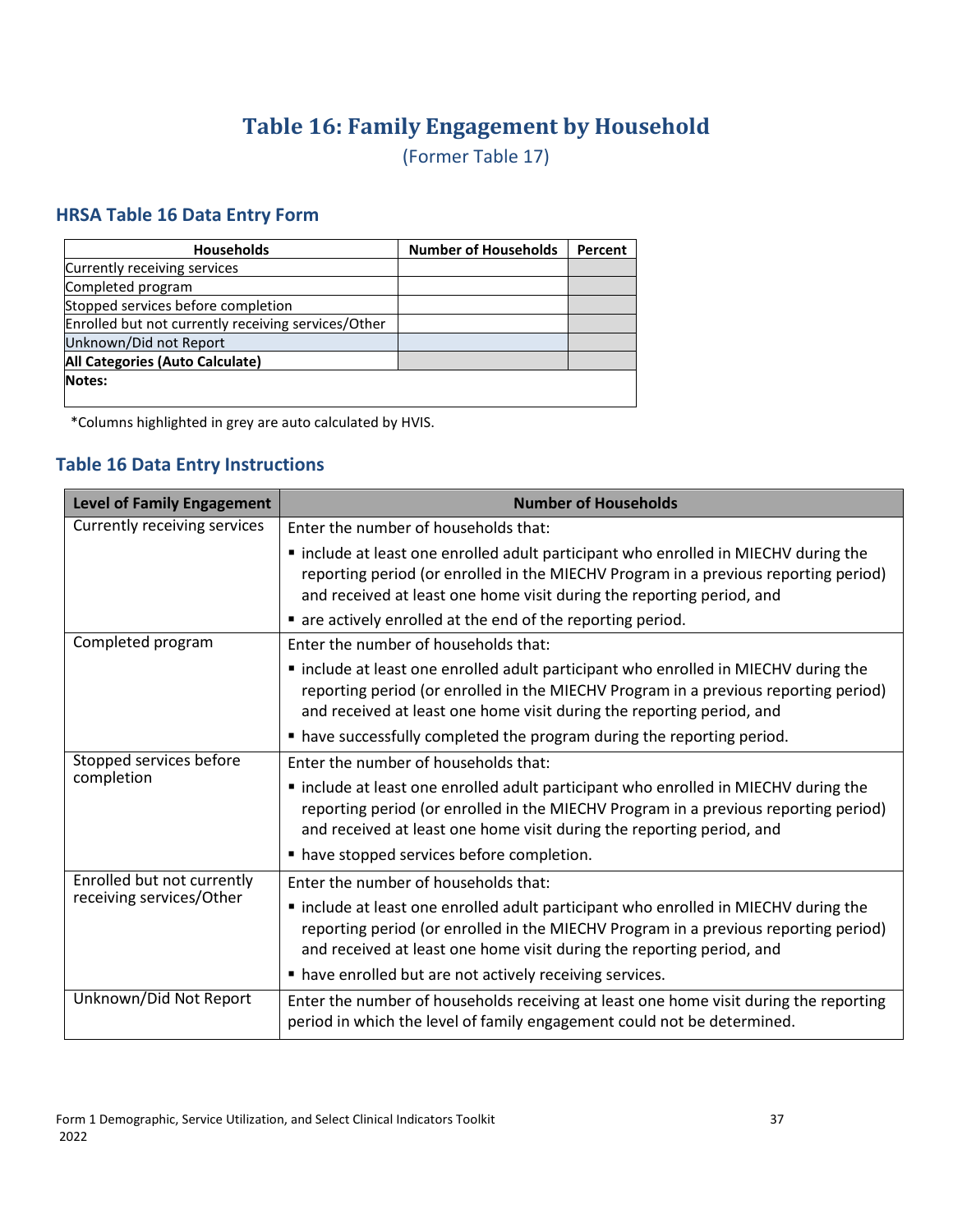# Table 16: Family Engagement by Household

(Former Table 17)

## HRSA Table 16 Data Entry Form

| Households | Number of Households | Percent |
|---|---|---|
| Currently receiving services | | |
| Completed program | | |
| Stopped services before completion | | |
| Enrolled but not currently receiving services/Other | | |
| Unknown/Did not Report | | |
| **All Categories (Auto Calculate)** | | |
| **Notes:** | | |

*Columns highlighted in grey are auto calculated by HVIS.

## Table 16 Data Entry Instructions

| Level of Family Engagement | Number of Households |
|---|---|
| Currently receiving services | Enter the number of households that:<br>▪ include at least one enrolled adult participant who enrolled in MIECHV during the reporting period (or enrolled in the MIECHV Program in a previous reporting period) and received at least one home visit during the reporting period, and<br>▪ are actively enrolled at the end of the reporting period. |
| Completed program | Enter the number of households that:<br>▪ include at least one enrolled adult participant who enrolled in MIECHV during the reporting period (or enrolled in the MIECHV Program in a previous reporting period) and received at least one home visit during the reporting period, and<br>▪ have successfully completed the program during the reporting period. |
| Stopped services before completion | Enter the number of households that:<br>▪ include at least one enrolled adult participant who enrolled in MIECHV during the reporting period (or enrolled in the MIECHV Program in a previous reporting period) and received at least one home visit during the reporting period, and<br>▪ have stopped services before completion. |
| Enrolled but not currently receiving services/Other | Enter the number of households that:<br>▪ include at least one enrolled adult participant who enrolled in MIECHV during the reporting period (or enrolled in the MIECHV Program in a previous reporting period) and received at least one home visit during the reporting period, and<br>▪ have enrolled but are not actively receiving services. |
| Unknown/Did Not Report | Enter the number of households receiving at least one home visit during the reporting period in which the level of family engagement could not be determined. |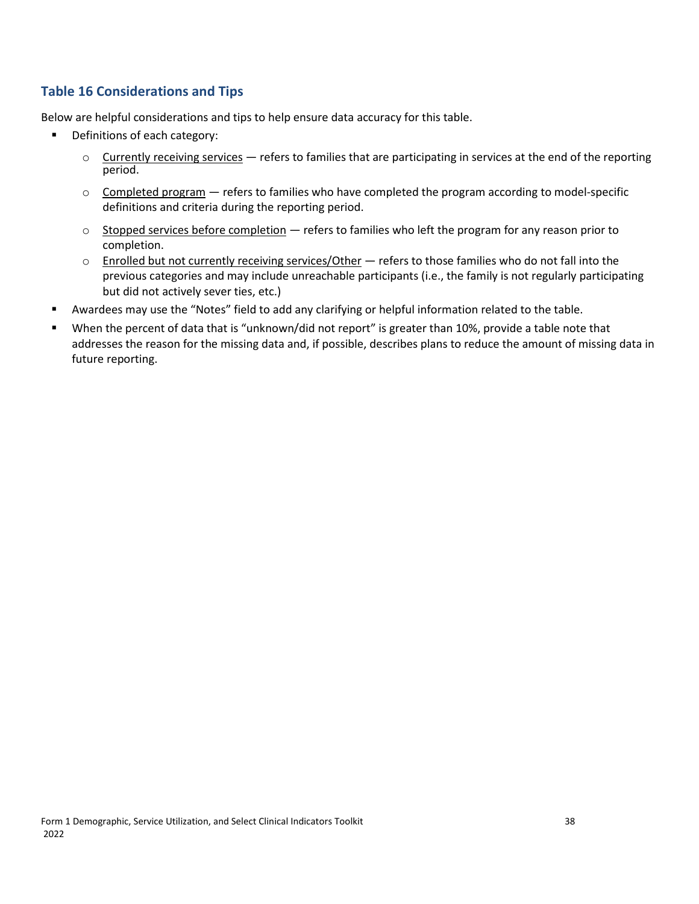## Table 16 Considerations and Tips

Below are helpful considerations and tips to help ensure data accuracy for this table.

- Definitions of each category:
  - Currently receiving services — refers to families that are participating in services at the end of the reporting period.
  - Completed program — refers to families who have completed the program according to model-specific definitions and criteria during the reporting period.
  - Stopped services before completion — refers to families who left the program for any reason prior to completion.
  - Enrolled but not currently receiving services/Other — refers to those families who do not fall into the previous categories and may include unreachable participants (i.e., the family is not regularly participating but did not actively sever ties, etc.)
- Awardees may use the "Notes" field to add any clarifying or helpful information related to the table.
- When the percent of data that is "unknown/did not report" is greater than 10%, provide a table note that addresses the reason for the missing data and, if possible, describes plans to reduce the amount of missing data in future reporting.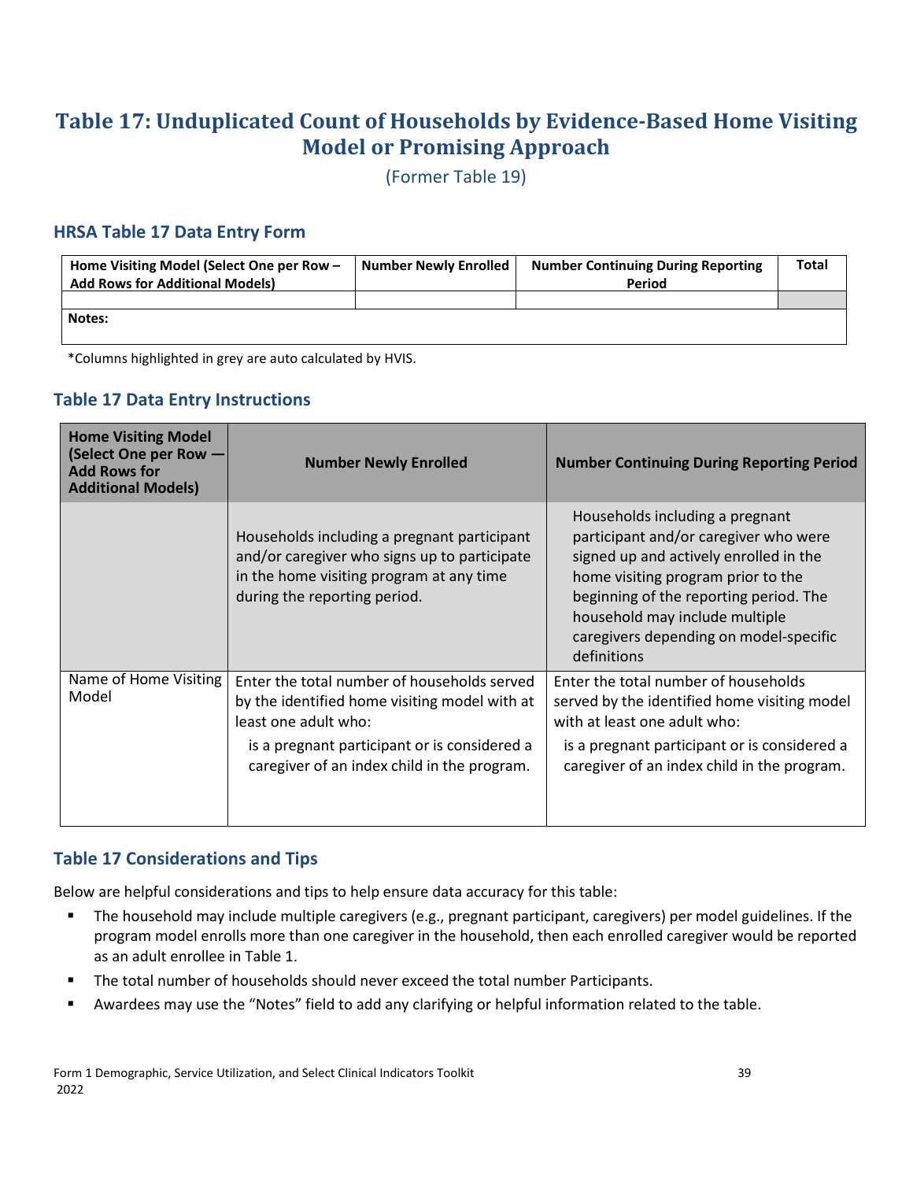# Table 17: Unduplicated Count of Households by Evidence-Based Home Visiting Model or Promising Approach

(Former Table 19)

## HRSA Table 17 Data Entry Form

| Home Visiting Model (Select One per Row – Add Rows for Additional Models) | Number Newly Enrolled | Number Continuing During Reporting Period | Total |
|---|---|---|---|
| | | | |
| **Notes:** | | | |

*Columns highlighted in grey are auto calculated by HVIS.

## Table 17 Data Entry Instructions

| Home Visiting Model (Select One per Row — Add Rows for Additional Models) | Number Newly Enrolled | Number Continuing During Reporting Period |
|---|---|---|
| | Households including a pregnant participant and/or caregiver who signs up to participate in the home visiting program at any time during the reporting period. | Households including a pregnant participant and/or caregiver who were signed up and actively enrolled in the home visiting program prior to the beginning of the reporting period. The household may include multiple caregivers depending on model-specific definitions |
| Name of Home Visiting Model | Enter the total number of households served by the identified home visiting model with at least one adult who: is a pregnant participant or is considered a caregiver of an index child in the program. | Enter the total number of households served by the identified home visiting model with at least one adult who: is a pregnant participant or is considered a caregiver of an index child in the program. |

## Table 17 Considerations and Tips

Below are helpful considerations and tips to help ensure data accuracy for this table:

- The household may include multiple caregivers (e.g., pregnant participant, caregivers) per model guidelines. If the program model enrolls more than one caregiver in the household, then each enrolled caregiver would be reported as an adult enrollee in Table 1.
- The total number of households should never exceed the total number Participants.
- Awardees may use the "Notes" field to add any clarifying or helpful information related to the table.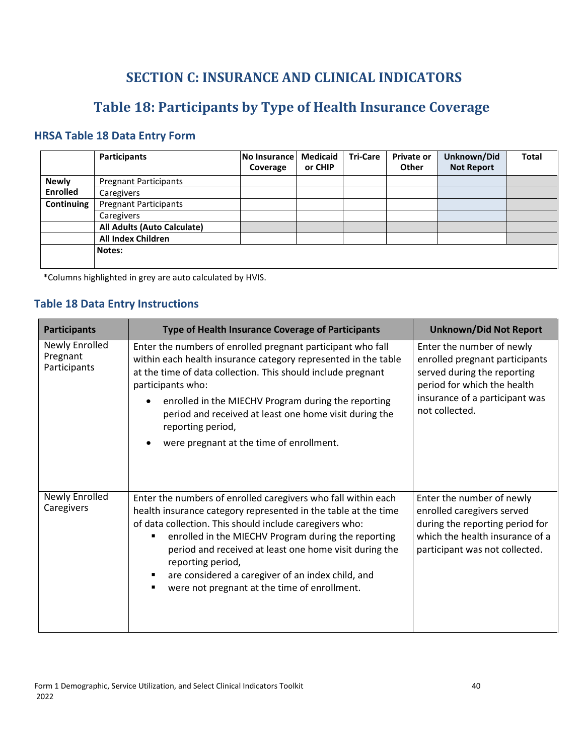# SECTION C: INSURANCE AND CLINICAL INDICATORS

## Table 18: Participants by Type of Health Insurance Coverage

### HRSA Table 18 Data Entry Form

| | Participants | No Insurance Coverage | Medicaid or CHIP | Tri-Care | Private or Other | Unknown/Did Not Report | Total |
|---|---|---|---|---|---|---|---|
| **Newly Enrolled** | Pregnant Participants | | | | | | |
| | Caregivers | | | | | | |
| **Continuing** | Pregnant Participants | | | | | | |
| | Caregivers | | | | | | |
| | **All Adults (Auto Calculate)** | | | | | | |
| | **All Index Children** | | | | | | |
| | **Notes:** | | | | | | |

*Columns highlighted in grey are auto calculated by HVIS.

### Table 18 Data Entry Instructions

| Participants | Type of Health Insurance Coverage of Participants | Unknown/Did Not Report |
|---|---|---|
| Newly Enrolled Pregnant Participants | Enter the numbers of enrolled pregnant participant who fall within each health insurance category represented in the table at the time of data collection. This should include pregnant participants who:<br>• enrolled in the MIECHV Program during the reporting period and received at least one home visit during the reporting period,<br>• were pregnant at the time of enrollment. | Enter the number of newly enrolled pregnant participants served during the reporting period for which the health insurance of a participant was not collected. |
| Newly Enrolled Caregivers | Enter the numbers of enrolled caregivers who fall within each health insurance category represented in the table at the time of data collection. This should include caregivers who:<br>▪ enrolled in the MIECHV Program during the reporting period and received at least one home visit during the reporting period,<br>▪ are considered a caregiver of an index child, and<br>▪ were not pregnant at the time of enrollment. | Enter the number of newly enrolled caregivers served during the reporting period for which the health insurance of a participant was not collected. |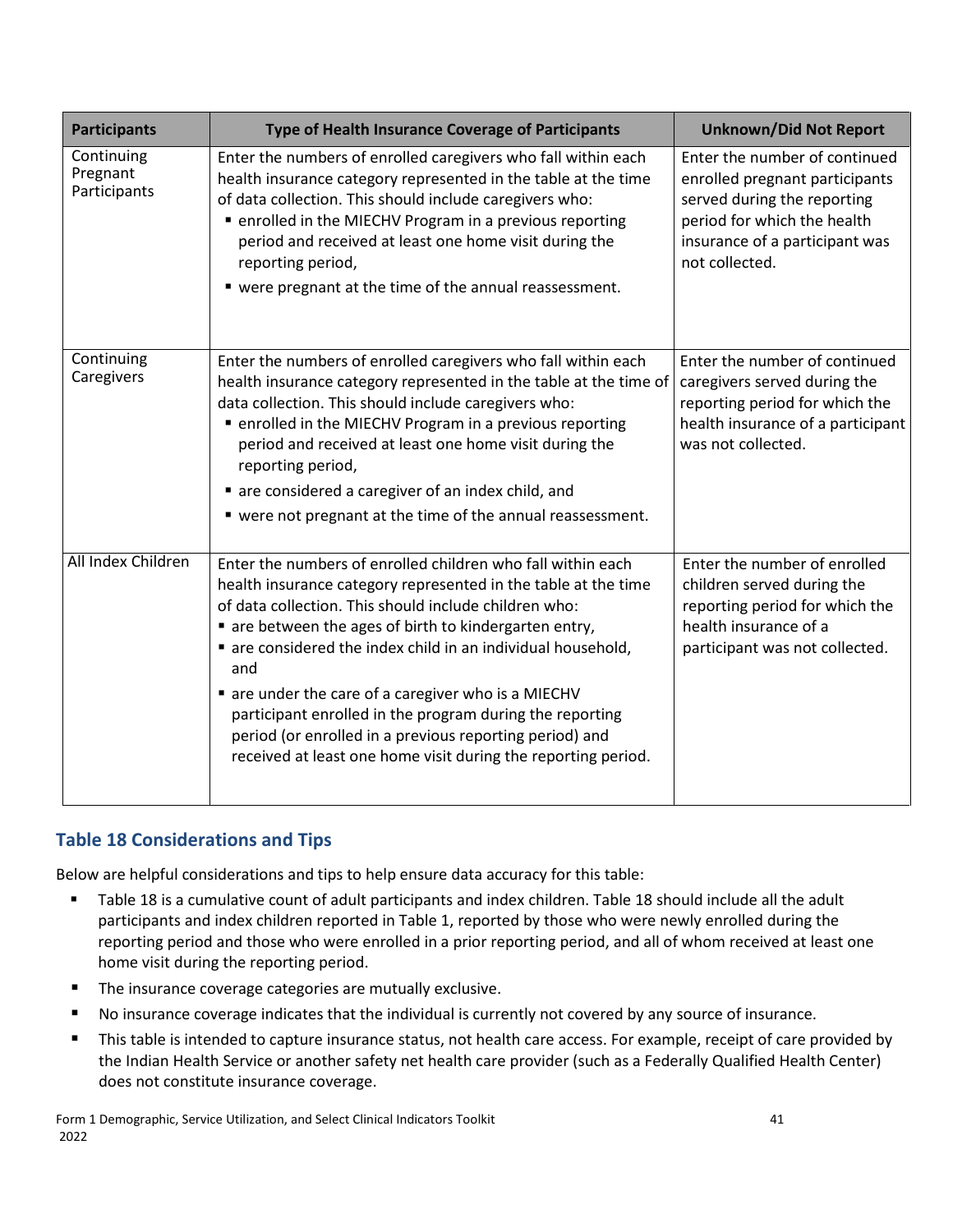| Participants | Type of Health Insurance Coverage of Participants | Unknown/Did Not Report |
|---|---|---|
| Continuing Pregnant Participants | Enter the numbers of enrolled caregivers who fall within each health insurance category represented in the table at the time of data collection. This should include caregivers who:<br>▪ enrolled in the MIECHV Program in a previous reporting period and received at least one home visit during the reporting period,<br>▪ were pregnant at the time of the annual reassessment. | Enter the number of continued enrolled pregnant participants served during the reporting period for which the health insurance of a participant was not collected. |
| Continuing Caregivers | Enter the numbers of enrolled caregivers who fall within each health insurance category represented in the table at the time of data collection. This should include caregivers who:<br>▪ enrolled in the MIECHV Program in a previous reporting period and received at least one home visit during the reporting period,<br>▪ are considered a caregiver of an index child, and<br>▪ were not pregnant at the time of the annual reassessment. | Enter the number of continued caregivers served during the reporting period for which the health insurance of a participant was not collected. |
| All Index Children | Enter the numbers of enrolled children who fall within each health insurance category represented in the table at the time of data collection. This should include children who:<br>▪ are between the ages of birth to kindergarten entry,<br>▪ are considered the index child in an individual household, and<br>▪ are under the care of a caregiver who is a MIECHV participant enrolled in the program during the reporting period (or enrolled in a previous reporting period) and received at least one home visit during the reporting period. | Enter the number of enrolled children served during the reporting period for which the health insurance of a participant was not collected. |

## Table 18 Considerations and Tips

Below are helpful considerations and tips to help ensure data accuracy for this table:

- Table 18 is a cumulative count of adult participants and index children. Table 18 should include all the adult participants and index children reported in Table 1, reported by those who were newly enrolled during the reporting period and those who were enrolled in a prior reporting period, and all of whom received at least one home visit during the reporting period.
- The insurance coverage categories are mutually exclusive.
- No insurance coverage indicates that the individual is currently not covered by any source of insurance.
- This table is intended to capture insurance status, not health care access. For example, receipt of care provided by the Indian Health Service or another safety net health care provider (such as a Federally Qualified Health Center) does not constitute insurance coverage.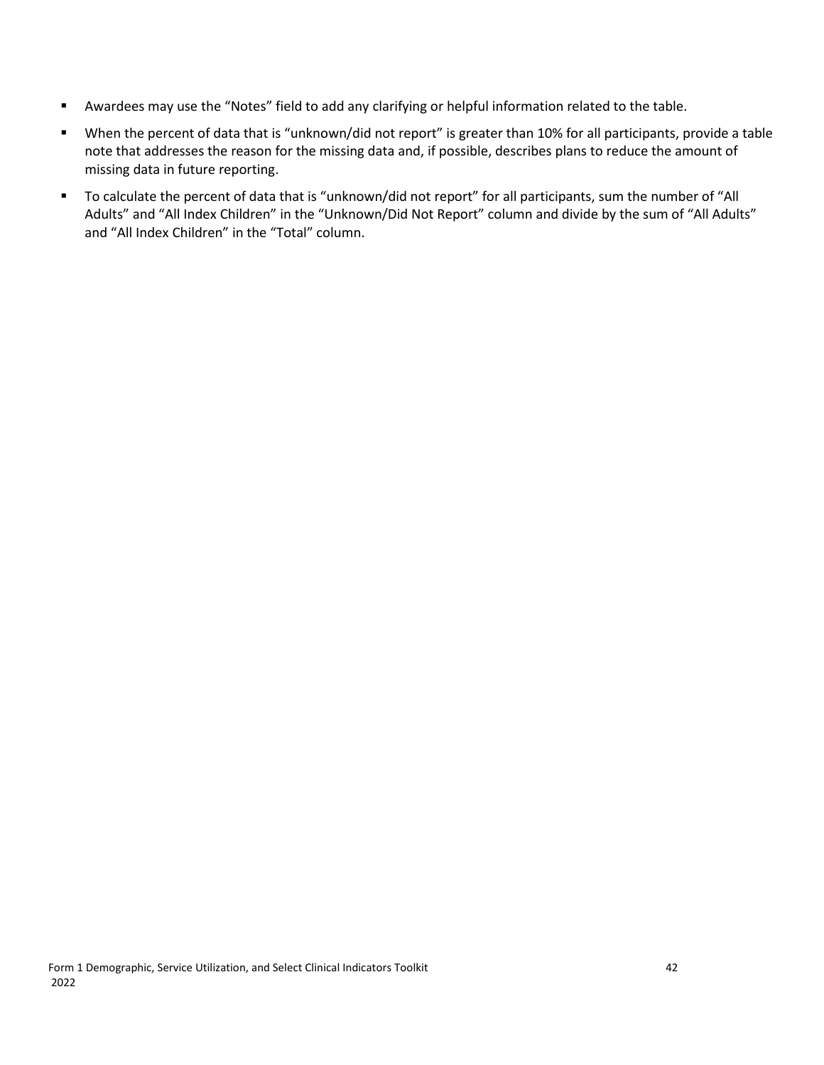- Awardees may use the "Notes" field to add any clarifying or helpful information related to the table.
- When the percent of data that is "unknown/did not report" is greater than 10% for all participants, provide a table note that addresses the reason for the missing data and, if possible, describes plans to reduce the amount of missing data in future reporting.
- To calculate the percent of data that is "unknown/did not report" for all participants, sum the number of "All Adults" and "All Index Children" in the "Unknown/Did Not Report" column and divide by the sum of "All Adults" and "All Index Children" in the "Total" column.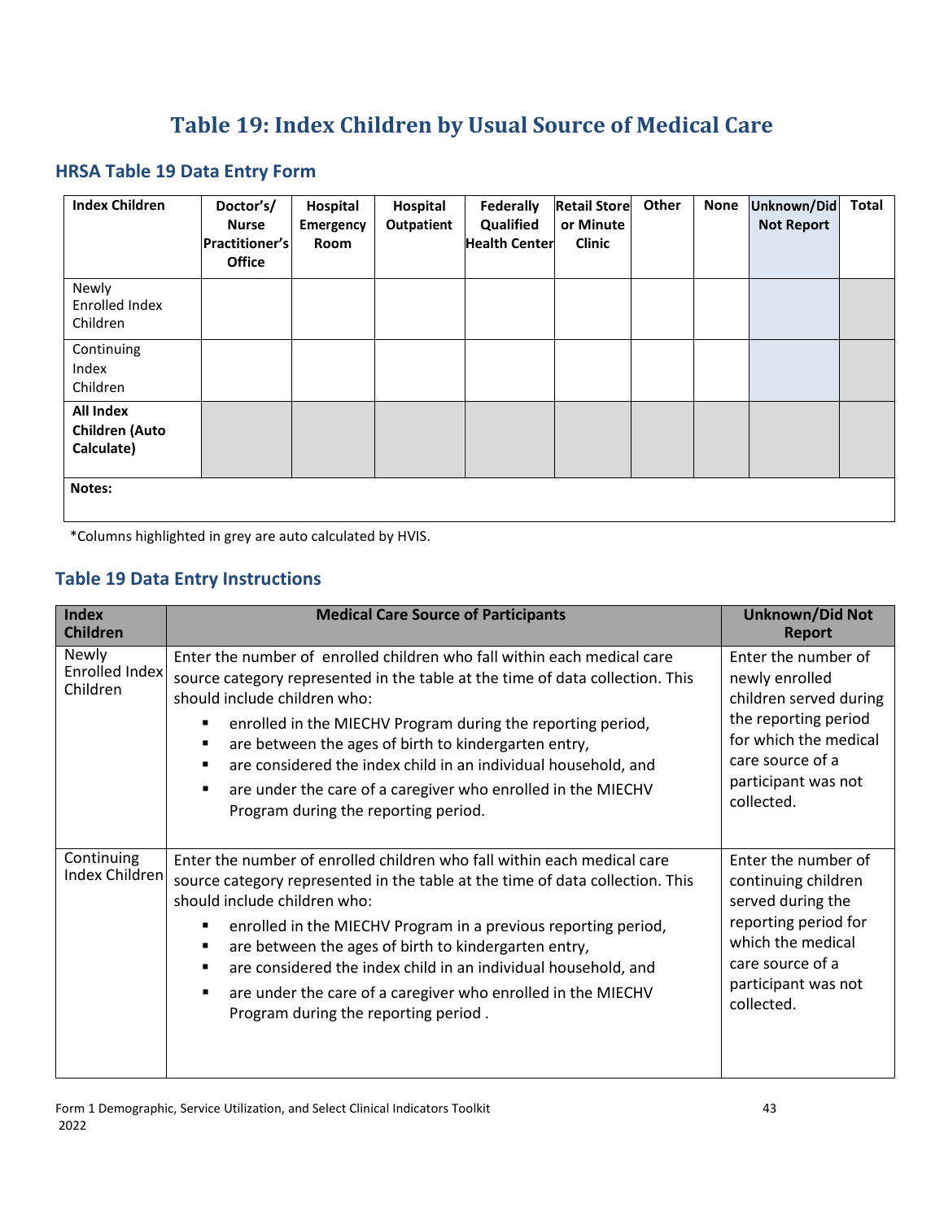# Table 19: Index Children by Usual Source of Medical Care

## HRSA Table 19 Data Entry Form

| Index Children | Doctor's/ Nurse Practitioner's Office | Hospital Emergency Room | Hospital Outpatient | Federally Qualified Health Center | Retail Store or Minute Clinic | Other | None | Unknown/Did Not Report | Total |
|---|---|---|---|---|---|---|---|---|---|
| Newly Enrolled Index Children | | | | | | | | | |
| Continuing Index Children | | | | | | | | | |
| **All Index Children (Auto Calculate)** | | | | | | | | | |
| **Notes:** | | | | | | | | | |

*Columns highlighted in grey are auto calculated by HVIS.

## Table 19 Data Entry Instructions

| Index Children | Medical Care Source of Participants | Unknown/Did Not Report |
|---|---|---|
| Newly Enrolled Index Children | Enter the number of enrolled children who fall within each medical care source category represented in the table at the time of data collection. This should include children who: <br>▪ enrolled in the MIECHV Program during the reporting period, <br>▪ are between the ages of birth to kindergarten entry, <br>▪ are considered the index child in an individual household, and <br>▪ are under the care of a caregiver who enrolled in the MIECHV Program during the reporting period. | Enter the number of newly enrolled children served during the reporting period for which the medical care source of a participant was not collected. |
| Continuing Index Children | Enter the number of enrolled children who fall within each medical care source category represented in the table at the time of data collection. This should include children who: <br>▪ enrolled in the MIECHV Program in a previous reporting period, <br>▪ are between the ages of birth to kindergarten entry, <br>▪ are considered the index child in an individual household, and <br>▪ are under the care of a caregiver who enrolled in the MIECHV Program during the reporting period . | Enter the number of continuing children served during the reporting period for which the medical care source of a participant was not collected. |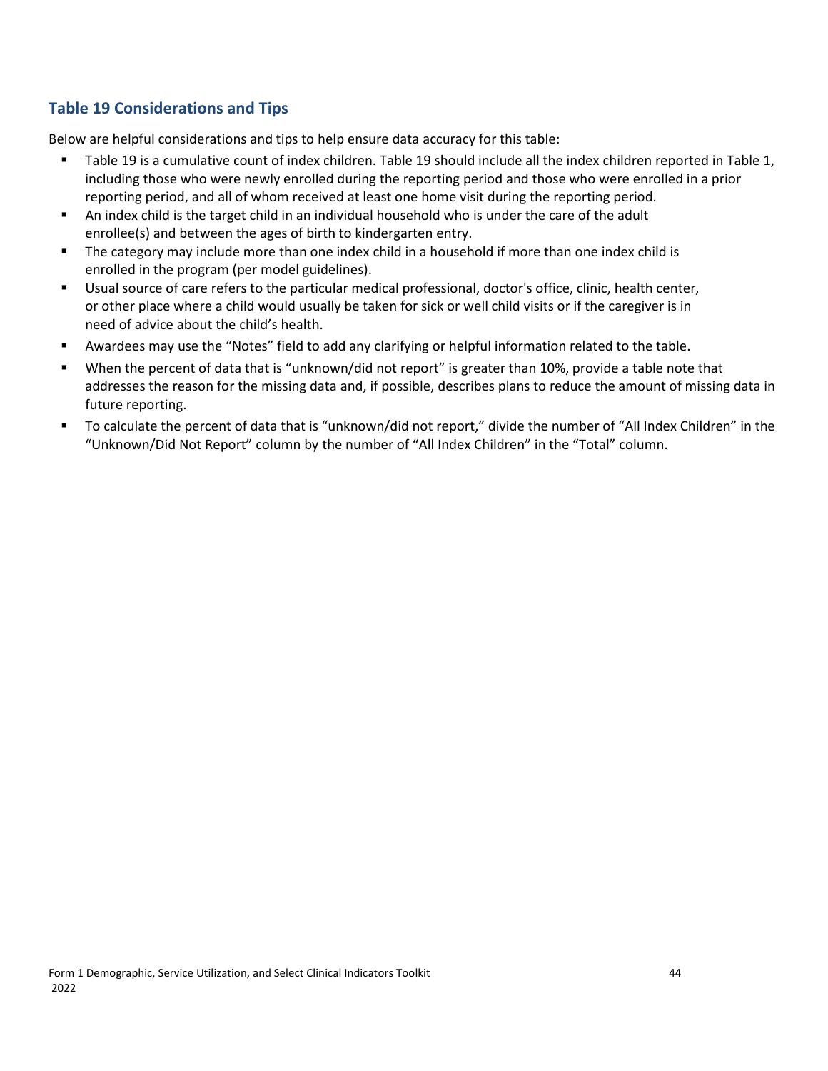### Table 19 Considerations and Tips

Below are helpful considerations and tips to help ensure data accuracy for this table:

- Table 19 is a cumulative count of index children. Table 19 should include all the index children reported in Table 1, including those who were newly enrolled during the reporting period and those who were enrolled in a prior reporting period, and all of whom received at least one home visit during the reporting period.
- An index child is the target child in an individual household who is under the care of the adult enrollee(s) and between the ages of birth to kindergarten entry.
- The category may include more than one index child in a household if more than one index child is enrolled in the program (per model guidelines).
- Usual source of care refers to the particular medical professional, doctor's office, clinic, health center, or other place where a child would usually be taken for sick or well child visits or if the caregiver is in need of advice about the child's health.
- Awardees may use the "Notes" field to add any clarifying or helpful information related to the table.
- When the percent of data that is "unknown/did not report" is greater than 10%, provide a table note that addresses the reason for the missing data and, if possible, describes plans to reduce the amount of missing data in future reporting.
- To calculate the percent of data that is "unknown/did not report," divide the number of "All Index Children" in the "Unknown/Did Not Report" column by the number of "All Index Children" in the "Total" column.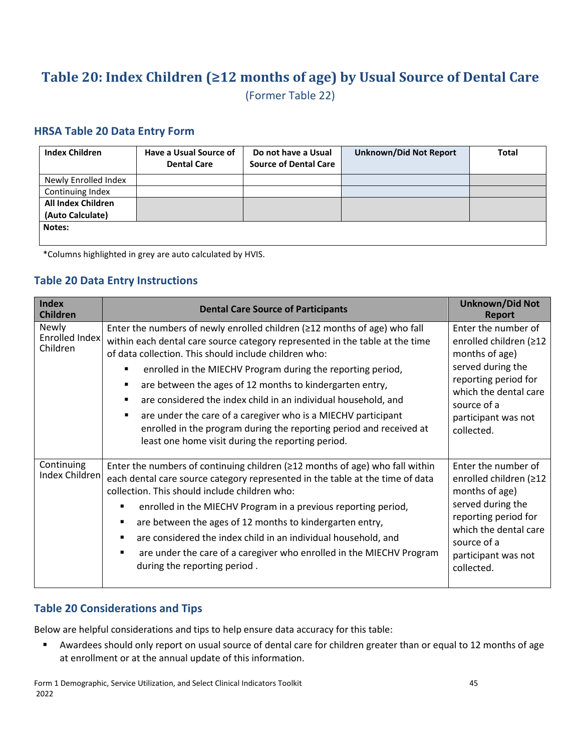# Table 20: Index Children (≥12 months of age) by Usual Source of Dental Care

(Former Table 22)

## HRSA Table 20 Data Entry Form

| Index Children | Have a Usual Source of Dental Care | Do not have a Usual Source of Dental Care | Unknown/Did Not Report | Total |
|---|---|---|---|---|
| Newly Enrolled Index | | | | |
| Continuing Index | | | | |
| **All Index Children (Auto Calculate)** | | | | |
| **Notes:** | | | | |

*Columns highlighted in grey are auto calculated by HVIS.

## Table 20 Data Entry Instructions

| Index Children | Dental Care Source of Participants | Unknown/Did Not Report |
|---|---|---|
| Newly Enrolled Index Children | Enter the numbers of newly enrolled children (≥12 months of age) who fall within each dental care source category represented in the table at the time of data collection. This should include children who:<br>▪ enrolled in the MIECHV Program during the reporting period,<br>▪ are between the ages of 12 months to kindergarten entry,<br>▪ are considered the index child in an individual household, and<br>▪ are under the care of a caregiver who is a MIECHV participant enrolled in the program during the reporting period and received at least one home visit during the reporting period. | Enter the number of enrolled children (≥12 months of age) served during the reporting period for which the dental care source of a participant was not collected. |
| Continuing Index Children | Enter the numbers of continuing children (≥12 months of age) who fall within each dental care source category represented in the table at the time of data collection. This should include children who:<br>▪ enrolled in the MIECHV Program in a previous reporting period,<br>▪ are between the ages of 12 months to kindergarten entry,<br>▪ are considered the index child in an individual household, and<br>▪ are under the care of a caregiver who enrolled in the MIECHV Program during the reporting period . | Enter the number of enrolled children (≥12 months of age) served during the reporting period for which the dental care source of a participant was not collected. |

## Table 20 Considerations and Tips

Below are helpful considerations and tips to help ensure data accuracy for this table:

- Awardees should only report on usual source of dental care for children greater than or equal to 12 months of age at enrollment or at the annual update of this information.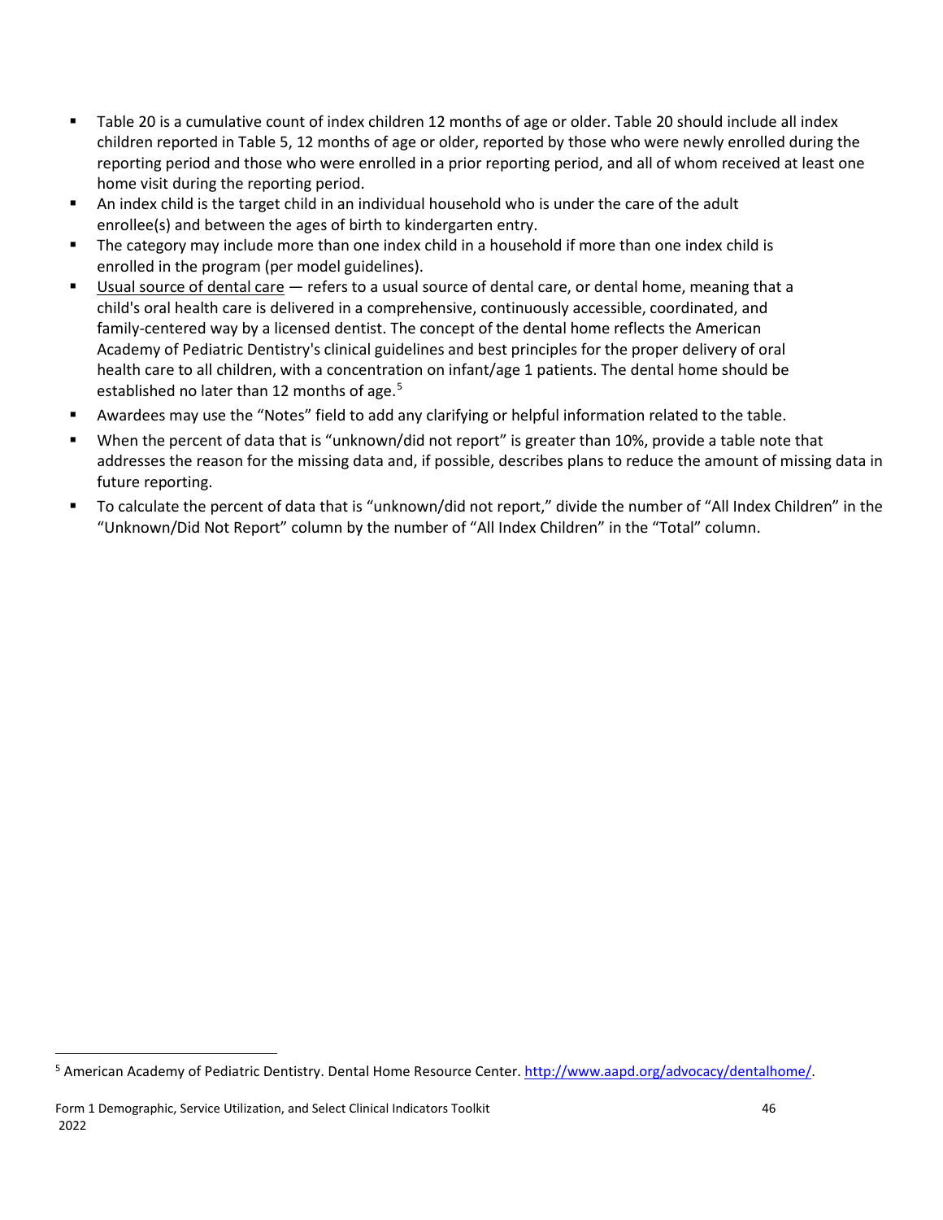- Table 20 is a cumulative count of index children 12 months of age or older. Table 20 should include all index children reported in Table 5, 12 months of age or older, reported by those who were newly enrolled during the reporting period and those who were enrolled in a prior reporting period, and all of whom received at least one home visit during the reporting period.
- An index child is the target child in an individual household who is under the care of the adult enrollee(s) and between the ages of birth to kindergarten entry.
- The category may include more than one index child in a household if more than one index child is enrolled in the program (per model guidelines).
- Usual source of dental care — refers to a usual source of dental care, or dental home, meaning that a child's oral health care is delivered in a comprehensive, continuously accessible, coordinated, and family-centered way by a licensed dentist. The concept of the dental home reflects the American Academy of Pediatric Dentistry's clinical guidelines and best principles for the proper delivery of oral health care to all children, with a concentration on infant/age 1 patients. The dental home should be established no later than 12 months of age.[5]
- Awardees may use the "Notes" field to add any clarifying or helpful information related to the table.
- When the percent of data that is "unknown/did not report" is greater than 10%, provide a table note that addresses the reason for the missing data and, if possible, describes plans to reduce the amount of missing data in future reporting.
- To calculate the percent of data that is "unknown/did not report," divide the number of "All Index Children" in the "Unknown/Did Not Report" column by the number of "All Index Children" in the "Total" column.

[5] American Academy of Pediatric Dentistry. Dental Home Resource Center. http://www.aapd.org/advocacy/dentalhome/.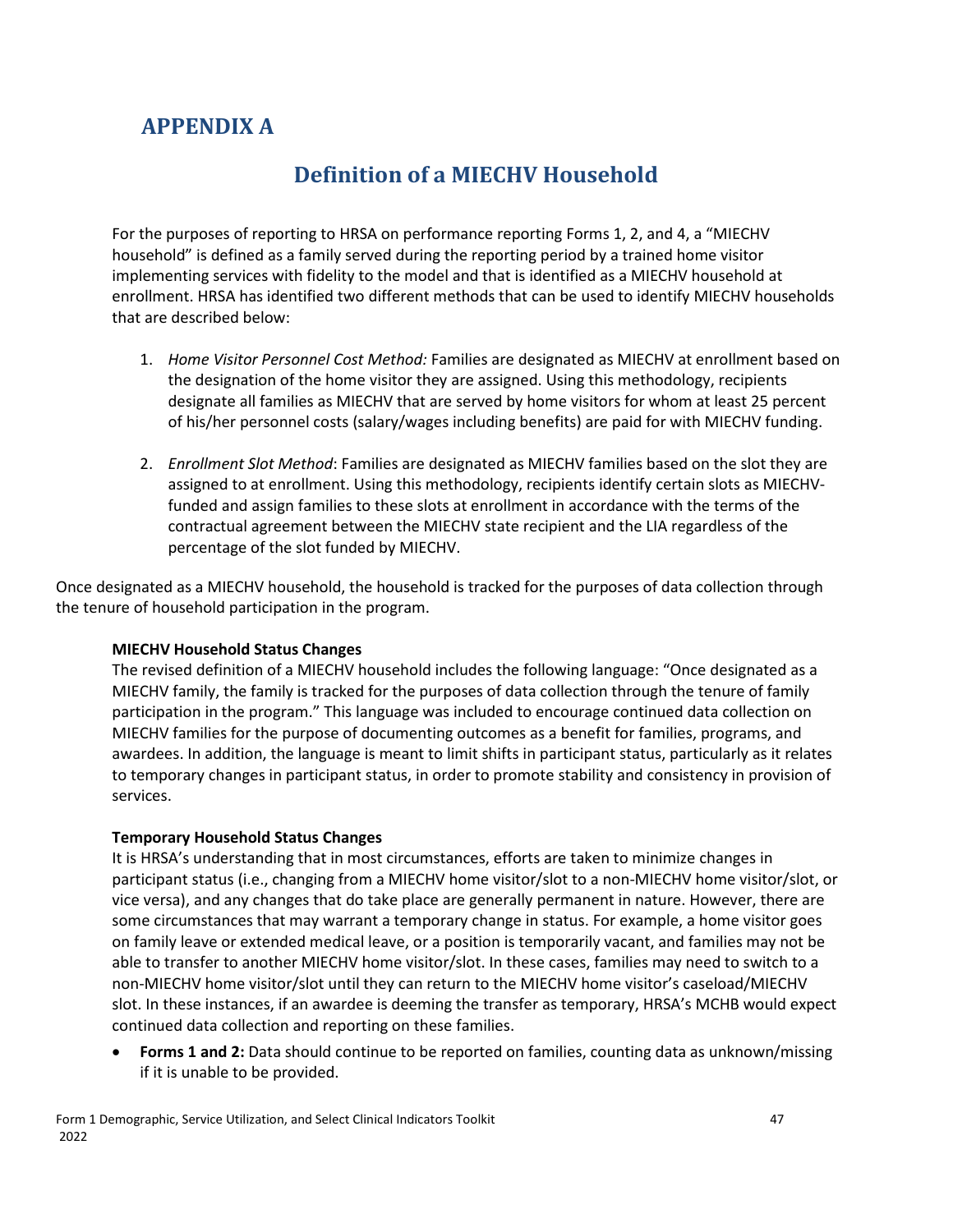## APPENDIX A

# Definition of a MIECHV Household

For the purposes of reporting to HRSA on performance reporting Forms 1, 2, and 4, a "MIECHV household" is defined as a family served during the reporting period by a trained home visitor implementing services with fidelity to the model and that is identified as a MIECHV household at enrollment. HRSA has identified two different methods that can be used to identify MIECHV households that are described below:

1. *Home Visitor Personnel Cost Method:* Families are designated as MIECHV at enrollment based on the designation of the home visitor they are assigned. Using this methodology, recipients designate all families as MIECHV that are served by home visitors for whom at least 25 percent of his/her personnel costs (salary/wages including benefits) are paid for with MIECHV funding.

2. *Enrollment Slot Method*: Families are designated as MIECHV families based on the slot they are assigned to at enrollment. Using this methodology, recipients identify certain slots as MIECHV-funded and assign families to these slots at enrollment in accordance with the terms of the contractual agreement between the MIECHV state recipient and the LIA regardless of the percentage of the slot funded by MIECHV.

Once designated as a MIECHV household, the household is tracked for the purposes of data collection through the tenure of household participation in the program.

**MIECHV Household Status Changes**

The revised definition of a MIECHV household includes the following language: "Once designated as a MIECHV family, the family is tracked for the purposes of data collection through the tenure of family participation in the program." This language was included to encourage continued data collection on MIECHV families for the purpose of documenting outcomes as a benefit for families, programs, and awardees. In addition, the language is meant to limit shifts in participant status, particularly as it relates to temporary changes in participant status, in order to promote stability and consistency in provision of services.

**Temporary Household Status Changes**

It is HRSA's understanding that in most circumstances, efforts are taken to minimize changes in participant status (i.e., changing from a MIECHV home visitor/slot to a non-MIECHV home visitor/slot, or vice versa), and any changes that do take place are generally permanent in nature. However, there are some circumstances that may warrant a temporary change in status. For example, a home visitor goes on family leave or extended medical leave, or a position is temporarily vacant, and families may not be able to transfer to another MIECHV home visitor/slot. In these cases, families may need to switch to a non-MIECHV home visitor/slot until they can return to the MIECHV home visitor's caseload/MIECHV slot. In these instances, if an awardee is deeming the transfer as temporary, HRSA's MCHB would expect continued data collection and reporting on these families.

- **Forms 1 and 2:** Data should continue to be reported on families, counting data as unknown/missing if it is unable to be provided.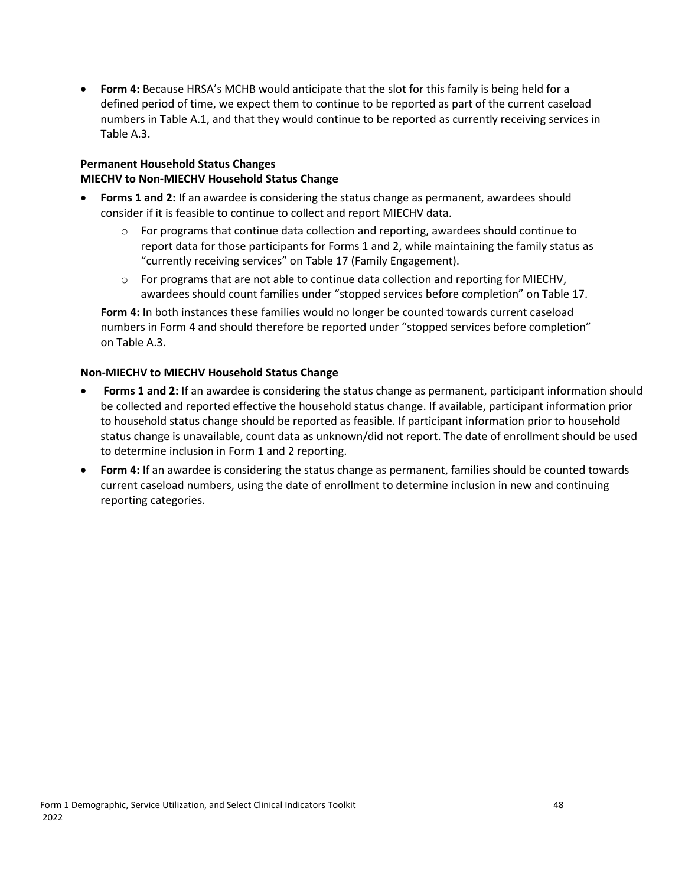- **Form 4:** Because HRSA's MCHB would anticipate that the slot for this family is being held for a defined period of time, we expect them to continue to be reported as part of the current caseload numbers in Table A.1, and that they would continue to be reported as currently receiving services in Table A.3.

**Permanent Household Status Changes**
**MIECHV to Non-MIECHV Household Status Change**

- **Forms 1 and 2:** If an awardee is considering the status change as permanent, awardees should consider if it is feasible to continue to collect and report MIECHV data.
    - For programs that continue data collection and reporting, awardees should continue to report data for those participants for Forms 1 and 2, while maintaining the family status as "currently receiving services" on Table 17 (Family Engagement).
    - For programs that are not able to continue data collection and reporting for MIECHV, awardees should count families under "stopped services before completion" on Table 17.

  **Form 4:** In both instances these families would no longer be counted towards current caseload numbers in Form 4 and should therefore be reported under "stopped services before completion" on Table A.3.

**Non-MIECHV to MIECHV Household Status Change**

- **Forms 1 and 2:** If an awardee is considering the status change as permanent, participant information should be collected and reported effective the household status change. If available, participant information prior to household status change should be reported as feasible. If participant information prior to household status change is unavailable, count data as unknown/did not report. The date of enrollment should be used to determine inclusion in Form 1 and 2 reporting.
- **Form 4:** If an awardee is considering the status change as permanent, families should be counted towards current caseload numbers, using the date of enrollment to determine inclusion in new and continuing reporting categories.